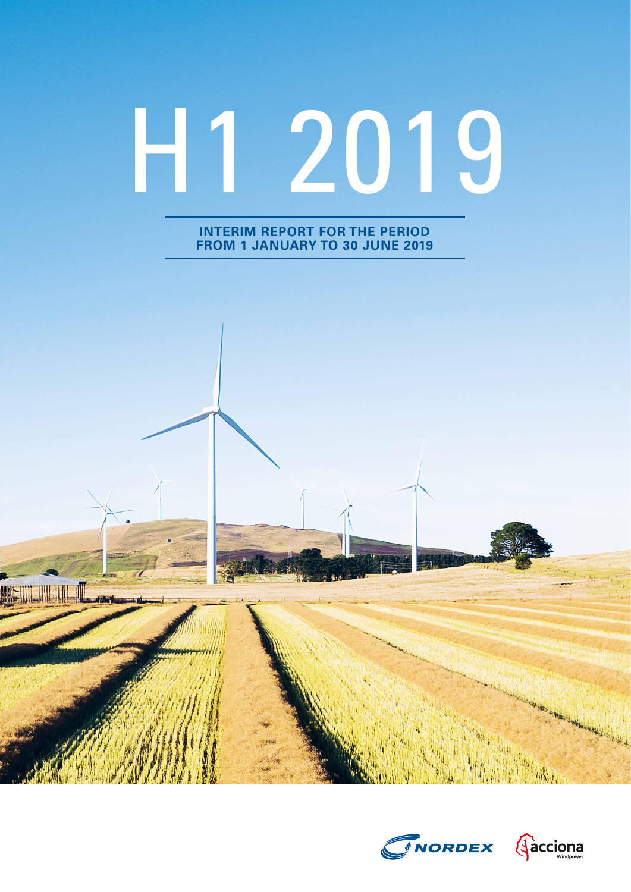# H1 2019

**INTERIM REPORT FOR THE PERIOD FROM 1 JANUARY TO 30 JUNE 2019**

NORDEX acciona Windpower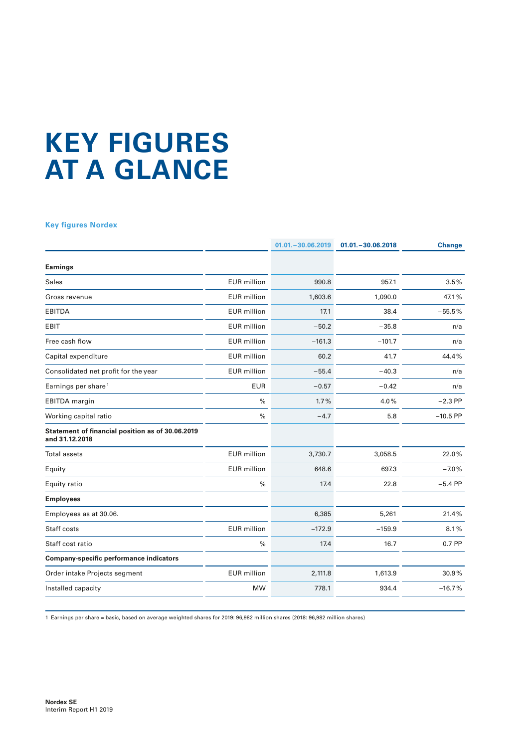# KEY FIGURES AT A GLANCE

### Key figures Nordex

| | | 01.01.–30.06.2019 | 01.01.–30.06.2018 | Change |
|---|---|---|---|---|
| **Earnings** | | | | |
| Sales | EUR million | 990.8 | 957.1 | 3.5% |
| Gross revenue | EUR million | 1,603.6 | 1,090.0 | 47.1% |
| EBITDA | EUR million | 17.1 | 38.4 | −55.5% |
| EBIT | EUR million | −50.2 | −35.8 | n/a |
| Free cash flow | EUR million | −161.3 | −101.7 | n/a |
| Capital expenditure | EUR million | 60.2 | 41.7 | 44.4% |
| Consolidated net profit for the year | EUR million | −55.4 | −40.3 | n/a |
| Earnings per share [1] | EUR | −0.57 | −0.42 | n/a |
| EBITDA margin | % | 1.7% | 4.0% | −2.3 PP |
| Working capital ratio | % | −4.7 | 5.8 | −10.5 PP |
| **Statement of financial position as of 30.06.2019 and 31.12.2018** | | | | |
| Total assets | EUR million | 3,730.7 | 3,058.5 | 22.0% |
| Equity | EUR million | 648.6 | 697.3 | −7.0% |
| Equity ratio | % | 17.4 | 22.8 | −5.4 PP |
| **Employees** | | | | |
| Employees as at 30.06. | | 6,385 | 5,261 | 21.4% |
| Staff costs | EUR million | −172.9 | −159.9 | 8.1% |
| Staff cost ratio | % | 17.4 | 16.7 | 0.7 PP |
| **Company-specific performance indicators** | | | | |
| Order intake Projects segment | EUR million | 2,111.8 | 1,613.9 | 30.9% |
| Installed capacity | MW | 778.1 | 934.4 | −16.7% |

1 Earnings per share = basic, based on average weighted shares for 2019: 96,982 million shares (2018: 96,982 million shares)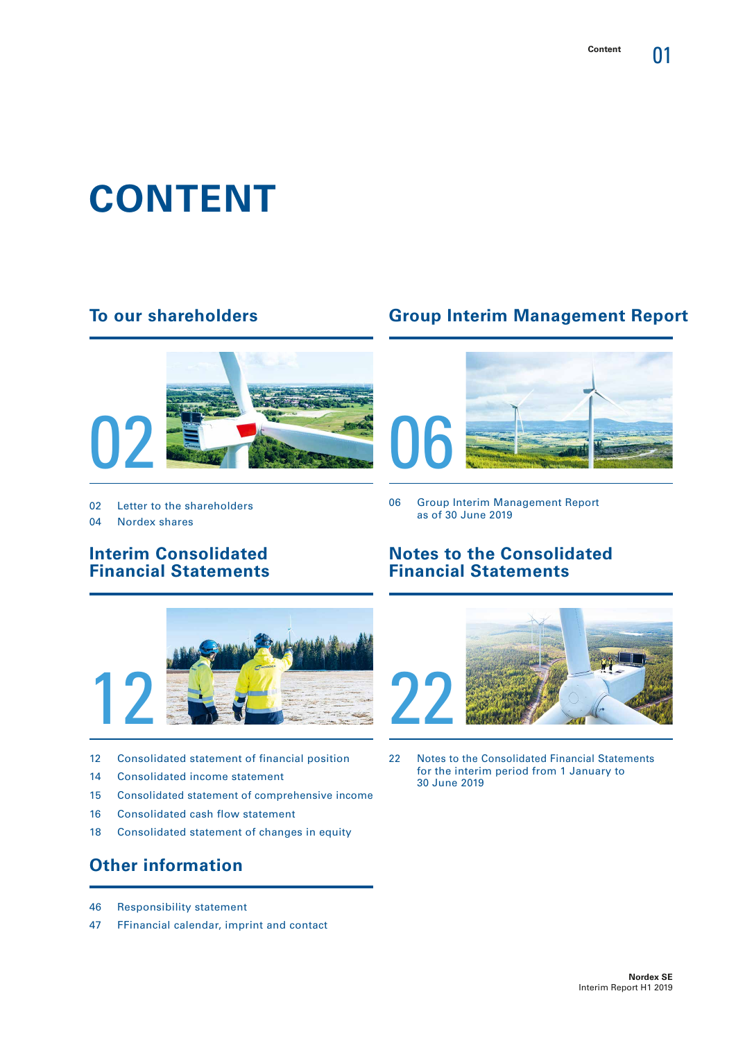# CONTENT

## To our shareholders

02

02 Letter to the shareholders
04 Nordex shares

## Group Interim Management Report

06

06 Group Interim Management Report as of 30 June 2019

## Interim Consolidated Financial Statements

12

12 Consolidated statement of financial position
14 Consolidated income statement
15 Consolidated statement of comprehensive income
16 Consolidated cash flow statement
18 Consolidated statement of changes in equity

## Notes to the Consolidated Financial Statements

22

22 Notes to the Consolidated Financial Statements for the interim period from 1 January to 30 June 2019

## Other information

46 Responsibility statement
47 FFinancial calendar, imprint and contact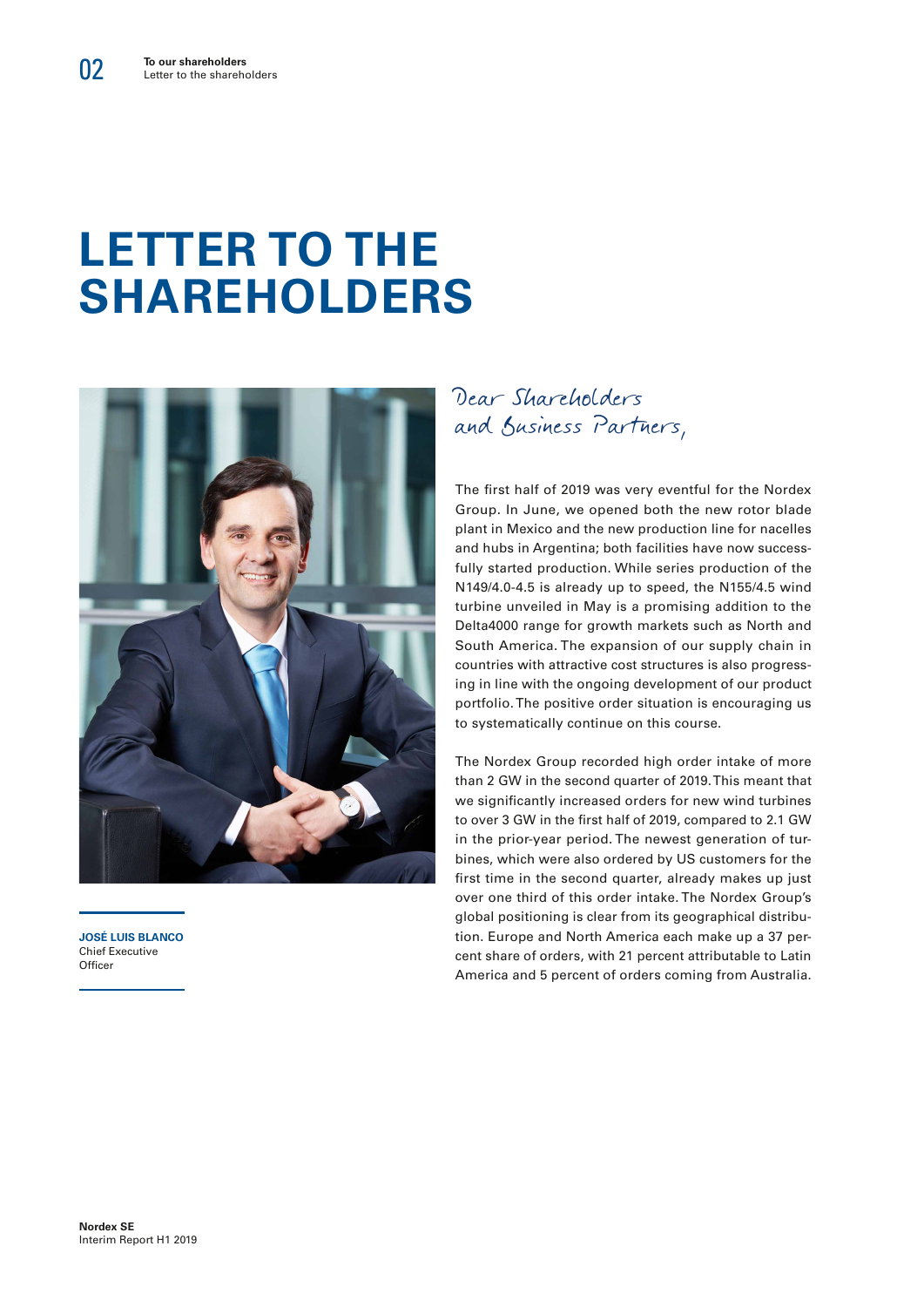# LETTER TO THE SHAREHOLDERS

**JOSÉ LUIS BLANCO**
Chief Executive Officer

*Dear Shareholders and Business Partners,*

The first half of 2019 was very eventful for the Nordex Group. In June, we opened both the new rotor blade plant in Mexico and the new production line for nacelles and hubs in Argentina; both facilities have now successfully started production. While series production of the N149/4.0-4.5 is already up to speed, the N155/4.5 wind turbine unveiled in May is a promising addition to the Delta4000 range for growth markets such as North and South America. The expansion of our supply chain in countries with attractive cost structures is also progressing in line with the ongoing development of our product portfolio. The positive order situation is encouraging us to systematically continue on this course.

The Nordex Group recorded high order intake of more than 2 GW in the second quarter of 2019. This meant that we significantly increased orders for new wind turbines to over 3 GW in the first half of 2019, compared to 2.1 GW in the prior-year period. The newest generation of turbines, which were also ordered by US customers for the first time in the second quarter, already makes up just over one third of this order intake. The Nordex Group's global positioning is clear from its geographical distribution. Europe and North America each make up a 37 percent share of orders, with 21 percent attributable to Latin America and 5 percent of orders coming from Australia.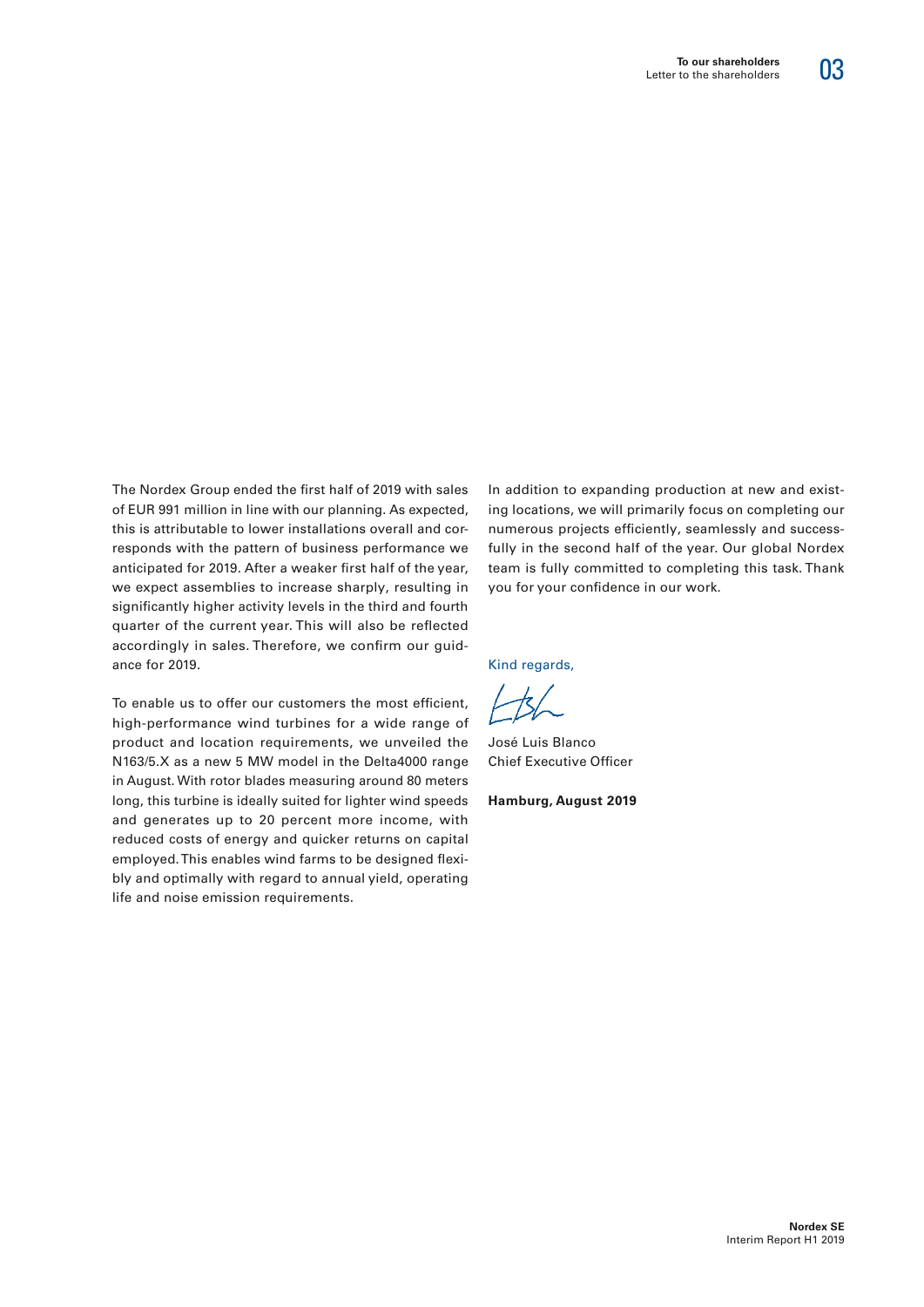The Nordex Group ended the first half of 2019 with sales of EUR 991 million in line with our planning. As expected, this is attributable to lower installations overall and corresponds with the pattern of business performance we anticipated for 2019. After a weaker first half of the year, we expect assemblies to increase sharply, resulting in significantly higher activity levels in the third and fourth quarter of the current year. This will also be reflected accordingly in sales. Therefore, we confirm our guidance for 2019.

To enable us to offer our customers the most efficient, high-performance wind turbines for a wide range of product and location requirements, we unveiled the N163/5.X as a new 5 MW model in the Delta4000 range in August. With rotor blades measuring around 80 meters long, this turbine is ideally suited for lighter wind speeds and generates up to 20 percent more income, with reduced costs of energy and quicker returns on capital employed. This enables wind farms to be designed flexibly and optimally with regard to annual yield, operating life and noise emission requirements.

In addition to expanding production at new and existing locations, we will primarily focus on completing our numerous projects efficiently, seamlessly and successfully in the second half of the year. Our global Nordex team is fully committed to completing this task. Thank you for your confidence in our work.

Kind regards,

José Luis Blanco
Chief Executive Officer

**Hamburg, August 2019**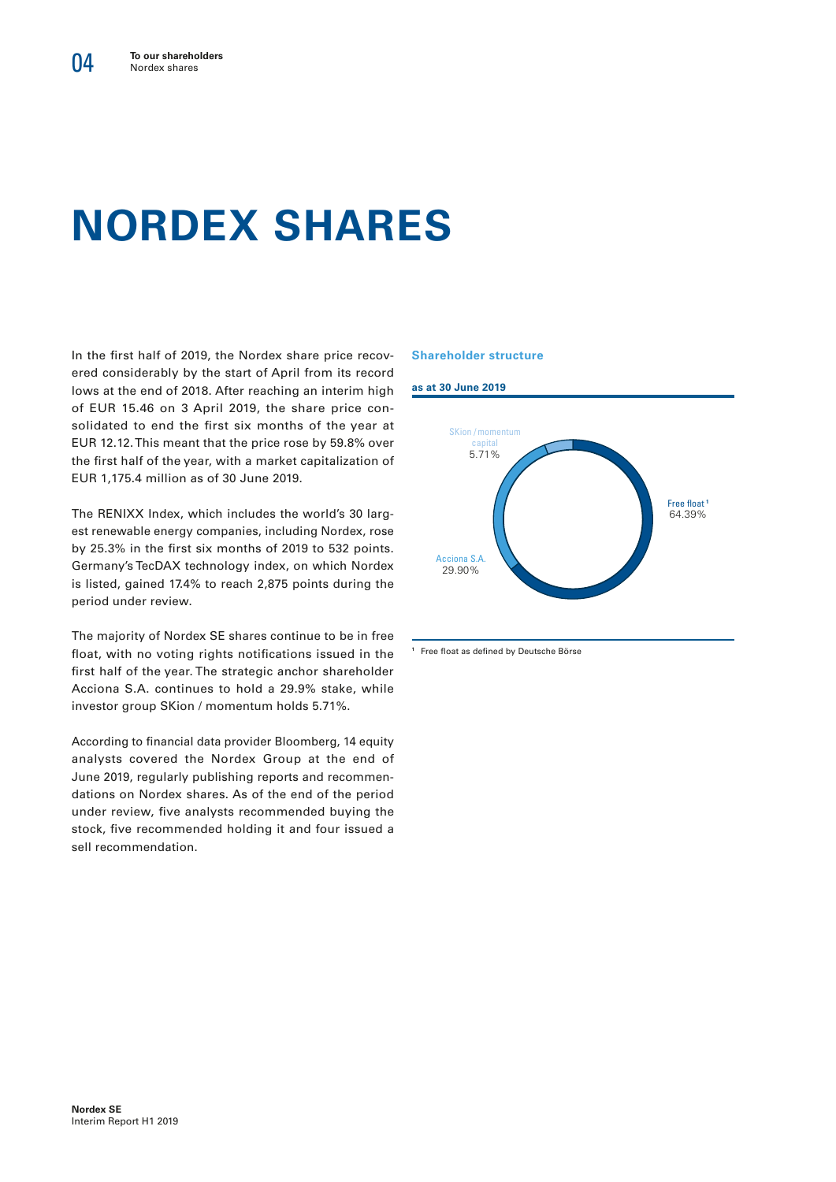# NORDEX SHARES

In the first half of 2019, the Nordex share price recovered considerably by the start of April from its record lows at the end of 2018. After reaching an interim high of EUR 15.46 on 3 April 2019, the share price consolidated to end the first six months of the year at EUR 12.12. This meant that the price rose by 59.8% over the first half of the year, with a market capitalization of EUR 1,175.4 million as of 30 June 2019.

The RENIXX Index, which includes the world's 30 largest renewable energy companies, including Nordex, rose by 25.3% in the first six months of 2019 to 532 points. Germany's TecDAX technology index, on which Nordex is listed, gained 17.4% to reach 2,875 points during the period under review.

The majority of Nordex SE shares continue to be in free float, with no voting rights notifications issued in the first half of the year. The strategic anchor shareholder Acciona S.A. continues to hold a 29.9% stake, while investor group SKion / momentum holds 5.71%.

According to financial data provider Bloomberg, 14 equity analysts covered the Nordex Group at the end of June 2019, regularly publishing reports and recommendations on Nordex shares. As of the end of the period under review, five analysts recommended buying the stock, five recommended holding it and four issued a sell recommendation.

**Shareholder structure**

**as at 30 June 2019**

| Shareholder | Share |
|---|---|
| Free float[1] | 64.39% |
| Acciona S.A. | 29.90% |
| SKion / momentum capital | 5.71% |

[1] Free float as defined by Deutsche Börse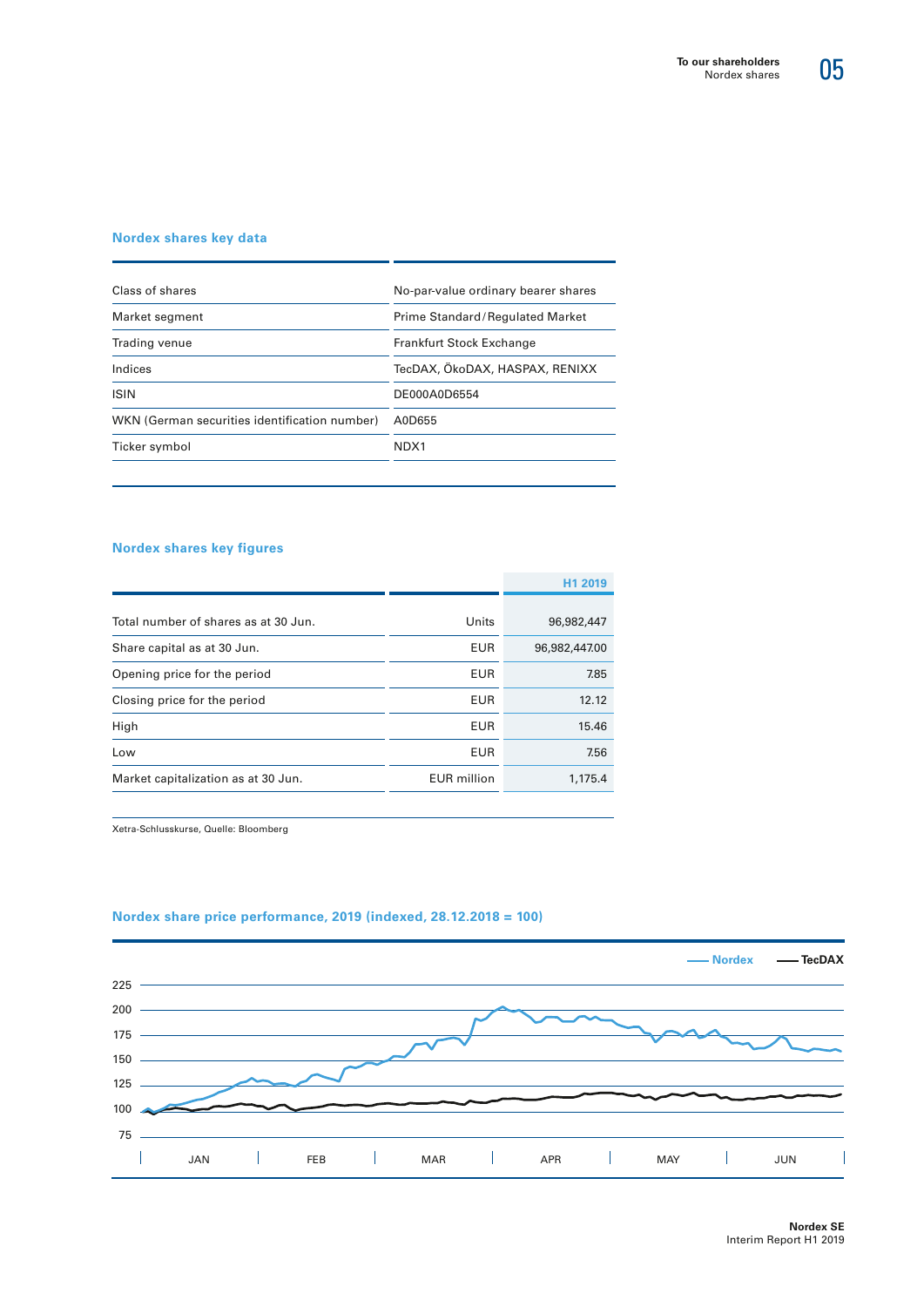## Nordex shares key data

| | |
|---|---|
| Class of shares | No-par-value ordinary bearer shares |
| Market segment | Prime Standard / Regulated Market |
| Trading venue | Frankfurt Stock Exchange |
| Indices | TecDAX, ÖkoDAX, HASPAX, RENIXX |
| ISIN | DE000A0D6554 |
| WKN (German securities identification number) | A0D655 |
| Ticker symbol | NDX1 |

## Nordex shares key figures

| | | H1 2019 |
|---|---|---|
| Total number of shares as at 30 Jun. | Units | 96,982,447 |
| Share capital as at 30 Jun. | EUR | 96,982,447.00 |
| Opening price for the period | EUR | 7.85 |
| Closing price for the period | EUR | 12.12 |
| High | EUR | 15.46 |
| Low | EUR | 7.56 |
| Market capitalization as at 30 Jun. | EUR million | 1,175.4 |

Xetra-Schlusskurse, Quelle: Bloomberg

## Nordex share price performance, 2019 (indexed, 28.12.2018 = 100)

Nordex — TecDAX

225
200
175
150
125
100
75

JAN FEB MAR APR MAY JUN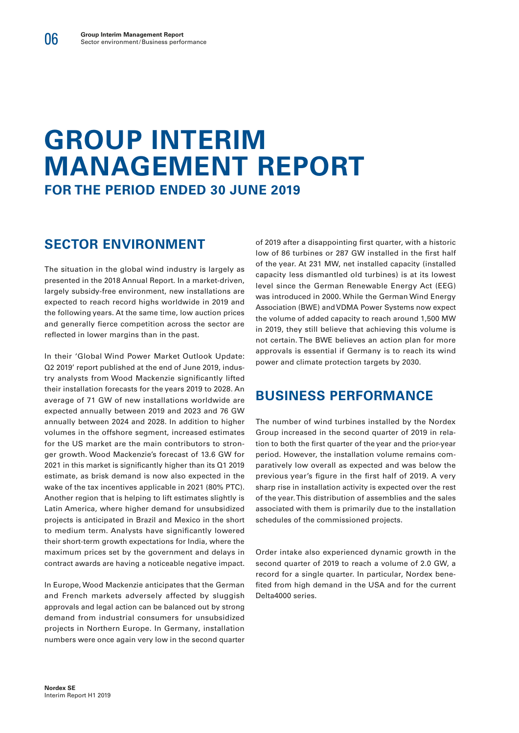# GROUP INTERIM MANAGEMENT REPORT

## FOR THE PERIOD ENDED 30 JUNE 2019

## SECTOR ENVIRONMENT

The situation in the global wind industry is largely as presented in the 2018 Annual Report. In a market-driven, largely subsidy-free environment, new installations are expected to reach record highs worldwide in 2019 and the following years. At the same time, low auction prices and generally fierce competition across the sector are reflected in lower margins than in the past.

In their 'Global Wind Power Market Outlook Update: Q2 2019' report published at the end of June 2019, industry analysts from Wood Mackenzie significantly lifted their installation forecasts for the years 2019 to 2028. An average of 71 GW of new installations worldwide are expected annually between 2019 and 2023 and 76 GW annually between 2024 and 2028. In addition to higher volumes in the offshore segment, increased estimates for the US market are the main contributors to stronger growth. Wood Mackenzie's forecast of 13.6 GW for 2021 in this market is significantly higher than its Q1 2019 estimate, as brisk demand is now also expected in the wake of the tax incentives applicable in 2021 (80% PTC). Another region that is helping to lift estimates slightly is Latin America, where higher demand for unsubsidized projects is anticipated in Brazil and Mexico in the short to medium term. Analysts have significantly lowered their short-term growth expectations for India, where the maximum prices set by the government and delays in contract awards are having a noticeable negative impact.

In Europe, Wood Mackenzie anticipates that the German and French markets adversely affected by sluggish approvals and legal action can be balanced out by strong demand from industrial consumers for unsubsidized projects in Northern Europe. In Germany, installation numbers were once again very low in the second quarter of 2019 after a disappointing first quarter, with a historic low of 86 turbines or 287 GW installed in the first half of the year. At 231 MW, net installed capacity (installed capacity less dismantled old turbines) is at its lowest level since the German Renewable Energy Act (EEG) was introduced in 2000. While the German Wind Energy Association (BWE) and VDMA Power Systems now expect the volume of added capacity to reach around 1,500 MW in 2019, they still believe that achieving this volume is not certain. The BWE believes an action plan for more approvals is essential if Germany is to reach its wind power and climate protection targets by 2030.

## BUSINESS PERFORMANCE

The number of wind turbines installed by the Nordex Group increased in the second quarter of 2019 in relation to both the first quarter of the year and the prior-year period. However, the installation volume remains comparatively low overall as expected and was below the previous year's figure in the first half of 2019. A very sharp rise in installation activity is expected over the rest of the year. This distribution of assemblies and the sales associated with them is primarily due to the installation schedules of the commissioned projects.

Order intake also experienced dynamic growth in the second quarter of 2019 to reach a volume of 2.0 GW, a record for a single quarter. In particular, Nordex benefited from high demand in the USA and for the current Delta4000 series.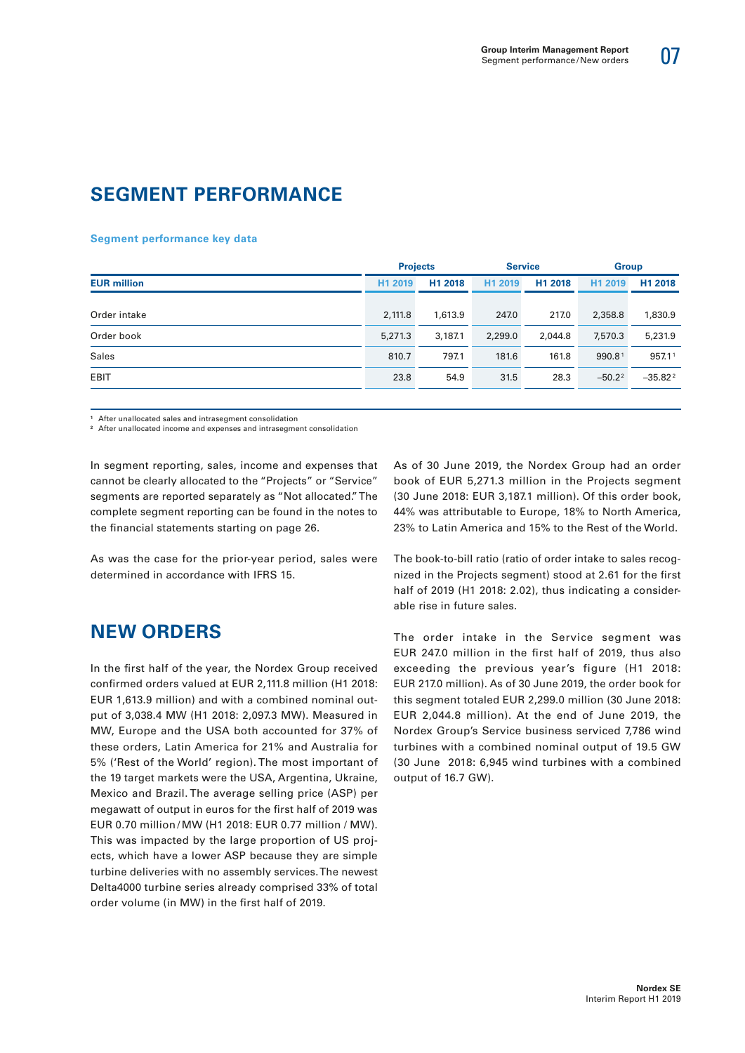# SEGMENT PERFORMANCE

**Segment performance key data**

| EUR million | Projects | | Service | | Group | |
|---|---|---|---|---|---|---|
| | H1 2019 | H1 2018 | H1 2019 | H1 2018 | H1 2019 | H1 2018 |
| Order intake | 2,111.8 | 1,613.9 | 247.0 | 217.0 | 2,358.8 | 1,830.9 |
| Order book | 5,271.3 | 3,187.1 | 2,299.0 | 2,044.8 | 7,570.3 | 5,231.9 |
| Sales | 810.7 | 797.1 | 181.6 | 161.8 | 990.8[1] | 957.1[1] |
| EBIT | 23.8 | 54.9 | 31.5 | 28.3 | –50.2[2] | –35.82[2] |

[1] After unallocated sales and intrasegment consolidation
[2] After unallocated income and expenses and intrasegment consolidation

In segment reporting, sales, income and expenses that cannot be clearly allocated to the "Projects" or "Service" segments are reported separately as "Not allocated." The complete segment reporting can be found in the notes to the financial statements starting on page 26.

As was the case for the prior-year period, sales were determined in accordance with IFRS 15.

# NEW ORDERS

In the first half of the year, the Nordex Group received confirmed orders valued at EUR 2,111.8 million (H1 2018: EUR 1,613.9 million) and with a combined nominal output of 3,038.4 MW (H1 2018: 2,097.3 MW). Measured in MW, Europe and the USA both accounted for 37% of these orders, Latin America for 21% and Australia for 5% ('Rest of the World' region). The most important of the 19 target markets were the USA, Argentina, Ukraine, Mexico and Brazil. The average selling price (ASP) per megawatt of output in euros for the first half of 2019 was EUR 0.70 million / MW (H1 2018: EUR 0.77 million / MW). This was impacted by the large proportion of US projects, which have a lower ASP because they are simple turbine deliveries with no assembly services. The newest Delta4000 turbine series already comprised 33% of total order volume (in MW) in the first half of 2019.

As of 30 June 2019, the Nordex Group had an order book of EUR 5,271.3 million in the Projects segment (30 June 2018: EUR 3,187.1 million). Of this order book, 44% was attributable to Europe, 18% to North America, 23% to Latin America and 15% to the Rest of the World.

The book-to-bill ratio (ratio of order intake to sales recognized in the Projects segment) stood at 2.61 for the first half of 2019 (H1 2018: 2.02), thus indicating a considerable rise in future sales.

The order intake in the Service segment was EUR 247.0 million in the first half of 2019, thus also exceeding the previous year's figure (H1 2018: EUR 217.0 million). As of 30 June 2019, the order book for this segment totaled EUR 2,299.0 million (30 June 2018: EUR 2,044.8 million). At the end of June 2019, the Nordex Group's Service business serviced 7,786 wind turbines with a combined nominal output of 19.5 GW (30 June 2018: 6,945 wind turbines with a combined output of 16.7 GW).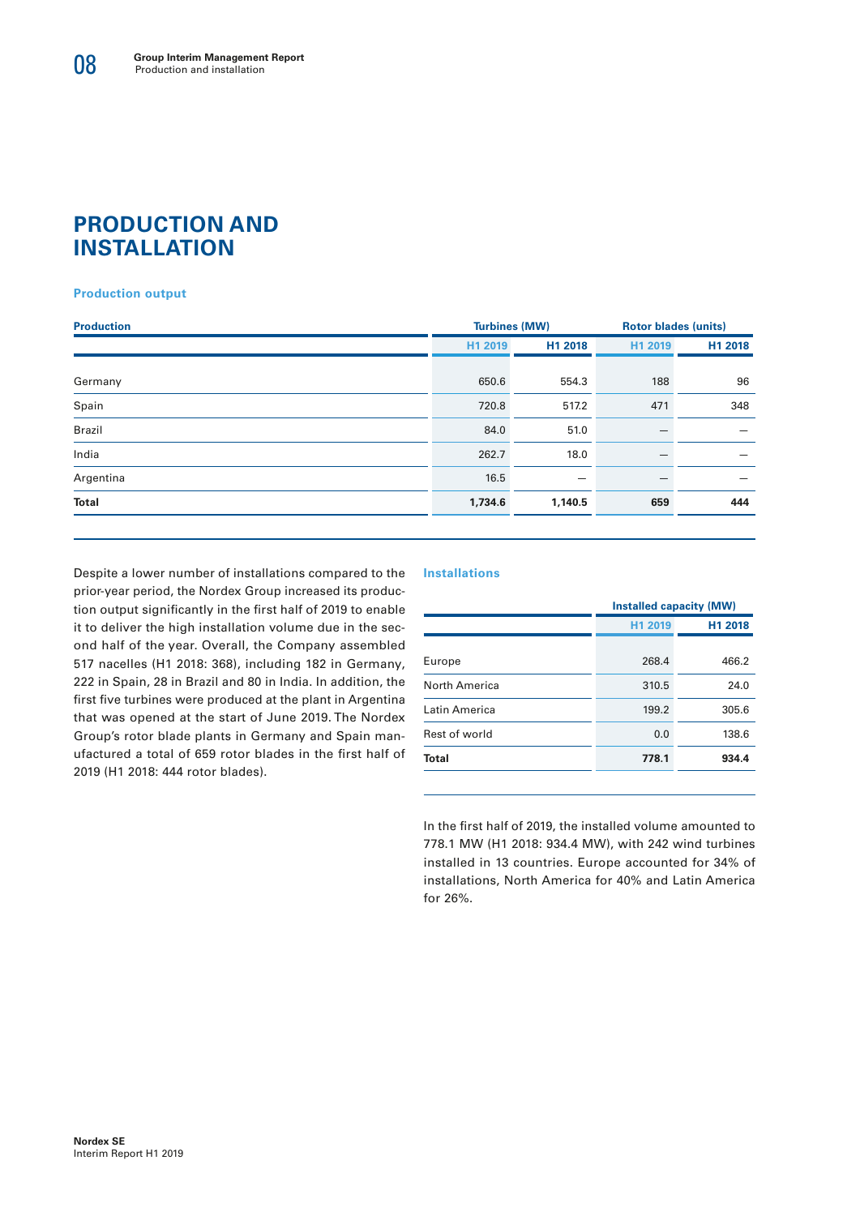# PRODUCTION AND INSTALLATION

### Production output

| Production | Turbines (MW) | | Rotor blades (units) | |
|---|---|---|---|---|
| | H1 2019 | H1 2018 | H1 2019 | H1 2018 |
| Germany | 650.6 | 554.3 | 188 | 96 |
| Spain | 720.8 | 517.2 | 471 | 348 |
| Brazil | 84.0 | 51.0 | – | – |
| India | 262.7 | 18.0 | – | – |
| Argentina | 16.5 | – | – | – |
| **Total** | **1,734.6** | **1,140.5** | **659** | **444** |

Despite a lower number of installations compared to the prior-year period, the Nordex Group increased its production output significantly in the first half of 2019 to enable it to deliver the high installation volume due in the second half of the year. Overall, the Company assembled 517 nacelles (H1 2018: 368), including 182 in Germany, 222 in Spain, 28 in Brazil and 80 in India. In addition, the first five turbines were produced at the plant in Argentina that was opened at the start of June 2019. The Nordex Group's rotor blade plants in Germany and Spain manufactured a total of 659 rotor blades in the first half of 2019 (H1 2018: 444 rotor blades).

### Installations

| | Installed capacity (MW) | |
|---|---|---|
| | H1 2019 | H1 2018 |
| Europe | 268.4 | 466.2 |
| North America | 310.5 | 24.0 |
| Latin America | 199.2 | 305.6 |
| Rest of world | 0.0 | 138.6 |
| **Total** | **778.1** | **934.4** |

In the first half of 2019, the installed volume amounted to 778.1 MW (H1 2018: 934.4 MW), with 242 wind turbines installed in 13 countries. Europe accounted for 34% of installations, North America for 40% and Latin America for 26%.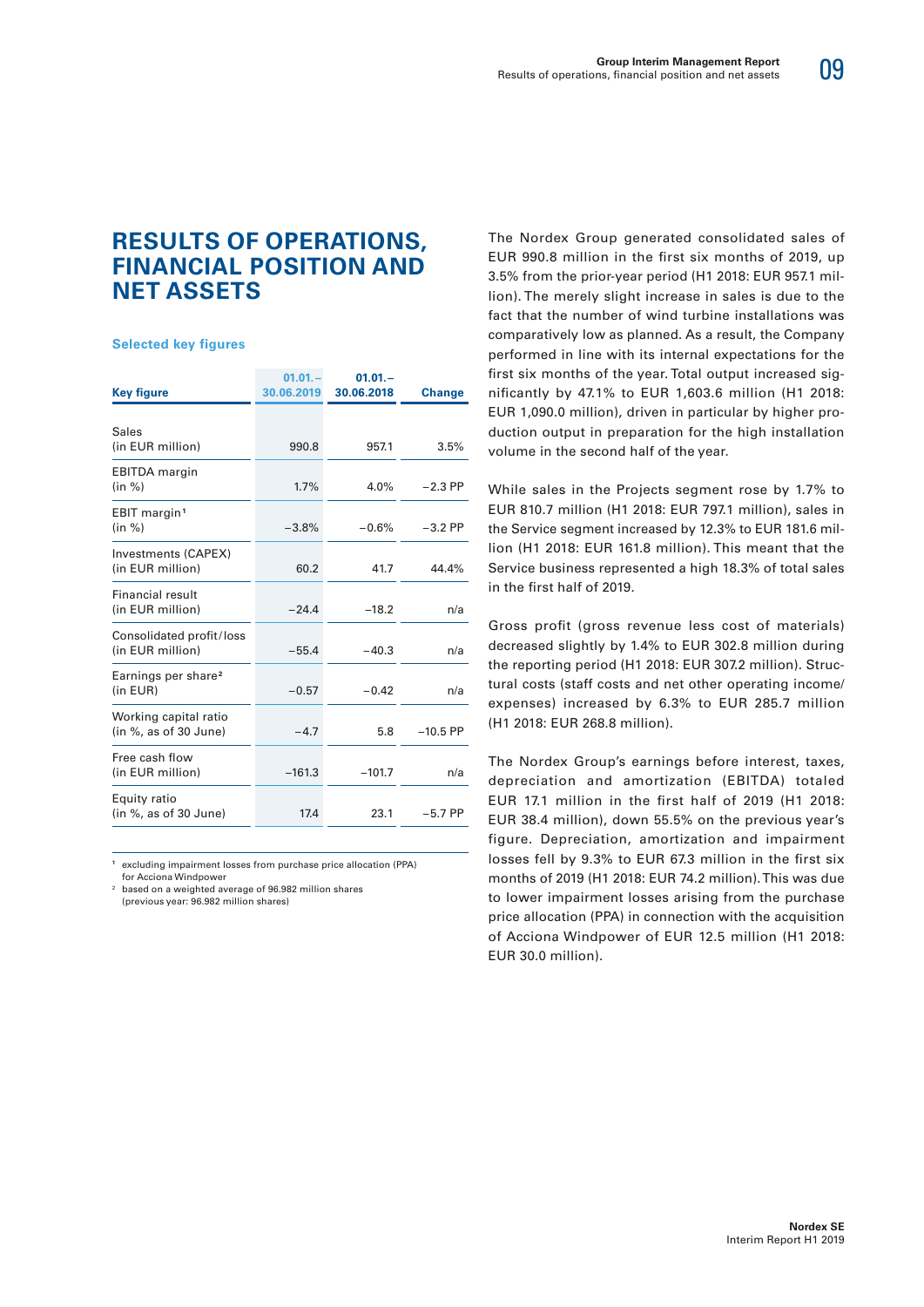# RESULTS OF OPERATIONS, FINANCIAL POSITION AND NET ASSETS

### Selected key figures

| Key figure | 01.01.–30.06.2019 | 01.01.–30.06.2018 | Change |
|---|---|---|---|
| Sales (in EUR million) | 990.8 | 957.1 | 3.5% |
| EBITDA margin (in %) | 1.7% | 4.0% | –2.3 PP |
| EBIT margin[1] (in %) | –3.8% | –0.6% | –3.2 PP |
| Investments (CAPEX) (in EUR million) | 60.2 | 41.7 | 44.4% |
| Financial result (in EUR million) | –24.4 | –18.2 | n/a |
| Consolidated profit/loss (in EUR million) | –55.4 | –40.3 | n/a |
| Earnings per share[2] (in EUR) | –0.57 | –0.42 | n/a |
| Working capital ratio (in %, as of 30 June) | –4.7 | 5.8 | –10.5 PP |
| Free cash flow (in EUR million) | –161.3 | –101.7 | n/a |
| Equity ratio (in %, as of 30 June) | 17.4 | 23.1 | –5.7 PP |

[1] excluding impairment losses from purchase price allocation (PPA) for Acciona Windpower

[2] based on a weighted average of 96.982 million shares (previous year: 96.982 million shares)

The Nordex Group generated consolidated sales of EUR 990.8 million in the first six months of 2019, up 3.5% from the prior-year period (H1 2018: EUR 957.1 million). The merely slight increase in sales is due to the fact that the number of wind turbine installations was comparatively low as planned. As a result, the Company performed in line with its internal expectations for the first six months of the year. Total output increased significantly by 47.1% to EUR 1,603.6 million (H1 2018: EUR 1,090.0 million), driven in particular by higher production output in preparation for the high installation volume in the second half of the year.

While sales in the Projects segment rose by 1.7% to EUR 810.7 million (H1 2018: EUR 797.1 million), sales in the Service segment increased by 12.3% to EUR 181.6 million (H1 2018: EUR 161.8 million). This meant that the Service business represented a high 18.3% of total sales in the first half of 2019.

Gross profit (gross revenue less cost of materials) decreased slightly by 1.4% to EUR 302.8 million during the reporting period (H1 2018: EUR 307.2 million). Structural costs (staff costs and net other operating income/expenses) increased by 6.3% to EUR 285.7 million (H1 2018: EUR 268.8 million).

The Nordex Group's earnings before interest, taxes, depreciation and amortization (EBITDA) totaled EUR 17.1 million in the first half of 2019 (H1 2018: EUR 38.4 million), down 55.5% on the previous year's figure. Depreciation, amortization and impairment losses fell by 9.3% to EUR 67.3 million in the first six months of 2019 (H1 2018: EUR 74.2 million). This was due to lower impairment losses arising from the purchase price allocation (PPA) in connection with the acquisition of Acciona Windpower of EUR 12.5 million (H1 2018: EUR 30.0 million).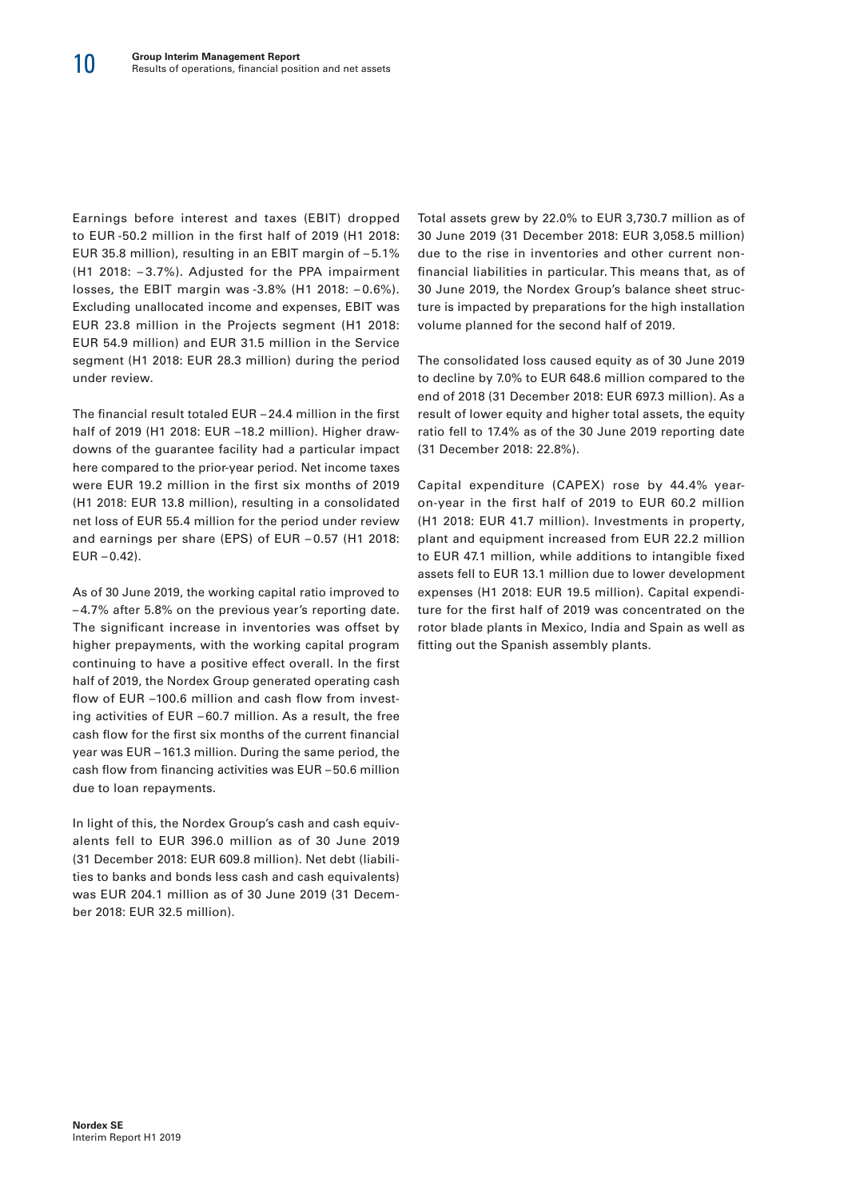Earnings before interest and taxes (EBIT) dropped to EUR -50.2 million in the first half of 2019 (H1 2018: EUR 35.8 million), resulting in an EBIT margin of –5.1% (H1 2018: –3.7%). Adjusted for the PPA impairment losses, the EBIT margin was -3.8% (H1 2018: –0.6%). Excluding unallocated income and expenses, EBIT was EUR 23.8 million in the Projects segment (H1 2018: EUR 54.9 million) and EUR 31.5 million in the Service segment (H1 2018: EUR 28.3 million) during the period under review.

The financial result totaled EUR –24.4 million in the first half of 2019 (H1 2018: EUR –18.2 million). Higher drawdowns of the guarantee facility had a particular impact here compared to the prior-year period. Net income taxes were EUR 19.2 million in the first six months of 2019 (H1 2018: EUR 13.8 million), resulting in a consolidated net loss of EUR 55.4 million for the period under review and earnings per share (EPS) of EUR –0.57 (H1 2018: EUR –0.42).

As of 30 June 2019, the working capital ratio improved to –4.7% after 5.8% on the previous year's reporting date. The significant increase in inventories was offset by higher prepayments, with the working capital program continuing to have a positive effect overall. In the first half of 2019, the Nordex Group generated operating cash flow of EUR –100.6 million and cash flow from investing activities of EUR –60.7 million. As a result, the free cash flow for the first six months of the current financial year was EUR –161.3 million. During the same period, the cash flow from financing activities was EUR –50.6 million due to loan repayments.

In light of this, the Nordex Group's cash and cash equivalents fell to EUR 396.0 million as of 30 June 2019 (31 December 2018: EUR 609.8 million). Net debt (liabilities to banks and bonds less cash and cash equivalents) was EUR 204.1 million as of 30 June 2019 (31 December 2018: EUR 32.5 million).

Total assets grew by 22.0% to EUR 3,730.7 million as of 30 June 2019 (31 December 2018: EUR 3,058.5 million) due to the rise in inventories and other current non-financial liabilities in particular. This means that, as of 30 June 2019, the Nordex Group's balance sheet structure is impacted by preparations for the high installation volume planned for the second half of 2019.

The consolidated loss caused equity as of 30 June 2019 to decline by 7.0% to EUR 648.6 million compared to the end of 2018 (31 December 2018: EUR 697.3 million). As a result of lower equity and higher total assets, the equity ratio fell to 17.4% as of the 30 June 2019 reporting date (31 December 2018: 22.8%).

Capital expenditure (CAPEX) rose by 44.4% year-on-year in the first half of 2019 to EUR 60.2 million (H1 2018: EUR 41.7 million). Investments in property, plant and equipment increased from EUR 22.2 million to EUR 47.1 million, while additions to intangible fixed assets fell to EUR 13.1 million due to lower development expenses (H1 2018: EUR 19.5 million). Capital expenditure for the first half of 2019 was concentrated on the rotor blade plants in Mexico, India and Spain as well as fitting out the Spanish assembly plants.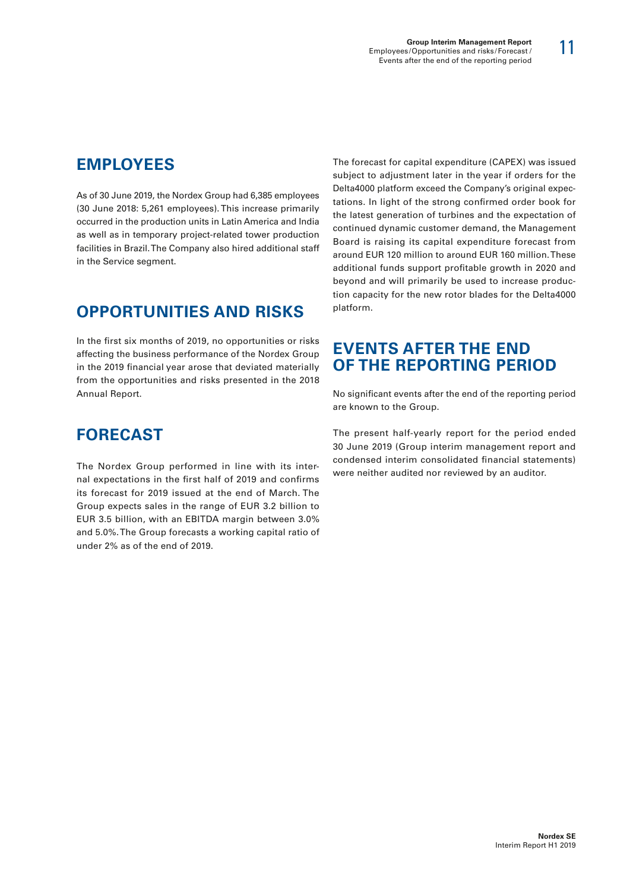## EMPLOYEES

As of 30 June 2019, the Nordex Group had 6,385 employees (30 June 2018: 5,261 employees). This increase primarily occurred in the production units in Latin America and India as well as in temporary project-related tower production facilities in Brazil. The Company also hired additional staff in the Service segment.

## OPPORTUNITIES AND RISKS

In the first six months of 2019, no opportunities or risks affecting the business performance of the Nordex Group in the 2019 financial year arose that deviated materially from the opportunities and risks presented in the 2018 Annual Report.

## FORECAST

The Nordex Group performed in line with its internal expectations in the first half of 2019 and confirms its forecast for 2019 issued at the end of March. The Group expects sales in the range of EUR 3.2 billion to EUR 3.5 billion, with an EBITDA margin between 3.0% and 5.0%. The Group forecasts a working capital ratio of under 2% as of the end of 2019.

The forecast for capital expenditure (CAPEX) was issued subject to adjustment later in the year if orders for the Delta4000 platform exceed the Company's original expectations. In light of the strong confirmed order book for the latest generation of turbines and the expectation of continued dynamic customer demand, the Management Board is raising its capital expenditure forecast from around EUR 120 million to around EUR 160 million. These additional funds support profitable growth in 2020 and beyond and will primarily be used to increase production capacity for the new rotor blades for the Delta4000 platform.

## EVENTS AFTER THE END OF THE REPORTING PERIOD

No significant events after the end of the reporting period are known to the Group.

The present half-yearly report for the period ended 30 June 2019 (Group interim management report and condensed interim consolidated financial statements) were neither audited nor reviewed by an auditor.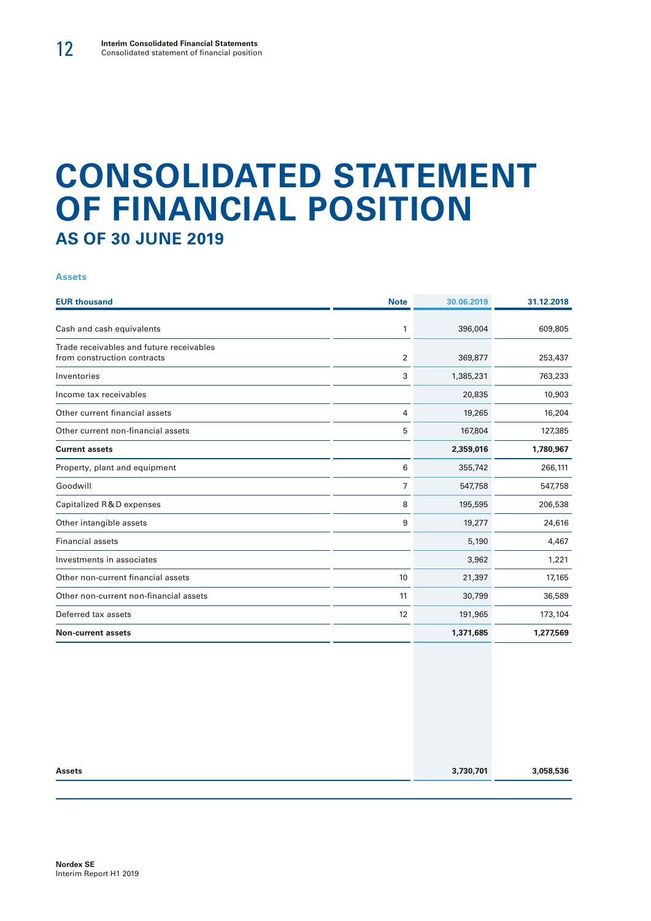# CONSOLIDATED STATEMENT OF FINANCIAL POSITION

## AS OF 30 JUNE 2019

### Assets

| EUR thousand | Note | 30.06.2019 | 31.12.2018 |
|---|---|---|---|
| Cash and cash equivalents | 1 | 396,004 | 609,805 |
| Trade receivables and future receivables from construction contracts | 2 | 369,877 | 253,437 |
| Inventories | 3 | 1,385,231 | 763,233 |
| Income tax receivables | | 20,835 | 10,903 |
| Other current financial assets | 4 | 19,265 | 16,204 |
| Other current non-financial assets | 5 | 167,804 | 127,385 |
| **Current assets** | | **2,359,016** | **1,780,967** |
| Property, plant and equipment | 6 | 355,742 | 266,111 |
| Goodwill | 7 | 547,758 | 547,758 |
| Capitalized R & D expenses | 8 | 195,595 | 206,538 |
| Other intangible assets | 9 | 19,277 | 24,616 |
| Financial assets | | 5,190 | 4,467 |
| Investments in associates | | 3,962 | 1,221 |
| Other non-current financial assets | 10 | 21,397 | 17,165 |
| Other non-current non-financial assets | 11 | 30,799 | 36,589 |
| Deferred tax assets | 12 | 191,965 | 173,104 |
| **Non-current assets** | | **1,371,685** | **1,277,569** |
| **Assets** | | **3,730,701** | **3,058,536** |

Nordex SE
Interim Report H1 2019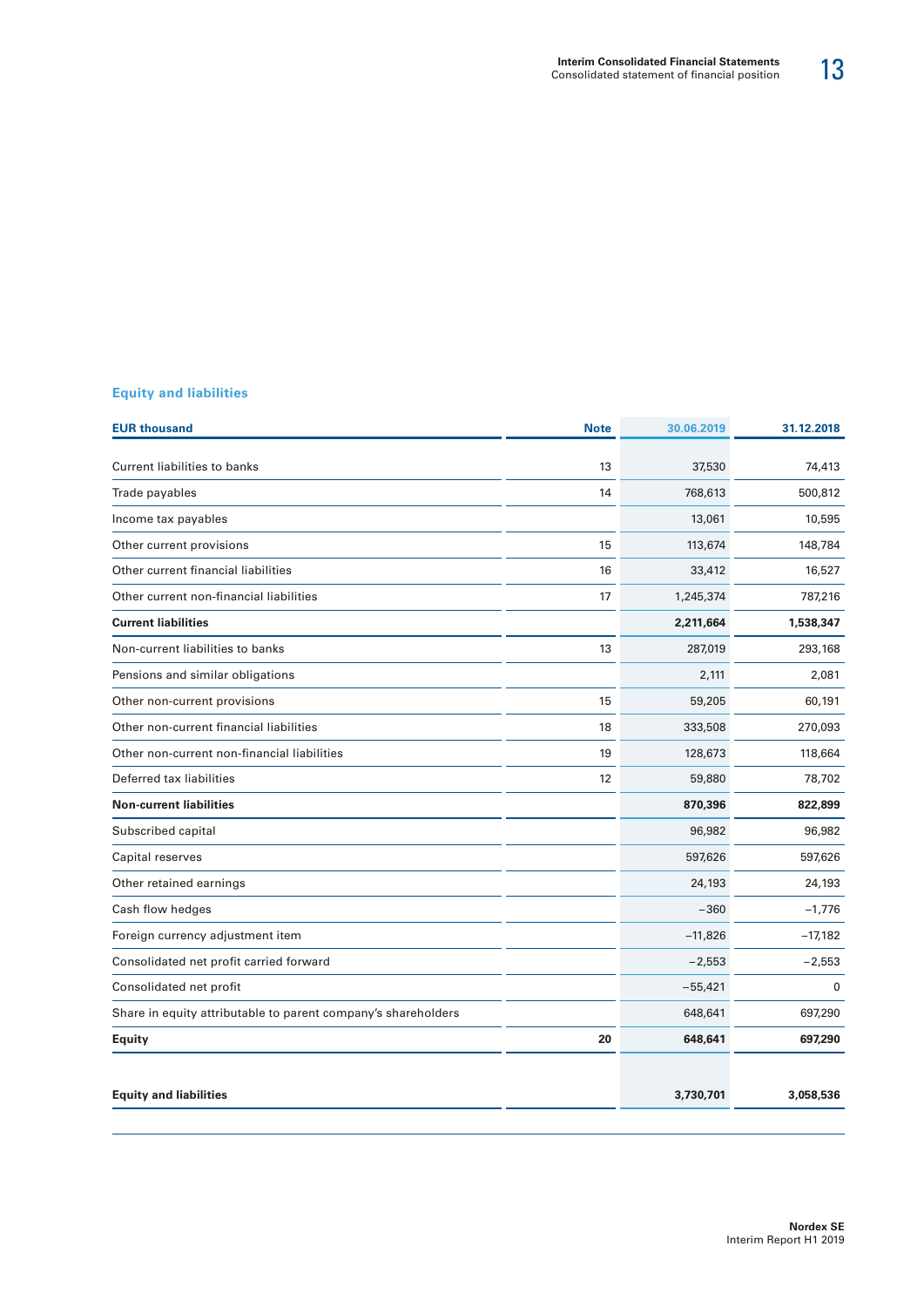## Equity and liabilities

| EUR thousand | Note | 30.06.2019 | 31.12.2018 |
|---|---|---|---|
| Current liabilities to banks | 13 | 37,530 | 74,413 |
| Trade payables | 14 | 768,613 | 500,812 |
| Income tax payables | | 13,061 | 10,595 |
| Other current provisions | 15 | 113,674 | 148,784 |
| Other current financial liabilities | 16 | 33,412 | 16,527 |
| Other current non-financial liabilities | 17 | 1,245,374 | 787,216 |
| **Current liabilities** | | **2,211,664** | **1,538,347** |
| Non-current liabilities to banks | 13 | 287,019 | 293,168 |
| Pensions and similar obligations | | 2,111 | 2,081 |
| Other non-current provisions | 15 | 59,205 | 60,191 |
| Other non-current financial liabilities | 18 | 333,508 | 270,093 |
| Other non-current non-financial liabilities | 19 | 128,673 | 118,664 |
| Deferred tax liabilities | 12 | 59,880 | 78,702 |
| **Non-current liabilities** | | **870,396** | **822,899** |
| Subscribed capital | | 96,982 | 96,982 |
| Capital reserves | | 597,626 | 597,626 |
| Other retained earnings | | 24,193 | 24,193 |
| Cash flow hedges | | −360 | −1,776 |
| Foreign currency adjustment item | | −11,826 | −17,182 |
| Consolidated net profit carried forward | | −2,553 | −2,553 |
| Consolidated net profit | | −55,421 | 0 |
| Share in equity attributable to parent company's shareholders | | 648,641 | 697,290 |
| **Equity** | **20** | **648,641** | **697,290** |
| | | | |
| **Equity and liabilities** | | **3,730,701** | **3,058,536** |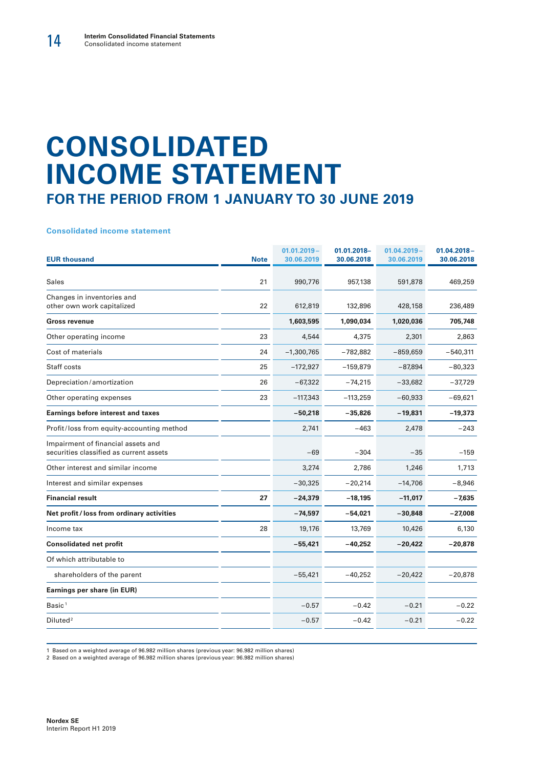# CONSOLIDATED INCOME STATEMENT

## FOR THE PERIOD FROM 1 JANUARY TO 30 JUNE 2019

**Consolidated income statement**

| EUR thousand | Note | 01.01.2019 – 30.06.2019 | 01.01.2018– 30.06.2018 | 01.04.2019 – 30.06.2019 | 01.04.2018 – 30.06.2018 |
|---|---|---|---|---|---|
| Sales | 21 | 990,776 | 957,138 | 591,878 | 469,259 |
| Changes in inventories and other own work capitalized | 22 | 612,819 | 132,896 | 428,158 | 236,489 |
| **Gross revenue** | | **1,603,595** | **1,090,034** | **1,020,036** | **705,748** |
| Other operating income | 23 | 4,544 | 4,375 | 2,301 | 2,863 |
| Cost of materials | 24 | –1,300,765 | –782,882 | –859,659 | –540,311 |
| Staff costs | 25 | –172,927 | –159,879 | –87,894 | –80,323 |
| Depreciation / amortization | 26 | –67,322 | –74,215 | –33,682 | –37,729 |
| Other operating expenses | 23 | –117,343 | –113,259 | –60,933 | –69,621 |
| **Earnings before interest and taxes** | | **–50,218** | **–35,826** | **–19,831** | **–19,373** |
| Profit / loss from equity-accounting method | | 2,741 | –463 | 2,478 | –243 |
| Impairment of financial assets and securities classified as current assets | | –69 | –304 | –35 | –159 |
| Other interest and similar income | | 3,274 | 2,786 | 1,246 | 1,713 |
| Interest and similar expenses | | –30,325 | –20,214 | –14,706 | –8,946 |
| **Financial result** | **27** | **–24,379** | **–18,195** | **–11,017** | **–7,635** |
| **Net profit / loss from ordinary activities** | | **–74,597** | **–54,021** | **–30,848** | **–27,008** |
| Income tax | 28 | 19,176 | 13,769 | 10,426 | 6,130 |
| **Consolidated net profit** | | **–55,421** | **–40,252** | **–20,422** | **–20,878** |
| Of which attributable to | | | | | |
| shareholders of the parent | | –55,421 | –40,252 | –20,422 | –20,878 |
| **Earnings per share (in EUR)** | | | | | |
| Basic [1] | | –0.57 | –0.42 | –0.21 | –0.22 |
| Diluted [2] | | –0.57 | –0.42 | –0.21 | –0.22 |

1 Based on a weighted average of 96.982 million shares (previous year: 96.982 million shares)
2 Based on a weighted average of 96.982 million shares (previous year: 96.982 million shares)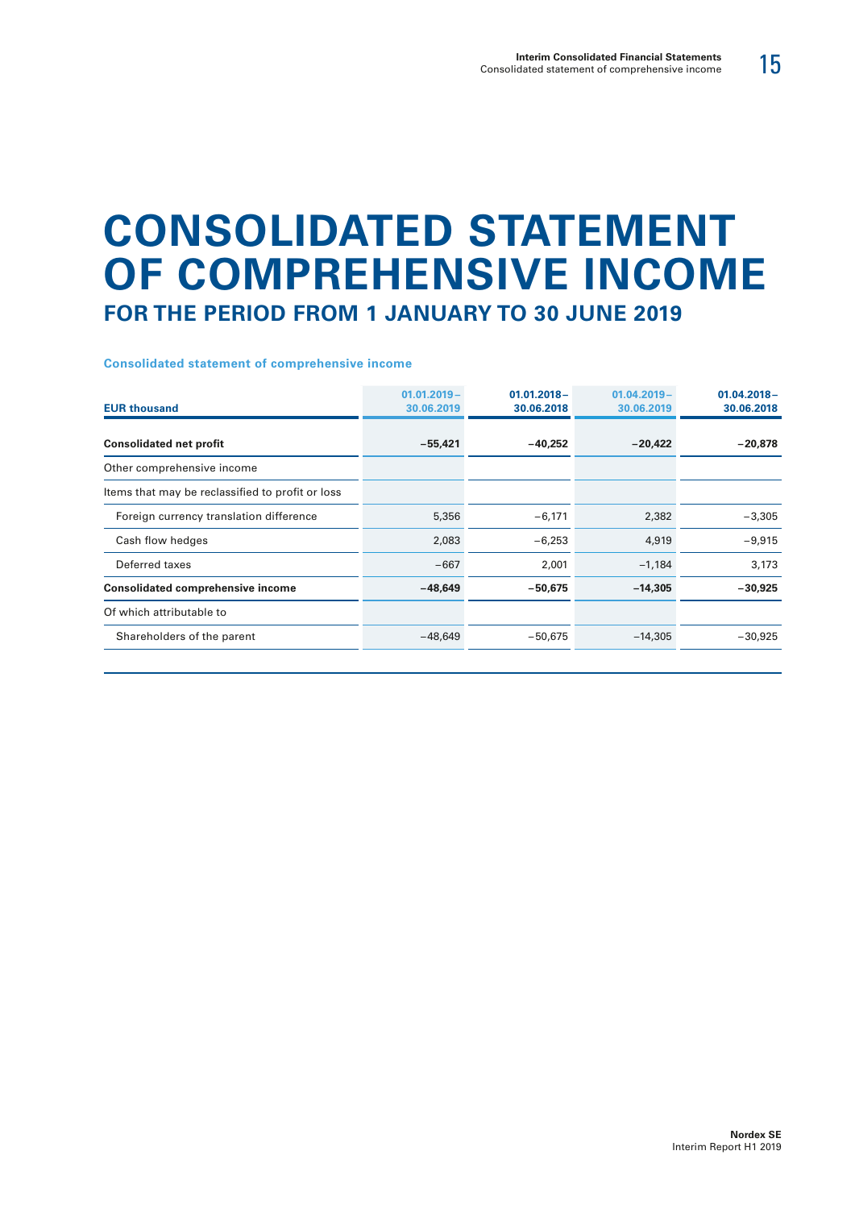# CONSOLIDATED STATEMENT OF COMPREHENSIVE INCOME

## FOR THE PERIOD FROM 1 JANUARY TO 30 JUNE 2019

### Consolidated statement of comprehensive income

| EUR thousand | 01.01.2019–30.06.2019 | 01.01.2018–30.06.2018 | 01.04.2019–30.06.2019 | 01.04.2018–30.06.2018 |
|---|---|---|---|---|
| **Consolidated net profit** | **−55,421** | **−40,252** | **−20,422** | **−20,878** |
| Other comprehensive income | | | | |
| Items that may be reclassified to profit or loss | | | | |
| Foreign currency translation difference | 5,356 | −6,171 | 2,382 | −3,305 |
| Cash flow hedges | 2,083 | −6,253 | 4,919 | −9,915 |
| Deferred taxes | −667 | 2,001 | −1,184 | 3,173 |
| **Consolidated comprehensive income** | **−48,649** | **−50,675** | **−14,305** | **−30,925** |
| Of which attributable to | | | | |
| Shareholders of the parent | −48,649 | −50,675 | −14,305 | −30,925 |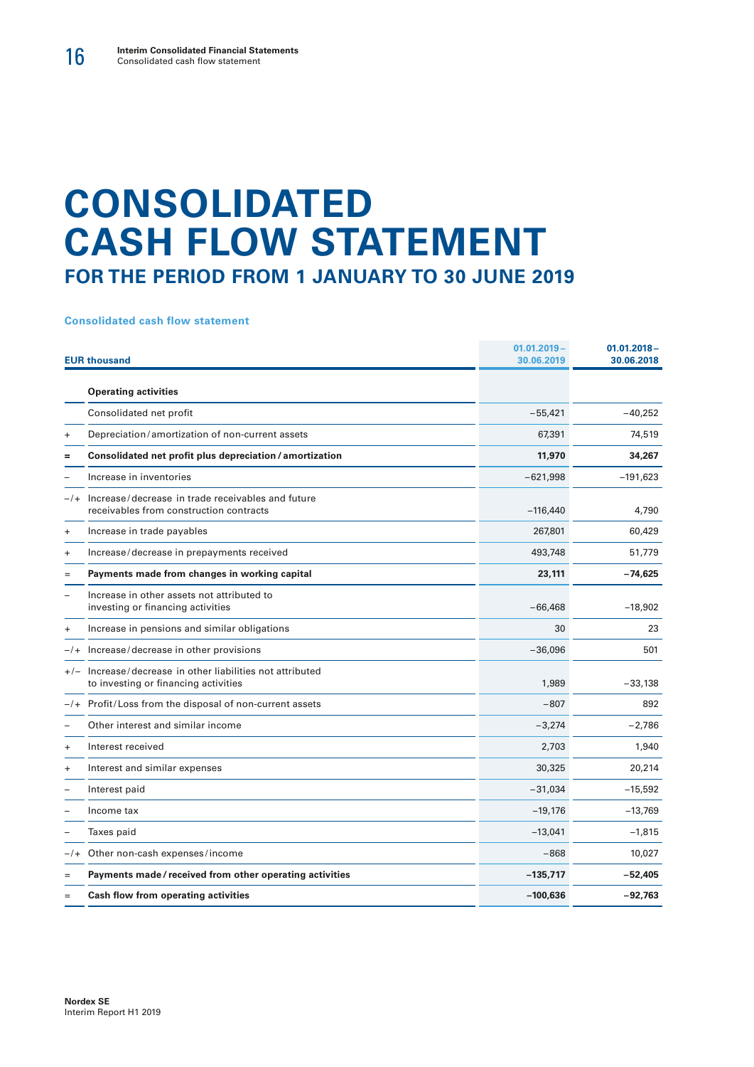# CONSOLIDATED CASH FLOW STATEMENT

## FOR THE PERIOD FROM 1 JANUARY TO 30 JUNE 2019

### Consolidated cash flow statement

| | EUR thousand | 01.01.2019 – 30.06.2019 | 01.01.2018 – 30.06.2018 |
|---|---|---|---|
| | **Operating activities** | | |
| | Consolidated net profit | −55,421 | −40,252 |
| + | Depreciation/amortization of non-current assets | 67,391 | 74,519 |
| = | **Consolidated net profit plus depreciation/amortization** | **11,970** | **34,267** |
| – | Increase in inventories | −621,998 | −191,623 |
| −/+ | Increase/decrease in trade receivables and future receivables from construction contracts | −116,440 | 4,790 |
| + | Increase in trade payables | 267,801 | 60,429 |
| + | Increase/decrease in prepayments received | 493,748 | 51,779 |
| = | **Payments made from changes in working capital** | **23,111** | **−74,625** |
| – | Increase in other assets not attributed to investing or financing activities | −66,468 | −18,902 |
| + | Increase in pensions and similar obligations | 30 | 23 |
| −/+ | Increase/decrease in other provisions | −36,096 | 501 |
| +/− | Increase/decrease in other liabilities not attributed to investing or financing activities | 1,989 | −33,138 |
| −/+ | Profit/Loss from the disposal of non-current assets | −807 | 892 |
| – | Other interest and similar income | −3,274 | −2,786 |
| + | Interest received | 2,703 | 1,940 |
| + | Interest and similar expenses | 30,325 | 20,214 |
| – | Interest paid | −31,034 | −15,592 |
| – | Income tax | −19,176 | −13,769 |
| – | Taxes paid | −13,041 | −1,815 |
| −/+ | Other non-cash expenses/income | −868 | 10,027 |
| = | **Payments made/received from other operating activities** | **−135,717** | **−52,405** |
| = | **Cash flow from operating activities** | **−100,636** | **−92,763** |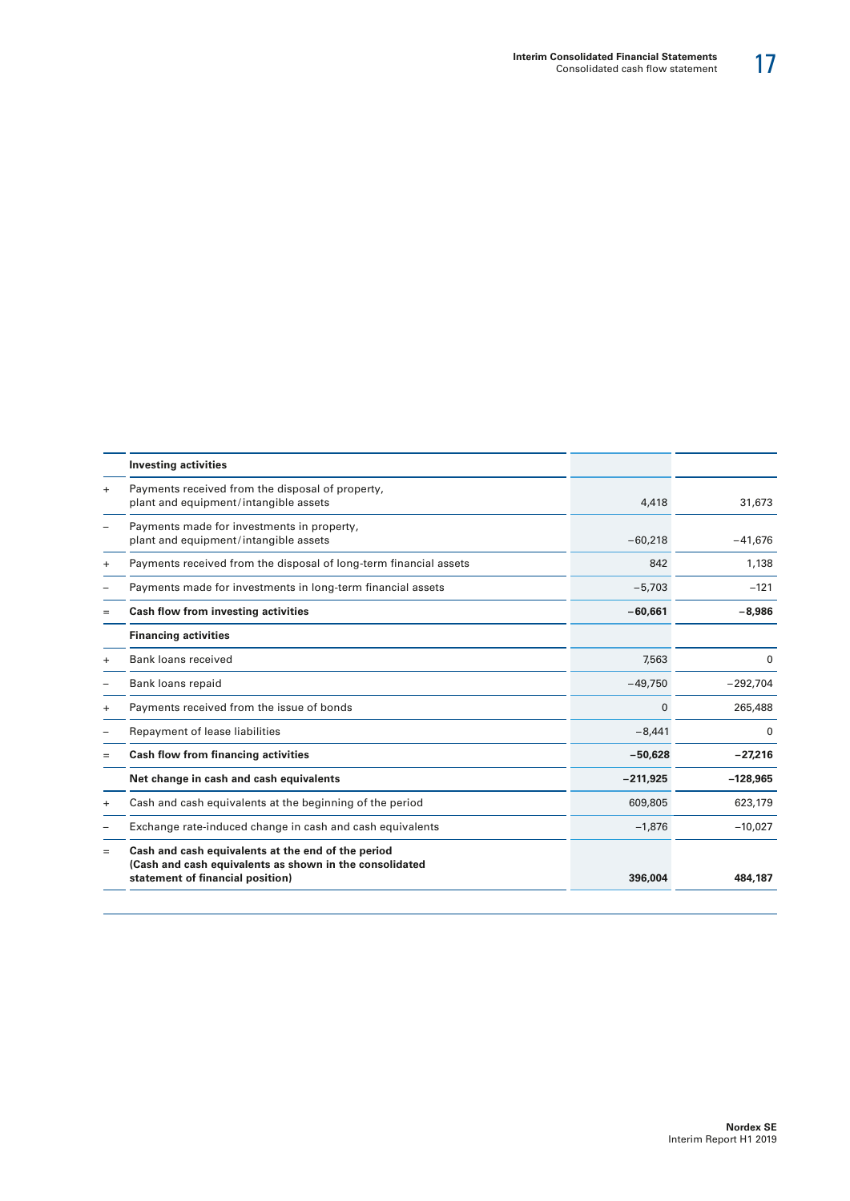|  |  |  |  |
|---|---|---|---|
|  | **Investing activities** |  |  |
| + | Payments received from the disposal of property, plant and equipment/intangible assets | 4,418 | 31,673 |
| – | Payments made for investments in property, plant and equipment/intangible assets | −60,218 | −41,676 |
| + | Payments received from the disposal of long-term financial assets | 842 | 1,138 |
| – | Payments made for investments in long-term financial assets | −5,703 | −121 |
| = | **Cash flow from investing activities** | **−60,661** | **−8,986** |
|  | **Financing activities** |  |  |
| + | Bank loans received | 7,563 | 0 |
| – | Bank loans repaid | −49,750 | −292,704 |
| + | Payments received from the issue of bonds | 0 | 265,488 |
| – | Repayment of lease liabilities | −8,441 | 0 |
| = | **Cash flow from financing activities** | **−50,628** | **−27,216** |
|  | **Net change in cash and cash equivalents** | **−211,925** | **−128,965** |
| + | Cash and cash equivalents at the beginning of the period | 609,805 | 623,179 |
| – | Exchange rate-induced change in cash and cash equivalents | −1,876 | −10,027 |
| = | **Cash and cash equivalents at the end of the period (Cash and cash equivalents as shown in the consolidated statement of financial position)** | **396,004** | **484,187** |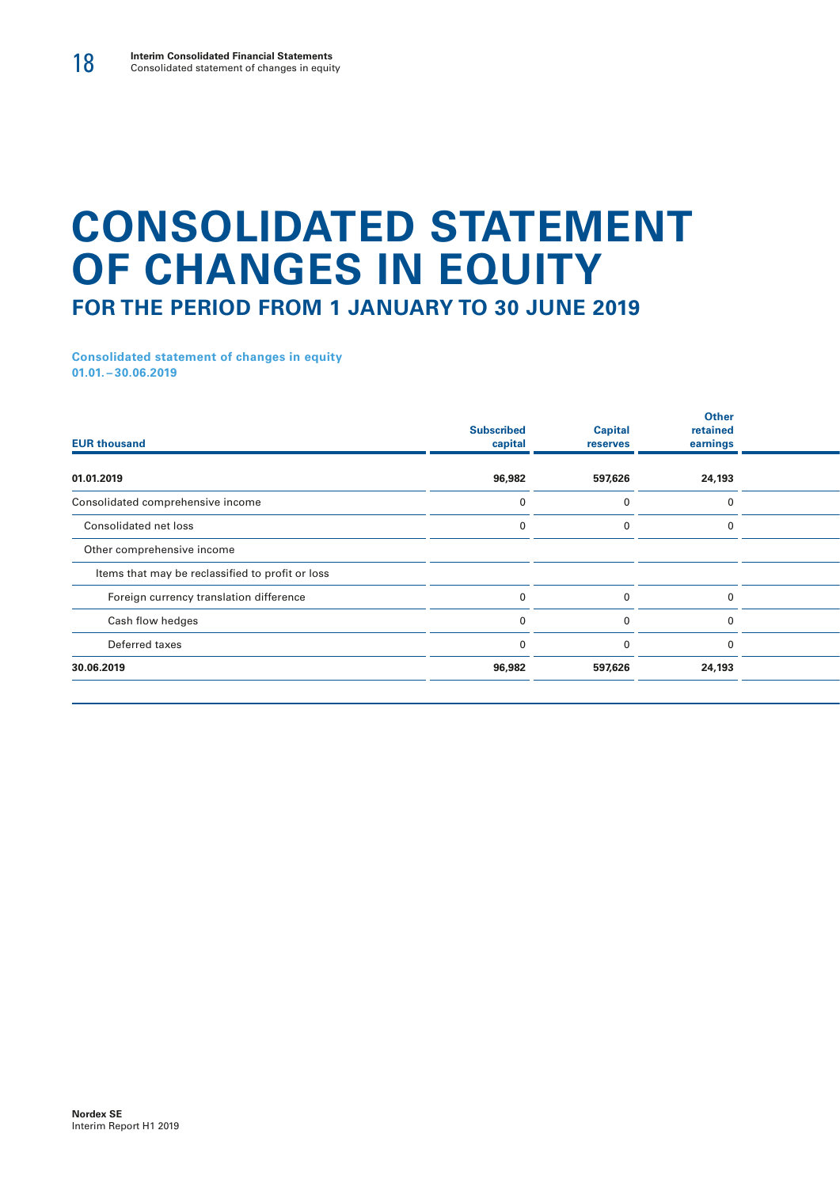// CONSOLIDATED STATEMENT OF CHANGES IN EQUITY

# CONSOLIDATED STATEMENT OF CHANGES IN EQUITY

## FOR THE PERIOD FROM 1 JANUARY TO 30 JUNE 2019

**Consolidated statement of changes in equity**
**01.01. – 30.06.2019**

| EUR thousand | Subscribed capital | Capital reserves | Other retained earnings | |
|---|---|---|---|---|
| **01.01.2019** | **96,982** | **597,626** | **24,193** | |
| Consolidated comprehensive income | 0 | 0 | 0 | |
| Consolidated net loss | 0 | 0 | 0 | |
| Other comprehensive income | | | | |
| Items that may be reclassified to profit or loss | | | | |
| Foreign currency translation difference | 0 | 0 | 0 | |
| Cash flow hedges | 0 | 0 | 0 | |
| Deferred taxes | 0 | 0 | 0 | |
| **30.06.2019** | **96,982** | **597,626** | **24,193** | |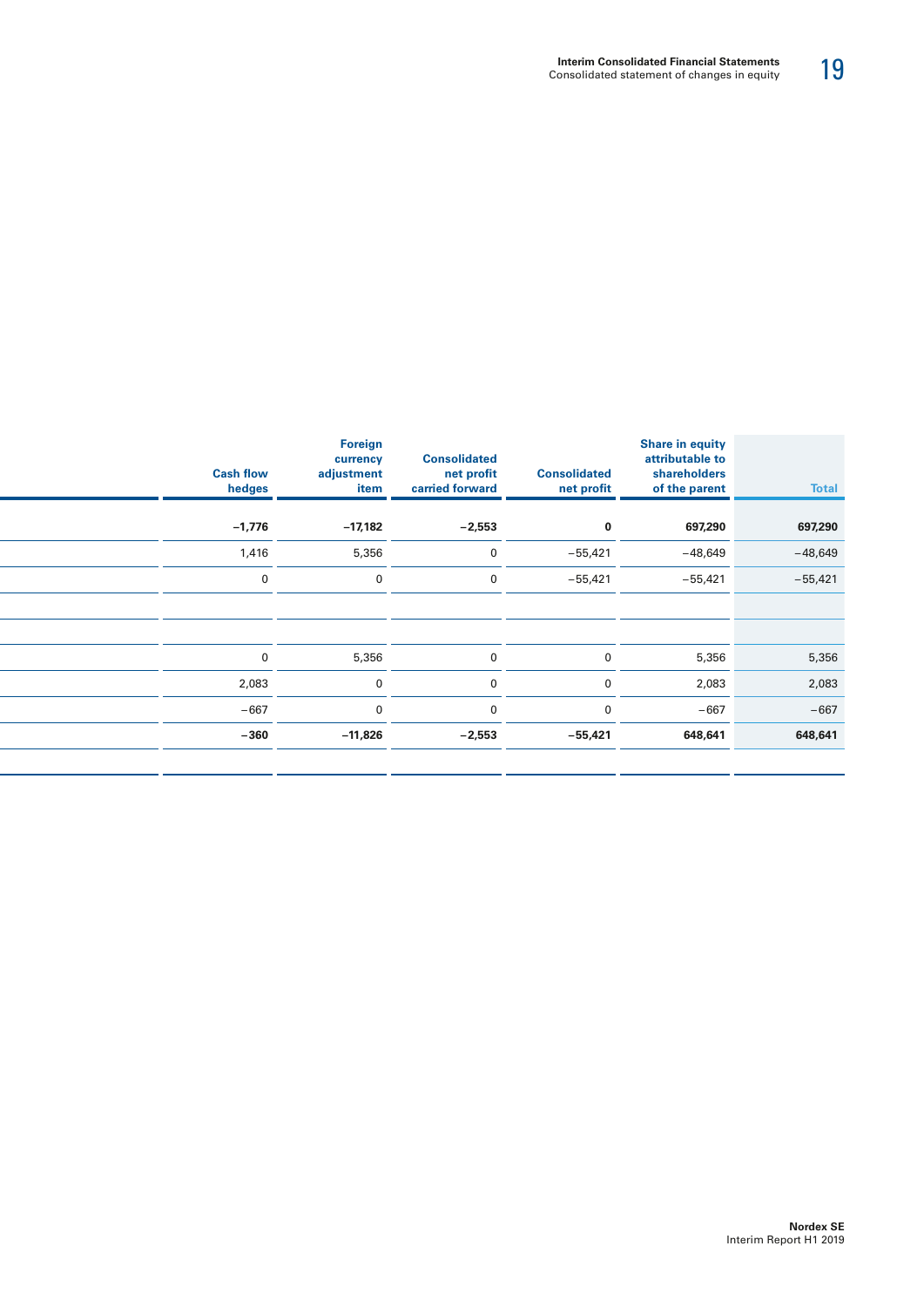| Cash flow hedges | Foreign currency adjustment item | Consolidated net profit carried forward | Consolidated net profit | Share in equity attributable to shareholders of the parent | Total |
|---|---|---|---|---|---|
| **−1,776** | **−17,182** | **−2,553** | **0** | **697,290** | **697,290** |
| 1,416 | 5,356 | 0 | −55,421 | −48,649 | −48,649 |
| 0 | 0 | 0 | −55,421 | −55,421 | −55,421 |
| | | | | | |
| | | | | | |
| 0 | 5,356 | 0 | 0 | 5,356 | 5,356 |
| 2,083 | 0 | 0 | 0 | 2,083 | 2,083 |
| −667 | 0 | 0 | 0 | −667 | −667 |
| **−360** | **−11,826** | **−2,553** | **−55,421** | **648,641** | **648,641** |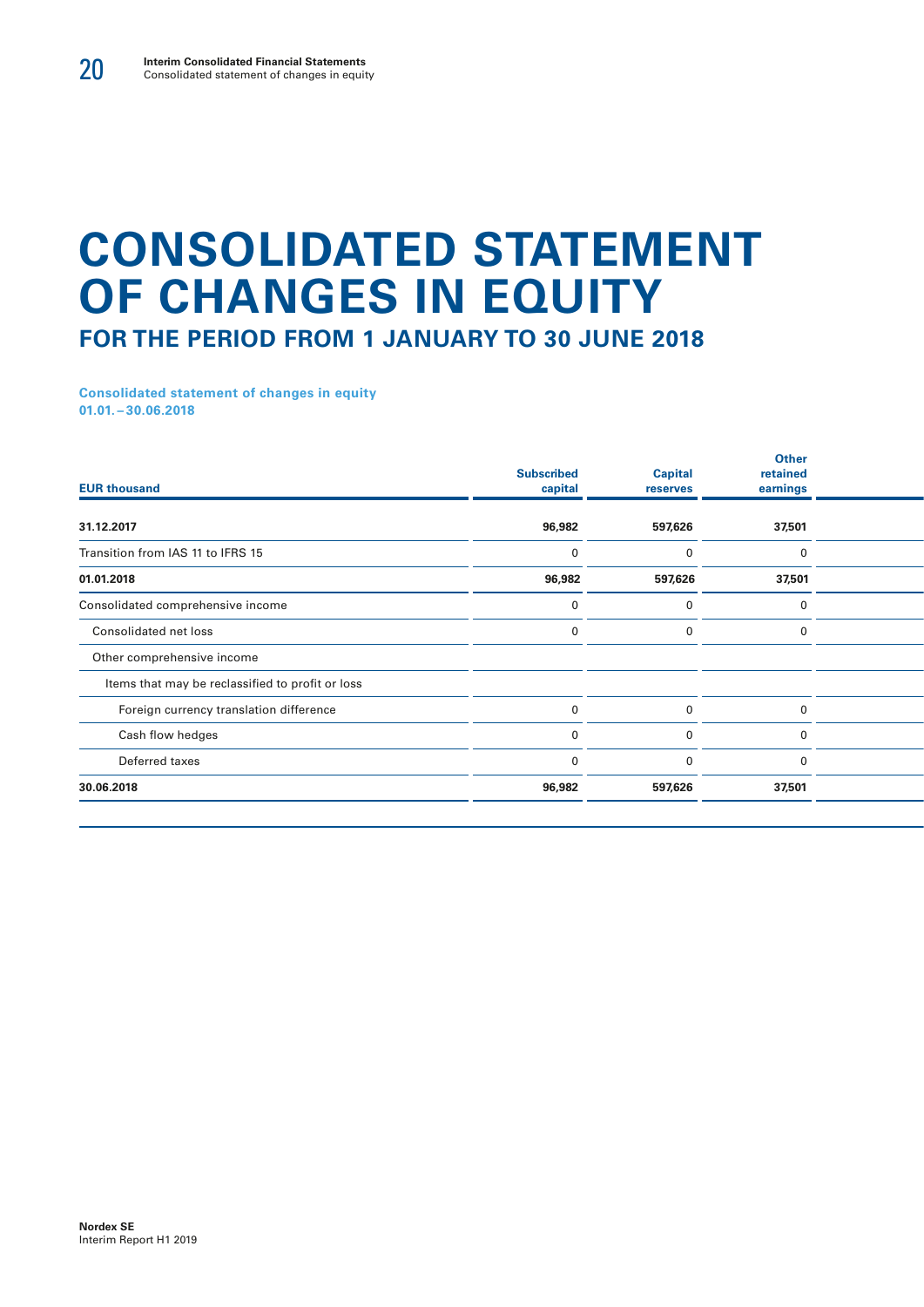# CONSOLIDATED STATEMENT OF CHANGES IN EQUITY

## FOR THE PERIOD FROM 1 JANUARY TO 30 JUNE 2018

**Consolidated statement of changes in equity**
**01.01. – 30.06.2018**

| EUR thousand | Subscribed capital | Capital reserves | Other retained earnings |
|---|---|---|---|
| **31.12.2017** | **96,982** | **597,626** | **37,501** |
| Transition from IAS 11 to IFRS 15 | 0 | 0 | 0 |
| **01.01.2018** | **96,982** | **597,626** | **37,501** |
| Consolidated comprehensive income | 0 | 0 | 0 |
| Consolidated net loss | 0 | 0 | 0 |
| Other comprehensive income | | | |
| Items that may be reclassified to profit or loss | | | |
| Foreign currency translation difference | 0 | 0 | 0 |
| Cash flow hedges | 0 | 0 | 0 |
| Deferred taxes | 0 | 0 | 0 |
| **30.06.2018** | **96,982** | **597,626** | **37,501** |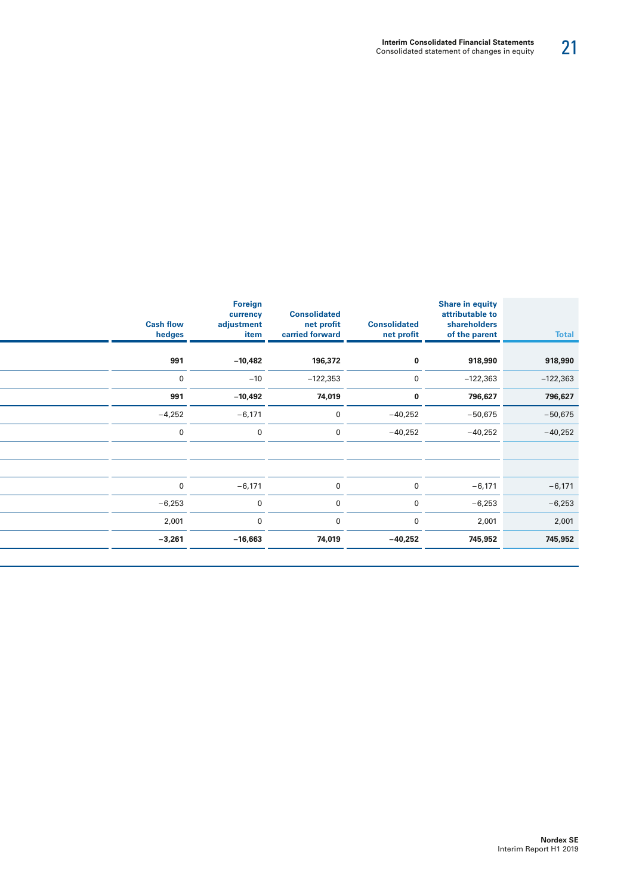| Cash flow hedges | Foreign currency adjustment item | Consolidated net profit carried forward | Consolidated net profit | Share in equity attributable to shareholders of the parent | Total |
|---:|---:|---:|---:|---:|---:|
| **991** | **−10,482** | **196,372** | **0** | **918,990** | **918,990** |
| 0 | −10 | −122,353 | 0 | −122,363 | −122,363 |
| **991** | **−10,492** | **74,019** | **0** | **796,627** | **796,627** |
| −4,252 | −6,171 | 0 | −40,252 | −50,675 | −50,675 |
| 0 | 0 | 0 | −40,252 | −40,252 | −40,252 |
| | | | | | |
| | | | | | |
| 0 | −6,171 | 0 | 0 | −6,171 | −6,171 |
| −6,253 | 0 | 0 | 0 | −6,253 | −6,253 |
| 2,001 | 0 | 0 | 0 | 2,001 | 2,001 |
| **−3,261** | **−16,663** | **74,019** | **−40,252** | **745,952** | **745,952** |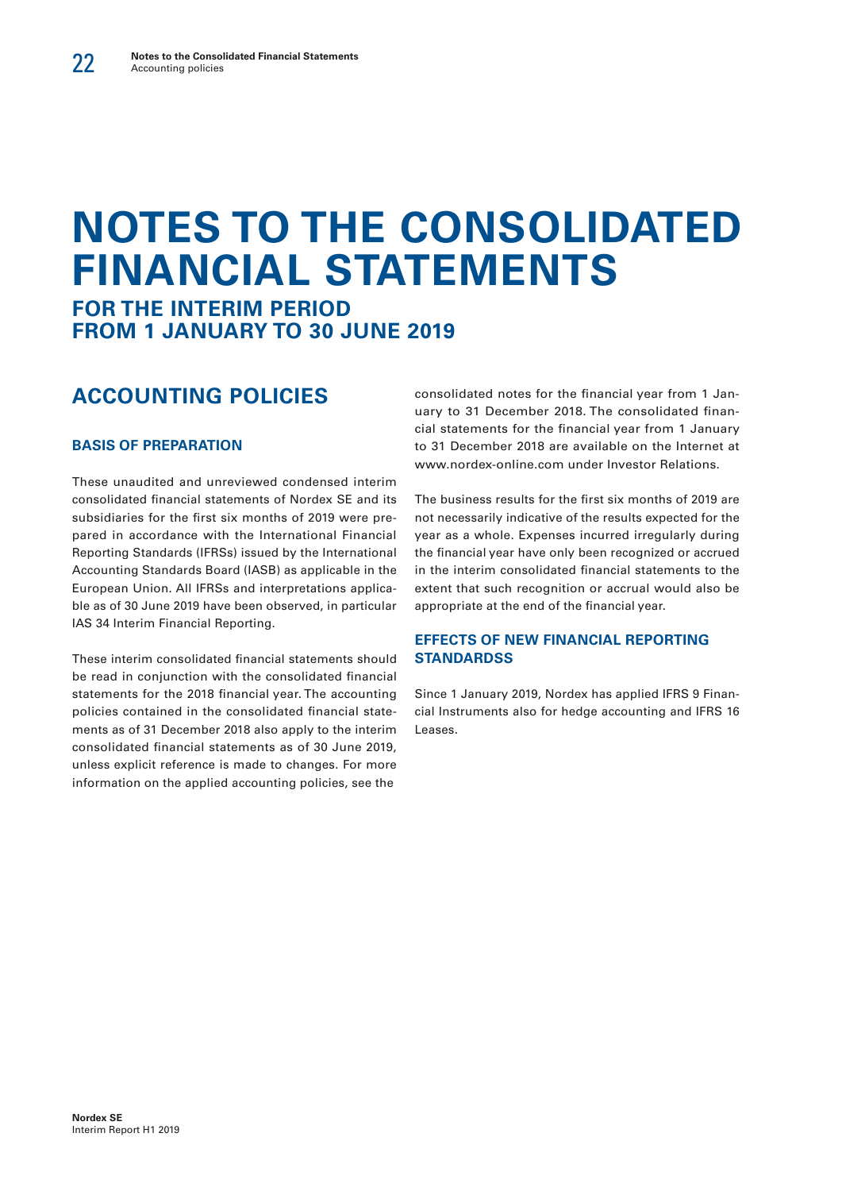# NOTES TO THE CONSOLIDATED FINANCIAL STATEMENTS

## FOR THE INTERIM PERIOD FROM 1 JANUARY TO 30 JUNE 2019

## ACCOUNTING POLICIES

### BASIS OF PREPARATION

These unaudited and unreviewed condensed interim consolidated financial statements of Nordex SE and its subsidiaries for the first six months of 2019 were prepared in accordance with the International Financial Reporting Standards (IFRSs) issued by the International Accounting Standards Board (IASB) as applicable in the European Union. All IFRSs and interpretations applicable as of 30 June 2019 have been observed, in particular IAS 34 Interim Financial Reporting.

These interim consolidated financial statements should be read in conjunction with the consolidated financial statements for the 2018 financial year. The accounting policies contained in the consolidated financial statements as of 31 December 2018 also apply to the interim consolidated financial statements as of 30 June 2019, unless explicit reference is made to changes. For more information on the applied accounting policies, see the consolidated notes for the financial year from 1 January to 31 December 2018. The consolidated financial statements for the financial year from 1 January to 31 December 2018 are available on the Internet at www.nordex-online.com under Investor Relations.

The business results for the first six months of 2019 are not necessarily indicative of the results expected for the year as a whole. Expenses incurred irregularly during the financial year have only been recognized or accrued in the interim consolidated financial statements to the extent that such recognition or accrual would also be appropriate at the end of the financial year.

### EFFECTS OF NEW FINANCIAL REPORTING STANDARDSS

Since 1 January 2019, Nordex has applied IFRS 9 Financial Instruments also for hedge accounting and IFRS 16 Leases.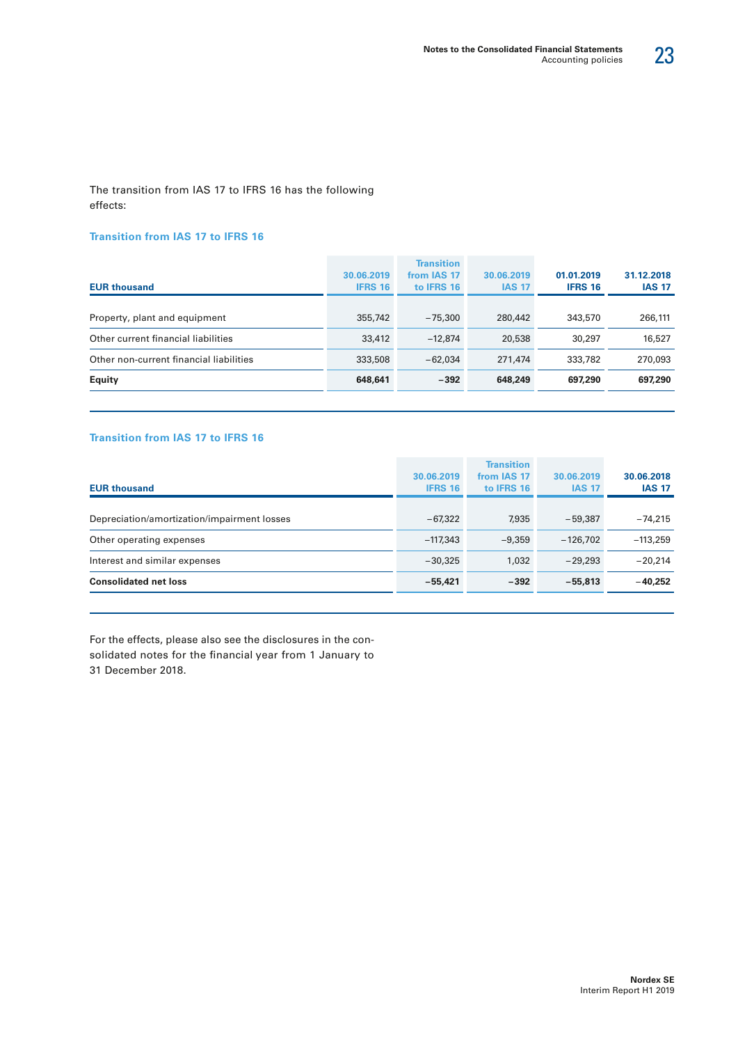The transition from IAS 17 to IFRS 16 has the following effects:

### Transition from IAS 17 to IFRS 16

| EUR thousand | 30.06.2019 IFRS 16 | Transition from IAS 17 to IFRS 16 | 30.06.2019 IAS 17 | 01.01.2019 IFRS 16 | 31.12.2018 IAS 17 |
|---|---|---|---|---|---|
| Property, plant and equipment | 355,742 | −75,300 | 280,442 | 343,570 | 266,111 |
| Other current financial liabilities | 33,412 | −12,874 | 20,538 | 30,297 | 16,527 |
| Other non-current financial liabilities | 333,508 | −62,034 | 271,474 | 333,782 | 270,093 |
| **Equity** | **648,641** | **−392** | **648,249** | **697,290** | **697,290** |

### Transition from IAS 17 to IFRS 16

| EUR thousand | 30.06.2019 IFRS 16 | Transition from IAS 17 to IFRS 16 | 30.06.2019 IAS 17 | 30.06.2018 IAS 17 |
|---|---|---|---|---|
| Depreciation/amortization/impairment losses | −67,322 | 7,935 | −59,387 | −74,215 |
| Other operating expenses | −117,343 | −9,359 | −126,702 | −113,259 |
| Interest and similar expenses | −30,325 | 1,032 | −29,293 | −20,214 |
| **Consolidated net loss** | **−55,421** | **−392** | **−55,813** | **−40,252** |

For the effects, please also see the disclosures in the consolidated notes for the financial year from 1 January to 31 December 2018.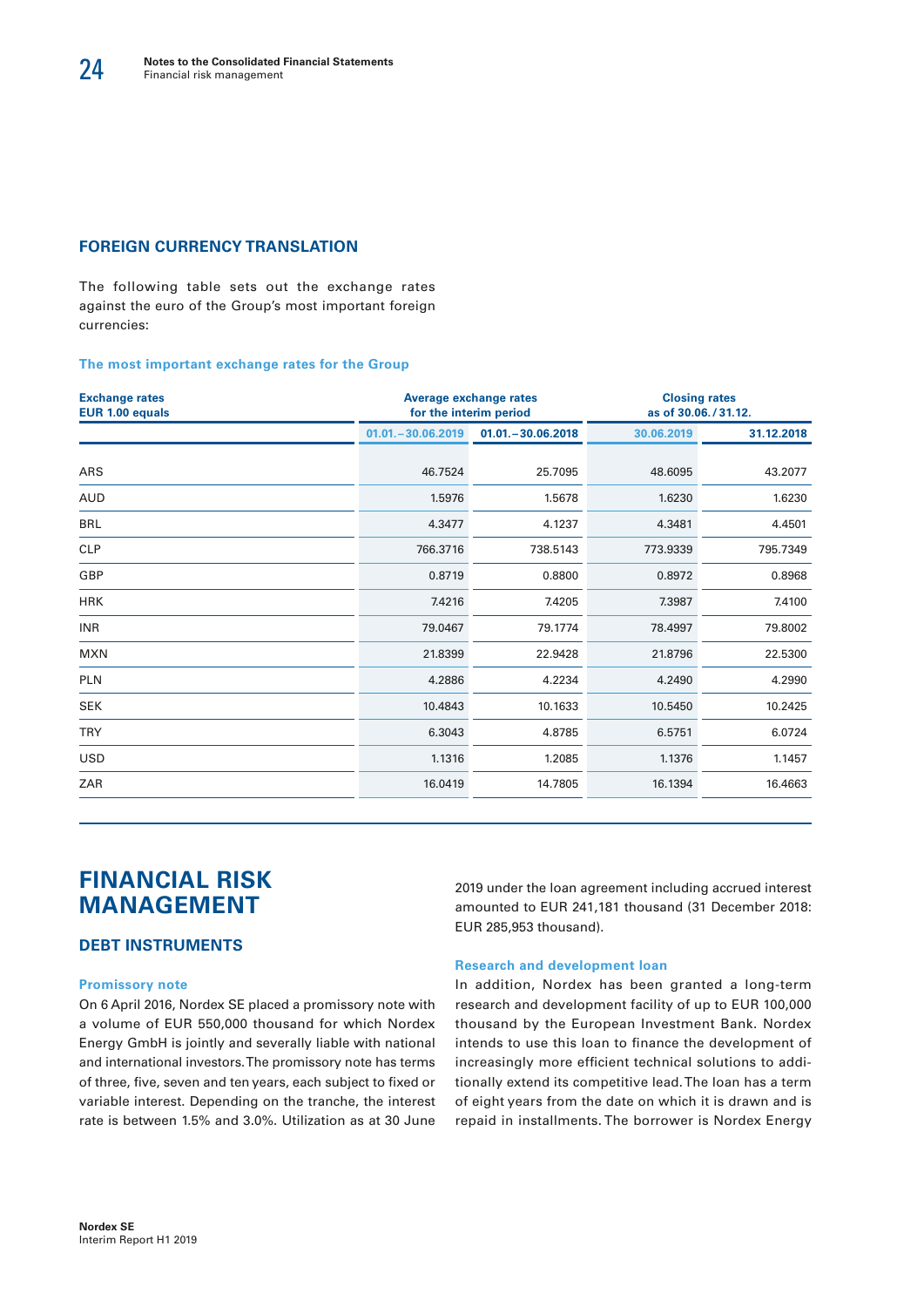## FOREIGN CURRENCY TRANSLATION

The following table sets out the exchange rates against the euro of the Group's most important foreign currencies:

**The most important exchange rates for the Group**

| Exchange rates EUR 1.00 equals | Average exchange rates for the interim period | | Closing rates as of 30.06. / 31.12. | |
|---|---|---|---|---|
| | 01.01.–30.06.2019 | 01.01.–30.06.2018 | 30.06.2019 | 31.12.2018 |
| ARS | 46.7524 | 25.7095 | 48.6095 | 43.2077 |
| AUD | 1.5976 | 1.5678 | 1.6230 | 1.6230 |
| BRL | 4.3477 | 4.1237 | 4.3481 | 4.4501 |
| CLP | 766.3716 | 738.5143 | 773.9339 | 795.7349 |
| GBP | 0.8719 | 0.8800 | 0.8972 | 0.8968 |
| HRK | 7.4216 | 7.4205 | 7.3987 | 7.4100 |
| INR | 79.0467 | 79.1774 | 78.4997 | 79.8002 |
| MXN | 21.8399 | 22.9428 | 21.8796 | 22.5300 |
| PLN | 4.2886 | 4.2234 | 4.2490 | 4.2990 |
| SEK | 10.4843 | 10.1633 | 10.5450 | 10.2425 |
| TRY | 6.3043 | 4.8785 | 6.5751 | 6.0724 |
| USD | 1.1316 | 1.2085 | 1.1376 | 1.1457 |
| ZAR | 16.0419 | 14.7805 | 16.1394 | 16.4663 |

# FINANCIAL RISK MANAGEMENT

## DEBT INSTRUMENTS

### Promissory note

On 6 April 2016, Nordex SE placed a promissory note with a volume of EUR 550,000 thousand for which Nordex Energy GmbH is jointly and severally liable with national and international investors. The promissory note has terms of three, five, seven and ten years, each subject to fixed or variable interest. Depending on the tranche, the interest rate is between 1.5% and 3.0%. Utilization as at 30 June 2019 under the loan agreement including accrued interest amounted to EUR 241,181 thousand (31 December 2018: EUR 285,953 thousand).

### Research and development loan

In addition, Nordex has been granted a long-term research and development facility of up to EUR 100,000 thousand by the European Investment Bank. Nordex intends to use this loan to finance the development of increasingly more efficient technical solutions to additionally extend its competitive lead. The loan has a term of eight years from the date on which it is drawn and is repaid in installments. The borrower is Nordex Energy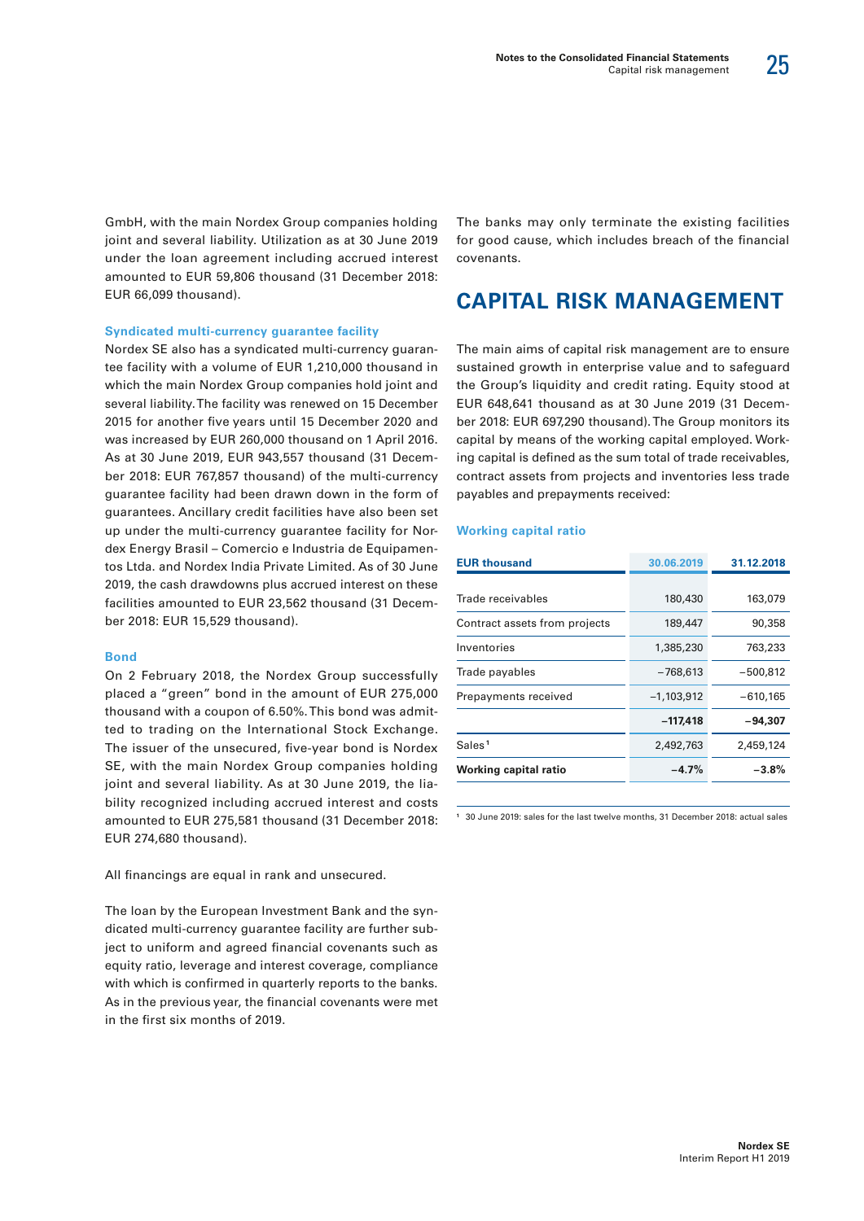GmbH, with the main Nordex Group companies holding joint and several liability. Utilization as at 30 June 2019 under the loan agreement including accrued interest amounted to EUR 59,806 thousand (31 December 2018: EUR 66,099 thousand).

#### Syndicated multi-currency guarantee facility

Nordex SE also has a syndicated multi-currency guarantee facility with a volume of EUR 1,210,000 thousand in which the main Nordex Group companies hold joint and several liability. The facility was renewed on 15 December 2015 for another five years until 15 December 2020 and was increased by EUR 260,000 thousand on 1 April 2016. As at 30 June 2019, EUR 943,557 thousand (31 December 2018: EUR 767,857 thousand) of the multi-currency guarantee facility had been drawn down in the form of guarantees. Ancillary credit facilities have also been set up under the multi-currency guarantee facility for Nordex Energy Brasil – Comercio e Industria de Equipamentos Ltda. and Nordex India Private Limited. As of 30 June 2019, the cash drawdowns plus accrued interest on these facilities amounted to EUR 23,562 thousand (31 December 2018: EUR 15,529 thousand).

#### Bond

On 2 February 2018, the Nordex Group successfully placed a "green" bond in the amount of EUR 275,000 thousand with a coupon of 6.50%. This bond was admitted to trading on the International Stock Exchange. The issuer of the unsecured, five-year bond is Nordex SE, with the main Nordex Group companies holding joint and several liability. As at 30 June 2019, the liability recognized including accrued interest and costs amounted to EUR 275,581 thousand (31 December 2018: EUR 274,680 thousand).

All financings are equal in rank and unsecured.

The loan by the European Investment Bank and the syndicated multi-currency guarantee facility are further subject to uniform and agreed financial covenants such as equity ratio, leverage and interest coverage, compliance with which is confirmed in quarterly reports to the banks. As in the previous year, the financial covenants were met in the first six months of 2019.

The banks may only terminate the existing facilities for good cause, which includes breach of the financial covenants.

## CAPITAL RISK MANAGEMENT

The main aims of capital risk management are to ensure sustained growth in enterprise value and to safeguard the Group's liquidity and credit rating. Equity stood at EUR 648,641 thousand as at 30 June 2019 (31 December 2018: EUR 697,290 thousand). The Group monitors its capital by means of the working capital employed. Working capital is defined as the sum total of trade receivables, contract assets from projects and inventories less trade payables and prepayments received:

#### Working capital ratio

| EUR thousand | 30.06.2019 | 31.12.2018 |
|---|---|---|
| Trade receivables | 180,430 | 163,079 |
| Contract assets from projects | 189,447 | 90,358 |
| Inventories | 1,385,230 | 763,233 |
| Trade payables | −768,613 | −500,812 |
| Prepayments received | −1,103,912 | −610,165 |
| | **−117,418** | **−94,307** |
| Sales[1] | 2,492,763 | 2,459,124 |
| **Working capital ratio** | **−4.7%** | **−3.8%** |

[1] 30 June 2019: sales for the last twelve months, 31 December 2018: actual sales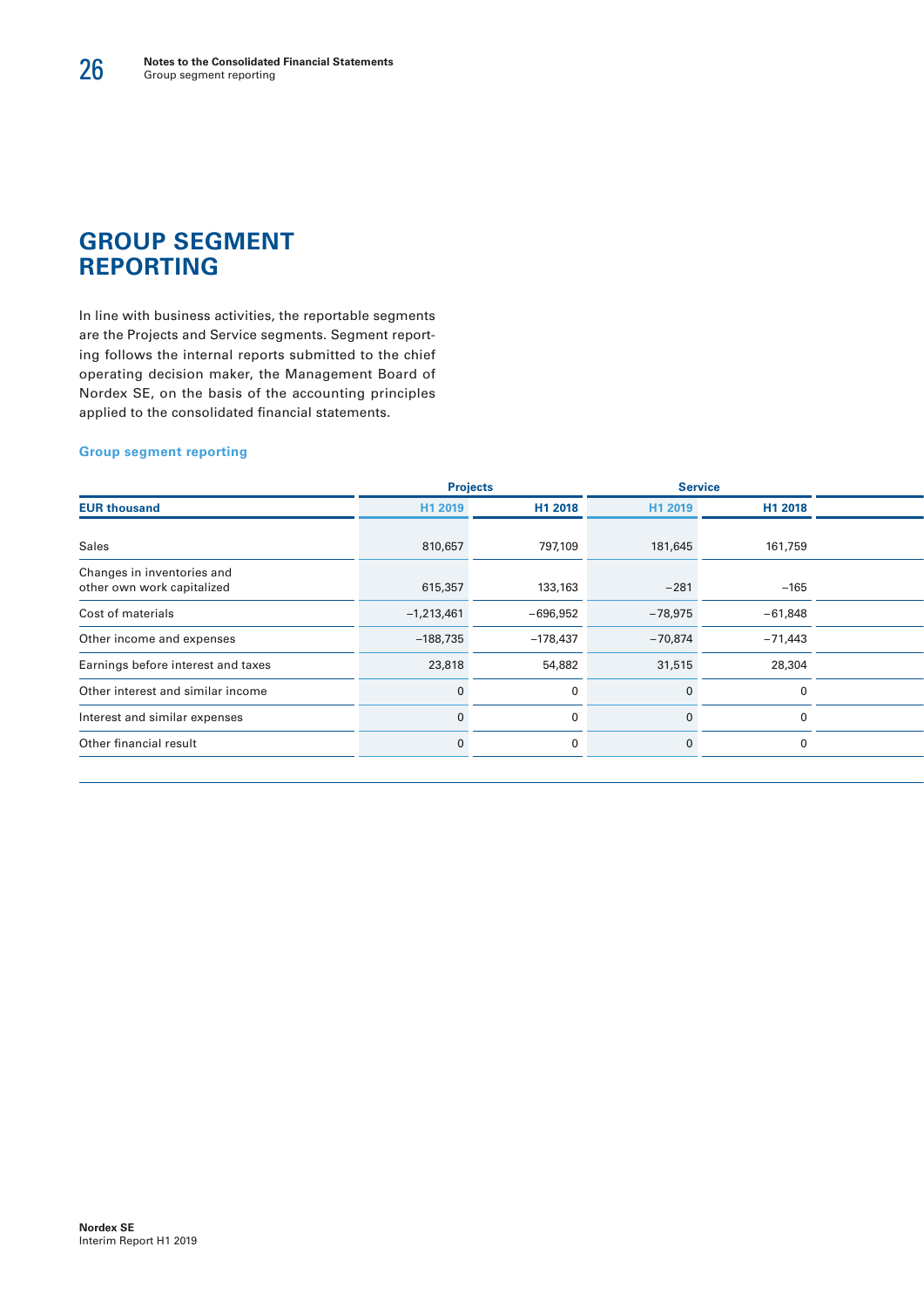# GROUP SEGMENT REPORTING

In line with business activities, the reportable segments are the Projects and Service segments. Segment reporting follows the internal reports submitted to the chief operating decision maker, the Management Board of Nordex SE, on the basis of the accounting principles applied to the consolidated financial statements.

### Group segment reporting

| | Projects | | Service | |
|---|---|---|---|---|
| **EUR thousand** | **H1 2019** | **H1 2018** | **H1 2019** | **H1 2018** |
| Sales | 810,657 | 797,109 | 181,645 | 161,759 |
| Changes in inventories and other own work capitalized | 615,357 | 133,163 | −281 | −165 |
| Cost of materials | −1,213,461 | −696,952 | −78,975 | −61,848 |
| Other income and expenses | −188,735 | −178,437 | −70,874 | −71,443 |
| Earnings before interest and taxes | 23,818 | 54,882 | 31,515 | 28,304 |
| Other interest and similar income | 0 | 0 | 0 | 0 |
| Interest and similar expenses | 0 | 0 | 0 | 0 |
| Other financial result | 0 | 0 | 0 | 0 |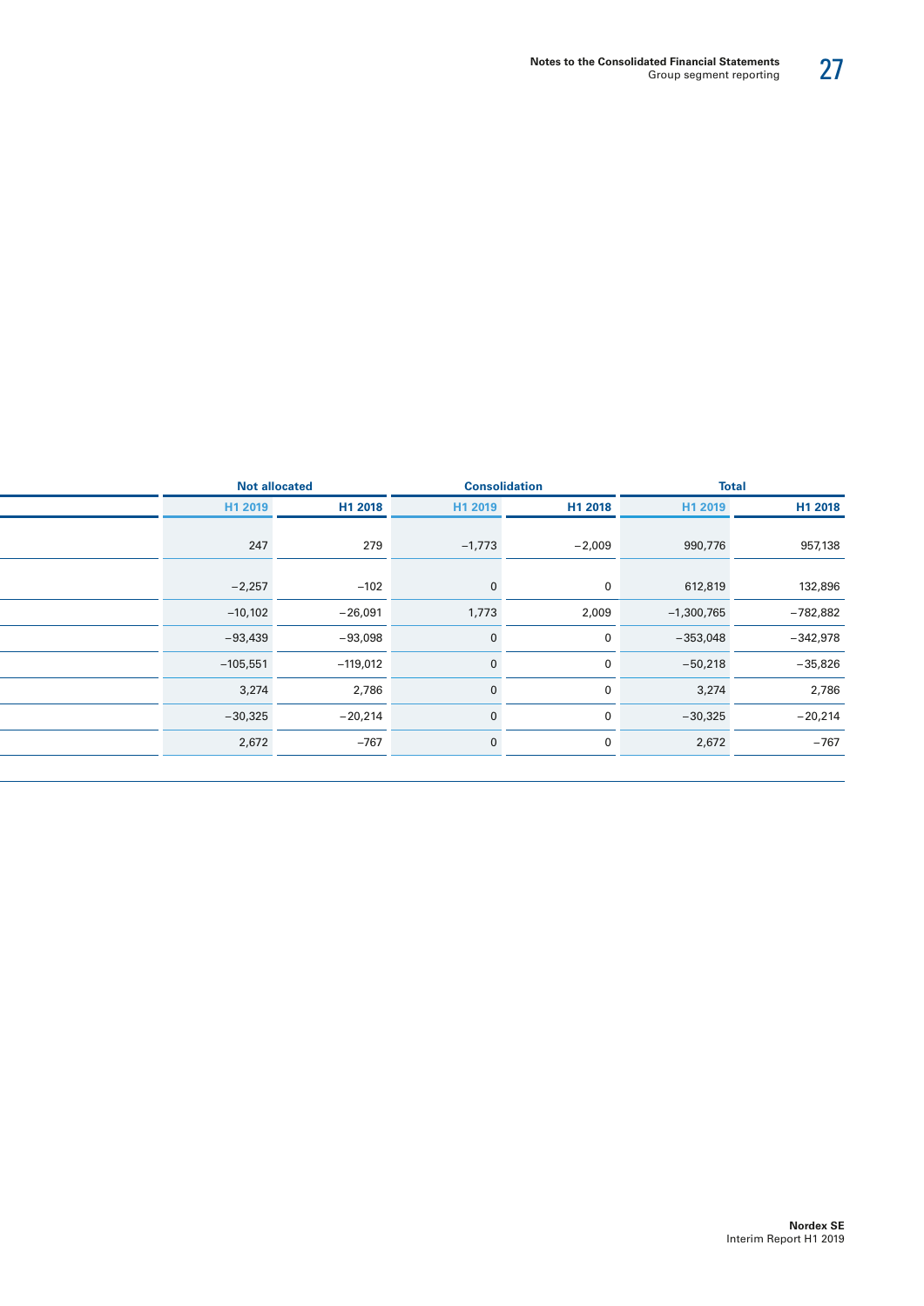| | Not allocated | | Consolidation | | Total | |
|---|---|---|---|---|---|---|
| | H1 2019 | H1 2018 | H1 2019 | H1 2018 | H1 2019 | H1 2018 |
| | 247 | 279 | −1,773 | −2,009 | 990,776 | 957,138 |
| | −2,257 | −102 | 0 | 0 | 612,819 | 132,896 |
| | −10,102 | −26,091 | 1,773 | 2,009 | −1,300,765 | −782,882 |
| | −93,439 | −93,098 | 0 | 0 | −353,048 | −342,978 |
| | −105,551 | −119,012 | 0 | 0 | −50,218 | −35,826 |
| | 3,274 | 2,786 | 0 | 0 | 3,274 | 2,786 |
| | −30,325 | −20,214 | 0 | 0 | −30,325 | −20,214 |
| | 2,672 | −767 | 0 | 0 | 2,672 | −767 |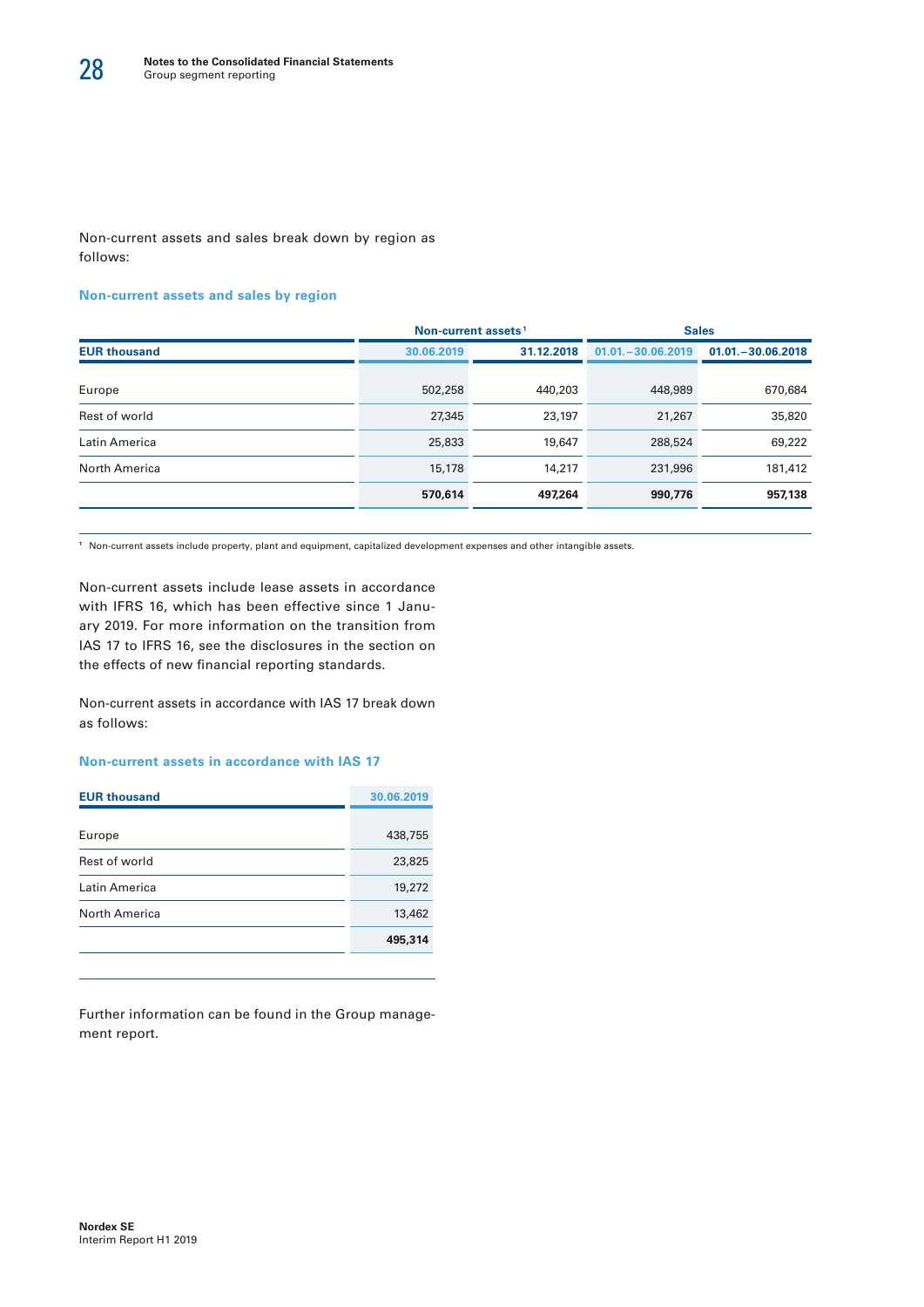Non-current assets and sales break down by region as follows:

### Non-current assets and sales by region

| | Non-current assets[1] | | Sales | |
|---|---|---|---|---|
| EUR thousand | 30.06.2019 | 31.12.2018 | 01.01. – 30.06.2019 | 01.01. – 30.06.2018 |
| Europe | 502,258 | 440,203 | 448,989 | 670,684 |
| Rest of world | 27,345 | 23,197 | 21,267 | 35,820 |
| Latin America | 25,833 | 19,647 | 288,524 | 69,222 |
| North America | 15,178 | 14,217 | 231,996 | 181,412 |
| | **570,614** | **497,264** | **990,776** | **957,138** |

[1] Non-current assets include property, plant and equipment, capitalized development expenses and other intangible assets.

Non-current assets include lease assets in accordance with IFRS 16, which has been effective since 1 January 2019. For more information on the transition from IAS 17 to IFRS 16, see the disclosures in the section on the effects of new financial reporting standards.

Non-current assets in accordance with IAS 17 break down as follows:

### Non-current assets in accordance with IAS 17

| EUR thousand | 30.06.2019 |
|---|---|
| Europe | 438,755 |
| Rest of world | 23,825 |
| Latin America | 19,272 |
| North America | 13,462 |
| | **495,314** |

Further information can be found in the Group management report.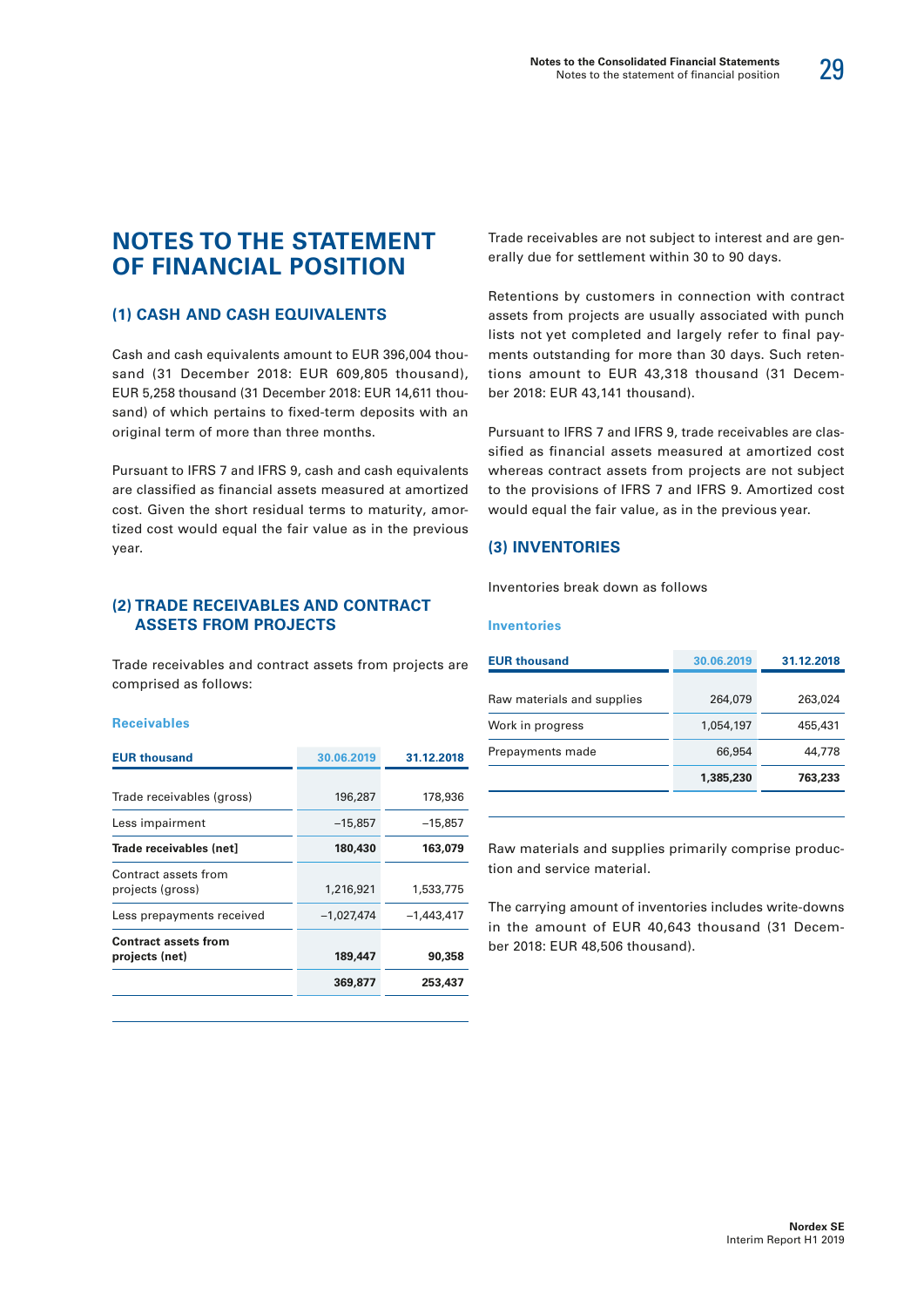# NOTES TO THE STATEMENT OF FINANCIAL POSITION

## (1) CASH AND CASH EQUIVALENTS

Cash and cash equivalents amount to EUR 396,004 thousand (31 December 2018: EUR 609,805 thousand), EUR 5,258 thousand (31 December 2018: EUR 14,611 thousand) of which pertains to fixed-term deposits with an original term of more than three months.

Pursuant to IFRS 7 and IFRS 9, cash and cash equivalents are classified as financial assets measured at amortized cost. Given the short residual terms to maturity, amortized cost would equal the fair value as in the previous year.

## (2) TRADE RECEIVABLES AND CONTRACT ASSETS FROM PROJECTS

Trade receivables and contract assets from projects are comprised as follows:

**Receivables**

| EUR thousand | 30.06.2019 | 31.12.2018 |
|---|---|---|
| Trade receivables (gross) | 196,287 | 178,936 |
| Less impairment | –15,857 | –15,857 |
| **Trade receivables (net)** | **180,430** | **163,079** |
| Contract assets from projects (gross) | 1,216,921 | 1,533,775 |
| Less prepayments received | –1,027,474 | –1,443,417 |
| **Contract assets from projects (net)** | **189,447** | **90,358** |
| | **369,877** | **253,437** |

Trade receivables are not subject to interest and are generally due for settlement within 30 to 90 days.

Retentions by customers in connection with contract assets from projects are usually associated with punch lists not yet completed and largely refer to final payments outstanding for more than 30 days. Such retentions amount to EUR 43,318 thousand (31 December 2018: EUR 43,141 thousand).

Pursuant to IFRS 7 and IFRS 9, trade receivables are classified as financial assets measured at amortized cost whereas contract assets from projects are not subject to the provisions of IFRS 7 and IFRS 9. Amortized cost would equal the fair value, as in the previous year.

## (3) INVENTORIES

Inventories break down as follows

**Inventories**

| EUR thousand | 30.06.2019 | 31.12.2018 |
|---|---|---|
| Raw materials and supplies | 264,079 | 263,024 |
| Work in progress | 1,054,197 | 455,431 |
| Prepayments made | 66,954 | 44,778 |
| | **1,385,230** | **763,233** |

Raw materials and supplies primarily comprise production and service material.

The carrying amount of inventories includes write-downs in the amount of EUR 40,643 thousand (31 December 2018: EUR 48,506 thousand).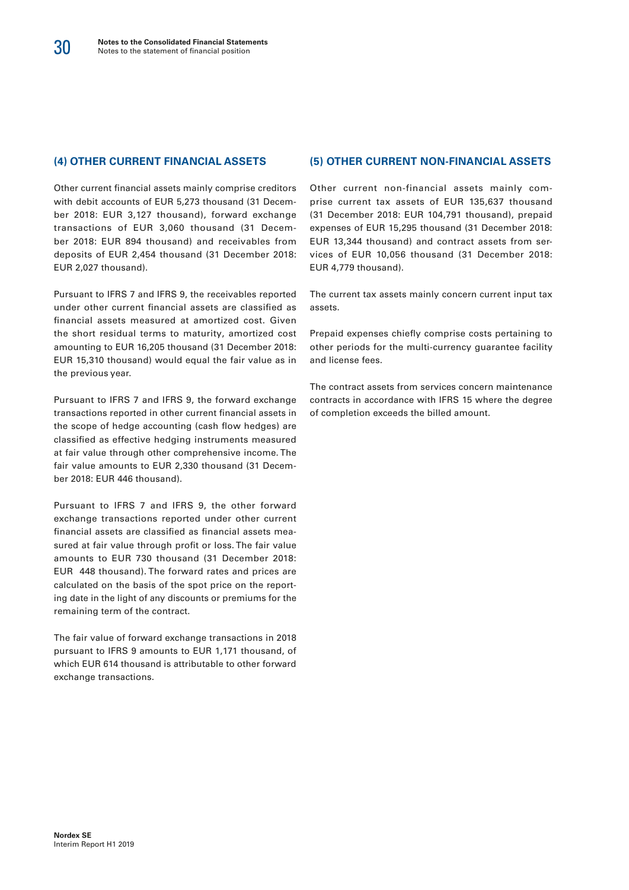## (4) OTHER CURRENT FINANCIAL ASSETS

Other current financial assets mainly comprise creditors with debit accounts of EUR 5,273 thousand (31 December 2018: EUR 3,127 thousand), forward exchange transactions of EUR 3,060 thousand (31 December 2018: EUR 894 thousand) and receivables from deposits of EUR 2,454 thousand (31 December 2018: EUR 2,027 thousand).

Pursuant to IFRS 7 and IFRS 9, the receivables reported under other current financial assets are classified as financial assets measured at amortized cost. Given the short residual terms to maturity, amortized cost amounting to EUR 16,205 thousand (31 December 2018: EUR 15,310 thousand) would equal the fair value as in the previous year.

Pursuant to IFRS 7 and IFRS 9, the forward exchange transactions reported in other current financial assets in the scope of hedge accounting (cash flow hedges) are classified as effective hedging instruments measured at fair value through other comprehensive income. The fair value amounts to EUR 2,330 thousand (31 December 2018: EUR 446 thousand).

Pursuant to IFRS 7 and IFRS 9, the other forward exchange transactions reported under other current financial assets are classified as financial assets measured at fair value through profit or loss. The fair value amounts to EUR 730 thousand (31 December 2018: EUR 448 thousand). The forward rates and prices are calculated on the basis of the spot price on the reporting date in the light of any discounts or premiums for the remaining term of the contract.

The fair value of forward exchange transactions in 2018 pursuant to IFRS 9 amounts to EUR 1,171 thousand, of which EUR 614 thousand is attributable to other forward exchange transactions.

## (5) OTHER CURRENT NON-FINANCIAL ASSETS

Other current non-financial assets mainly comprise current tax assets of EUR 135,637 thousand (31 December 2018: EUR 104,791 thousand), prepaid expenses of EUR 15,295 thousand (31 December 2018: EUR 13,344 thousand) and contract assets from services of EUR 10,056 thousand (31 December 2018: EUR 4,779 thousand).

The current tax assets mainly concern current input tax assets.

Prepaid expenses chiefly comprise costs pertaining to other periods for the multi-currency guarantee facility and license fees.

The contract assets from services concern maintenance contracts in accordance with IFRS 15 where the degree of completion exceeds the billed amount.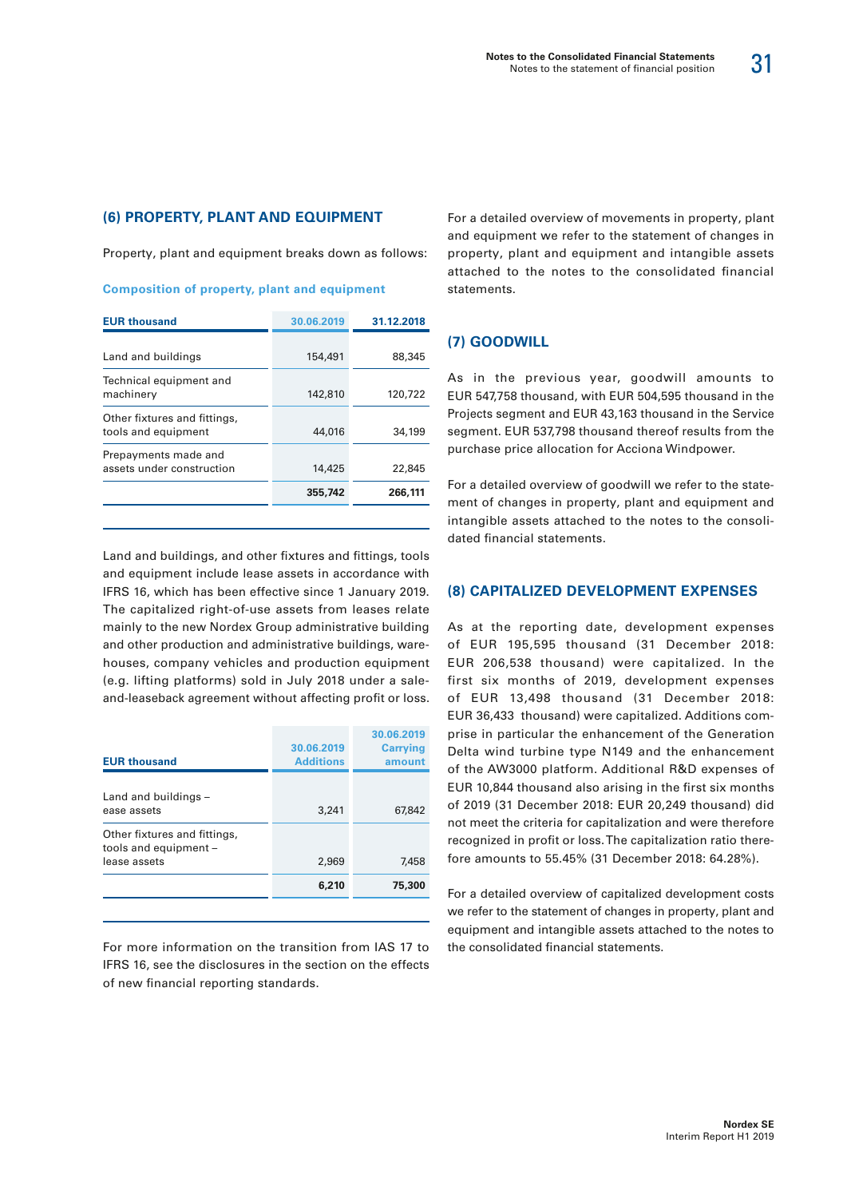## (6) PROPERTY, PLANT AND EQUIPMENT

Property, plant and equipment breaks down as follows:

**Composition of property, plant and equipment**

| EUR thousand | 30.06.2019 | 31.12.2018 |
|---|---|---|
| Land and buildings | 154,491 | 88,345 |
| Technical equipment and machinery | 142,810 | 120,722 |
| Other fixtures and fittings, tools and equipment | 44,016 | 34,199 |
| Prepayments made and assets under construction | 14,425 | 22,845 |
| | **355,742** | **266,111** |

Land and buildings, and other fixtures and fittings, tools and equipment include lease assets in accordance with IFRS 16, which has been effective since 1 January 2019. The capitalized right-of-use assets from leases relate mainly to the new Nordex Group administrative building and other production and administrative buildings, warehouses, company vehicles and production equipment (e.g. lifting platforms) sold in July 2018 under a sale-and-leaseback agreement without affecting profit or loss.

| EUR thousand | 30.06.2019 Additions | 30.06.2019 Carrying amount |
|---|---|---|
| Land and buildings – ease assets | 3,241 | 67,842 |
| Other fixtures and fittings, tools and equipment – lease assets | 2,969 | 7,458 |
| | **6,210** | **75,300** |

For more information on the transition from IAS 17 to IFRS 16, see the disclosures in the section on the effects of new financial reporting standards.

For a detailed overview of movements in property, plant and equipment we refer to the statement of changes in property, plant and equipment and intangible assets attached to the notes to the consolidated financial statements.

## (7) GOODWILL

As in the previous year, goodwill amounts to EUR 547,758 thousand, with EUR 504,595 thousand in the Projects segment and EUR 43,163 thousand in the Service segment. EUR 537,798 thousand thereof results from the purchase price allocation for Acciona Windpower.

For a detailed overview of goodwill we refer to the statement of changes in property, plant and equipment and intangible assets attached to the notes to the consolidated financial statements.

## (8) CAPITALIZED DEVELOPMENT EXPENSES

As at the reporting date, development expenses of EUR 195,595 thousand (31 December 2018: EUR 206,538 thousand) were capitalized. In the first six months of 2019, development expenses of EUR 13,498 thousand (31 December 2018: EUR 36,433 thousand) were capitalized. Additions comprise in particular the enhancement of the Generation Delta wind turbine type N149 and the enhancement of the AW3000 platform. Additional R&D expenses of EUR 10,844 thousand also arising in the first six months of 2019 (31 December 2018: EUR 20,249 thousand) did not meet the criteria for capitalization and were therefore recognized in profit or loss. The capitalization ratio therefore amounts to 55.45% (31 December 2018: 64.28%).

For a detailed overview of capitalized development costs we refer to the statement of changes in property, plant and equipment and intangible assets attached to the notes to the consolidated financial statements.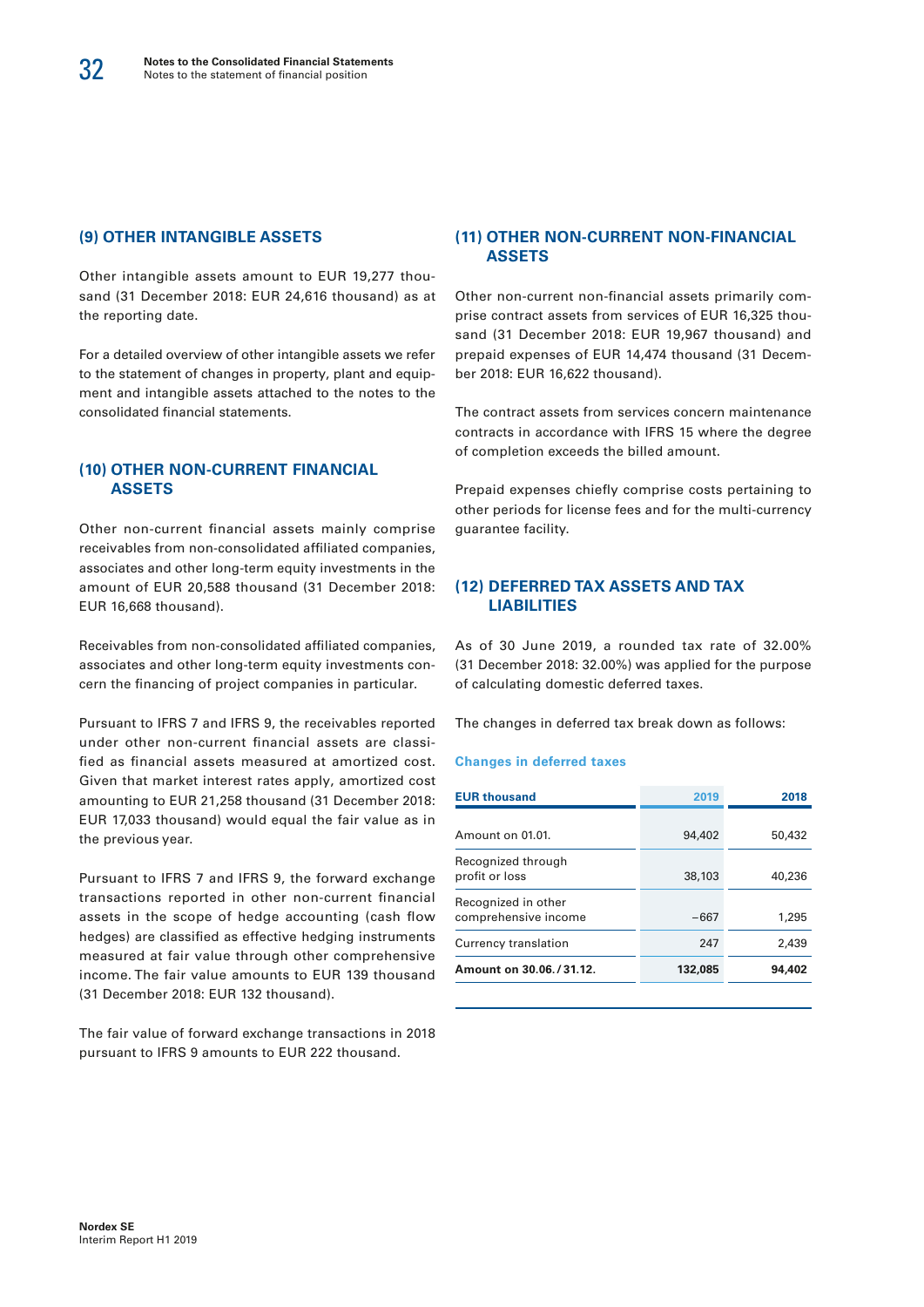## (9) OTHER INTANGIBLE ASSETS

Other intangible assets amount to EUR 19,277 thousand (31 December 2018: EUR 24,616 thousand) as at the reporting date.

For a detailed overview of other intangible assets we refer to the statement of changes in property, plant and equipment and intangible assets attached to the notes to the consolidated financial statements.

## (10) OTHER NON-CURRENT FINANCIAL ASSETS

Other non-current financial assets mainly comprise receivables from non-consolidated affiliated companies, associates and other long-term equity investments in the amount of EUR 20,588 thousand (31 December 2018: EUR 16,668 thousand).

Receivables from non-consolidated affiliated companies, associates and other long-term equity investments concern the financing of project companies in particular.

Pursuant to IFRS 7 and IFRS 9, the receivables reported under other non-current financial assets are classified as financial assets measured at amortized cost. Given that market interest rates apply, amortized cost amounting to EUR 21,258 thousand (31 December 2018: EUR 17,033 thousand) would equal the fair value as in the previous year.

Pursuant to IFRS 7 and IFRS 9, the forward exchange transactions reported in other non-current financial assets in the scope of hedge accounting (cash flow hedges) are classified as effective hedging instruments measured at fair value through other comprehensive income. The fair value amounts to EUR 139 thousand (31 December 2018: EUR 132 thousand).

The fair value of forward exchange transactions in 2018 pursuant to IFRS 9 amounts to EUR 222 thousand.

## (11) OTHER NON-CURRENT NON-FINANCIAL ASSETS

Other non-current non-financial assets primarily comprise contract assets from services of EUR 16,325 thousand (31 December 2018: EUR 19,967 thousand) and prepaid expenses of EUR 14,474 thousand (31 December 2018: EUR 16,622 thousand).

The contract assets from services concern maintenance contracts in accordance with IFRS 15 where the degree of completion exceeds the billed amount.

Prepaid expenses chiefly comprise costs pertaining to other periods for license fees and for the multi-currency guarantee facility.

## (12) DEFERRED TAX ASSETS AND TAX LIABILITIES

As of 30 June 2019, a rounded tax rate of 32.00% (31 December 2018: 32.00%) was applied for the purpose of calculating domestic deferred taxes.

The changes in deferred tax break down as follows:

**Changes in deferred taxes**

| EUR thousand | 2019 | 2018 |
|---|---|---|
| Amount on 01.01. | 94,402 | 50,432 |
| Recognized through profit or loss | 38,103 | 40,236 |
| Recognized in other comprehensive income | −667 | 1,295 |
| Currency translation | 247 | 2,439 |
| **Amount on 30.06./31.12.** | **132,085** | **94,402** |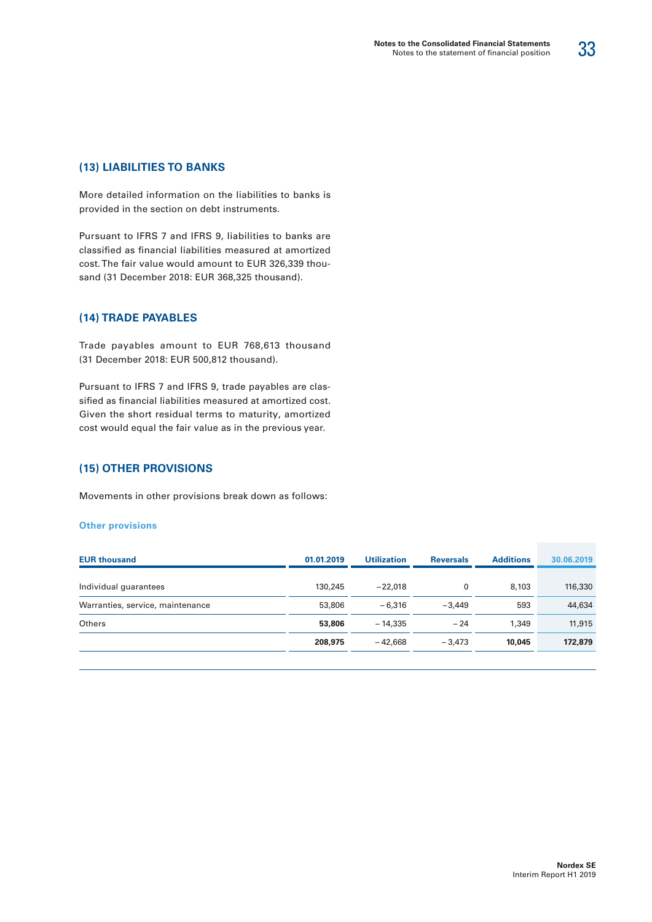## (13) LIABILITIES TO BANKS

More detailed information on the liabilities to banks is provided in the section on debt instruments.

Pursuant to IFRS 7 and IFRS 9, liabilities to banks are classified as financial liabilities measured at amortized cost. The fair value would amount to EUR 326,339 thousand (31 December 2018: EUR 368,325 thousand).

## (14) TRADE PAYABLES

Trade payables amount to EUR 768,613 thousand (31 December 2018: EUR 500,812 thousand).

Pursuant to IFRS 7 and IFRS 9, trade payables are classified as financial liabilities measured at amortized cost. Given the short residual terms to maturity, amortized cost would equal the fair value as in the previous year.

## (15) OTHER PROVISIONS

Movements in other provisions break down as follows:

**Other provisions**

| EUR thousand | 01.01.2019 | Utilization | Reversals | Additions | 30.06.2019 |
|---|---|---|---|---|---|
| Individual guarantees | 130,245 | −22,018 | 0 | 8,103 | 116,330 |
| Warranties, service, maintenance | 53,806 | −6,316 | −3,449 | 593 | 44,634 |
| Others | **53,806** | −14,335 | −24 | 1,349 | 11,915 |
| | **208,975** | −42,668 | −3,473 | **10,045** | **172,879** |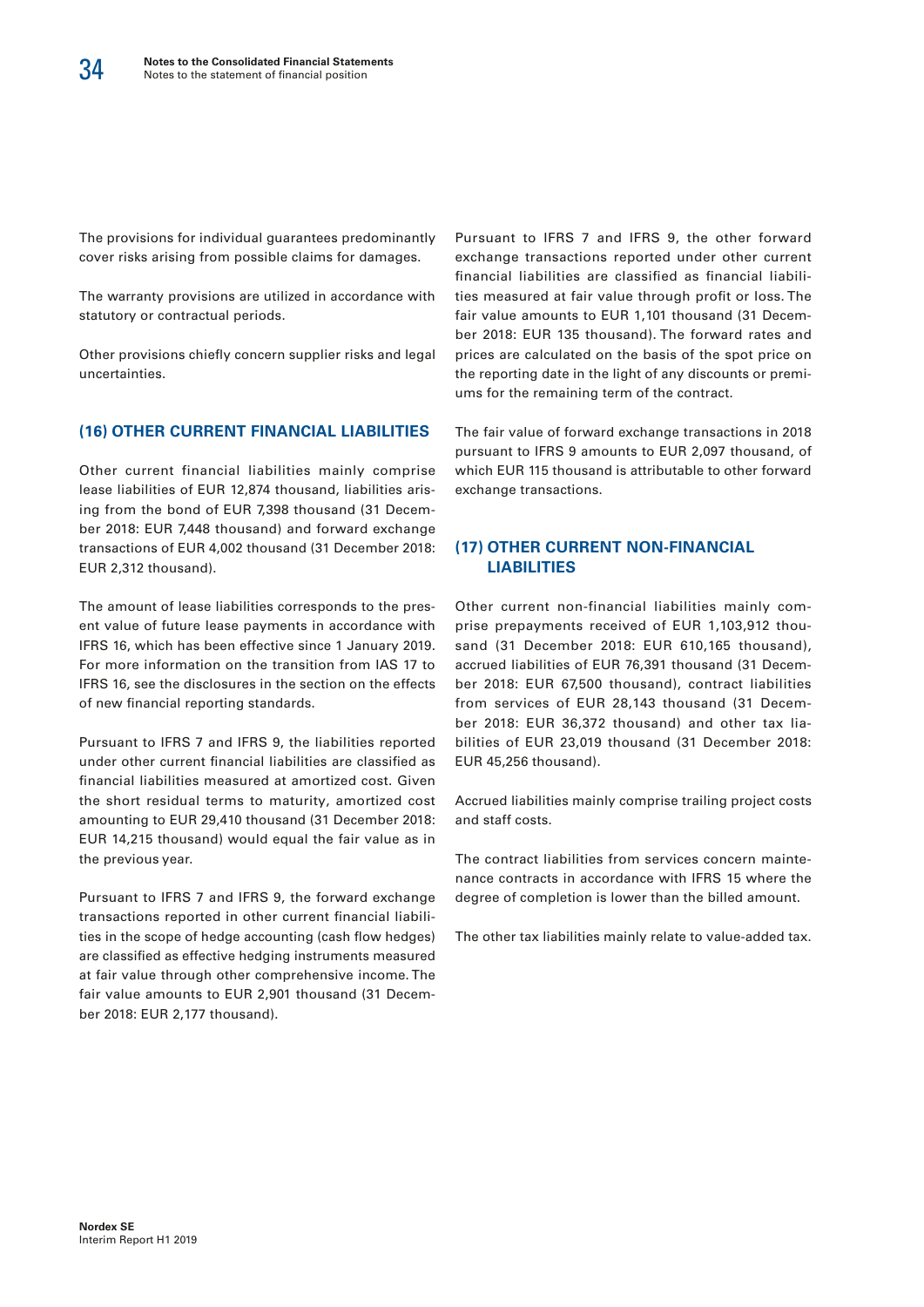The provisions for individual guarantees predominantly cover risks arising from possible claims for damages.

The warranty provisions are utilized in accordance with statutory or contractual periods.

Other provisions chiefly concern supplier risks and legal uncertainties.

## (16) OTHER CURRENT FINANCIAL LIABILITIES

Other current financial liabilities mainly comprise lease liabilities of EUR 12,874 thousand, liabilities arising from the bond of EUR 7,398 thousand (31 December 2018: EUR 7,448 thousand) and forward exchange transactions of EUR 4,002 thousand (31 December 2018: EUR 2,312 thousand).

The amount of lease liabilities corresponds to the present value of future lease payments in accordance with IFRS 16, which has been effective since 1 January 2019. For more information on the transition from IAS 17 to IFRS 16, see the disclosures in the section on the effects of new financial reporting standards.

Pursuant to IFRS 7 and IFRS 9, the liabilities reported under other current financial liabilities are classified as financial liabilities measured at amortized cost. Given the short residual terms to maturity, amortized cost amounting to EUR 29,410 thousand (31 December 2018: EUR 14,215 thousand) would equal the fair value as in the previous year.

Pursuant to IFRS 7 and IFRS 9, the forward exchange transactions reported in other current financial liabilities in the scope of hedge accounting (cash flow hedges) are classified as effective hedging instruments measured at fair value through other comprehensive income. The fair value amounts to EUR 2,901 thousand (31 December 2018: EUR 2,177 thousand).

Pursuant to IFRS 7 and IFRS 9, the other forward exchange transactions reported under other current financial liabilities are classified as financial liabilities measured at fair value through profit or loss. The fair value amounts to EUR 1,101 thousand (31 December 2018: EUR 135 thousand). The forward rates and prices are calculated on the basis of the spot price on the reporting date in the light of any discounts or premiums for the remaining term of the contract.

The fair value of forward exchange transactions in 2018 pursuant to IFRS 9 amounts to EUR 2,097 thousand, of which EUR 115 thousand is attributable to other forward exchange transactions.

## (17) OTHER CURRENT NON-FINANCIAL LIABILITIES

Other current non-financial liabilities mainly comprise prepayments received of EUR 1,103,912 thousand (31 December 2018: EUR 610,165 thousand), accrued liabilities of EUR 76,391 thousand (31 December 2018: EUR 67,500 thousand), contract liabilities from services of EUR 28,143 thousand (31 December 2018: EUR 36,372 thousand) and other tax liabilities of EUR 23,019 thousand (31 December 2018: EUR 45,256 thousand).

Accrued liabilities mainly comprise trailing project costs and staff costs.

The contract liabilities from services concern maintenance contracts in accordance with IFRS 15 where the degree of completion is lower than the billed amount.

The other tax liabilities mainly relate to value-added tax.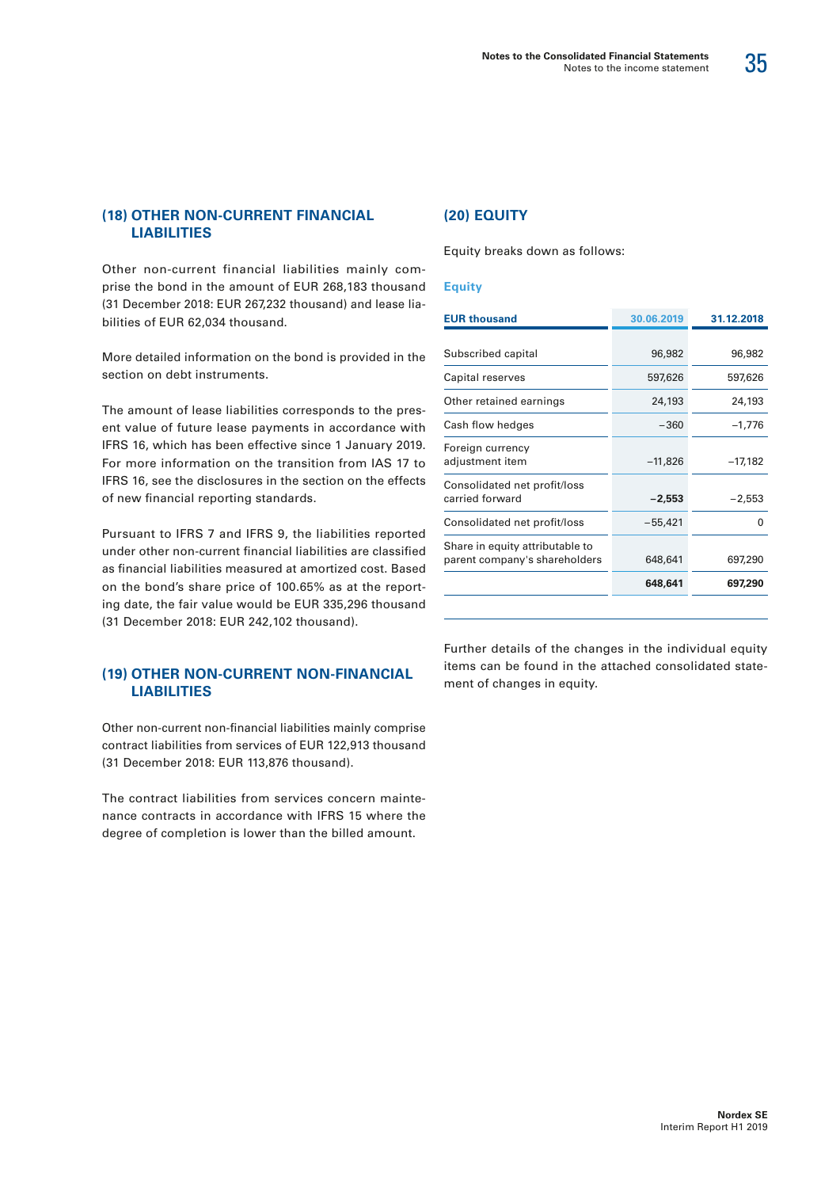## (18) OTHER NON-CURRENT FINANCIAL LIABILITIES

Other non-current financial liabilities mainly comprise the bond in the amount of EUR 268,183 thousand (31 December 2018: EUR 267,232 thousand) and lease liabilities of EUR 62,034 thousand.

More detailed information on the bond is provided in the section on debt instruments.

The amount of lease liabilities corresponds to the present value of future lease payments in accordance with IFRS 16, which has been effective since 1 January 2019. For more information on the transition from IAS 17 to IFRS 16, see the disclosures in the section on the effects of new financial reporting standards.

Pursuant to IFRS 7 and IFRS 9, the liabilities reported under other non-current financial liabilities are classified as financial liabilities measured at amortized cost. Based on the bond's share price of 100.65% as at the reporting date, the fair value would be EUR 335,296 thousand (31 December 2018: EUR 242,102 thousand).

## (19) OTHER NON-CURRENT NON-FINANCIAL LIABILITIES

Other non-current non-financial liabilities mainly comprise contract liabilities from services of EUR 122,913 thousand (31 December 2018: EUR 113,876 thousand).

The contract liabilities from services concern maintenance contracts in accordance with IFRS 15 where the degree of completion is lower than the billed amount.

## (20) EQUITY

Equity breaks down as follows:

**Equity**

| EUR thousand | 30.06.2019 | 31.12.2018 |
|---|---|---|
| Subscribed capital | 96,982 | 96,982 |
| Capital reserves | 597,626 | 597,626 |
| Other retained earnings | 24,193 | 24,193 |
| Cash flow hedges | −360 | −1,776 |
| Foreign currency adjustment item | −11,826 | −17,182 |
| Consolidated net profit/loss carried forward | **−2,553** | −2,553 |
| Consolidated net profit/loss | −55,421 | 0 |
| Share in equity attributable to parent company's shareholders | 648,641 | 697,290 |
| | **648,641** | **697,290** |

Further details of the changes in the individual equity items can be found in the attached consolidated statement of changes in equity.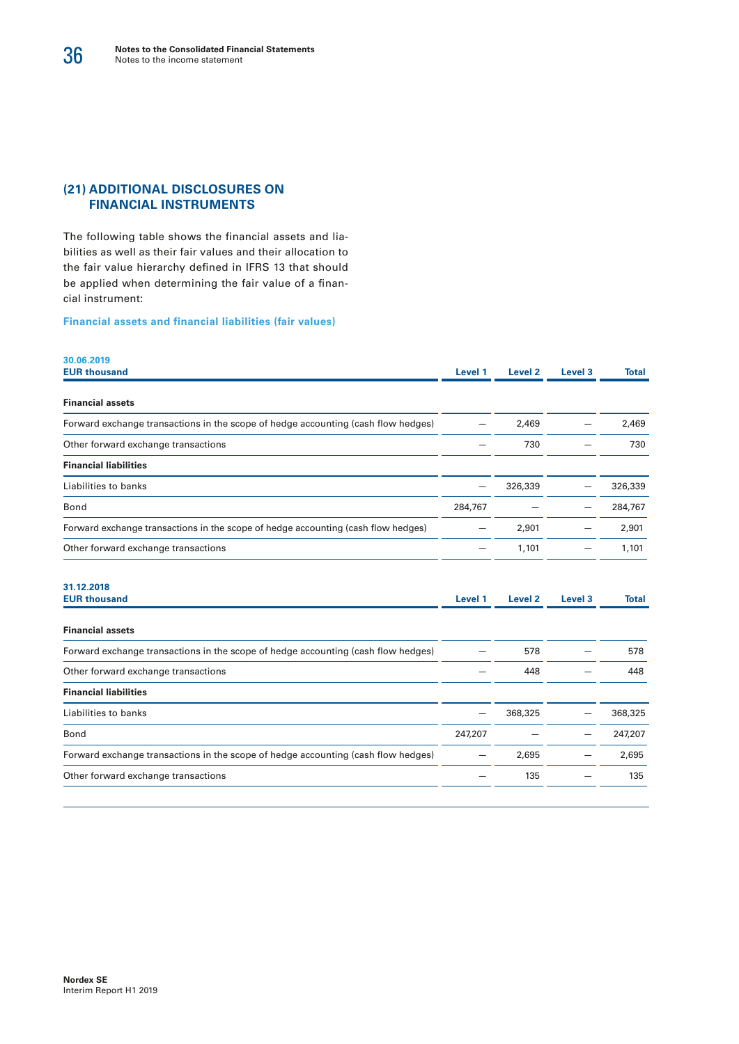## (21) ADDITIONAL DISCLOSURES ON FINANCIAL INSTRUMENTS

The following table shows the financial assets and liabilities as well as their fair values and their allocation to the fair value hierarchy defined in IFRS 13 that should be applied when determining the fair value of a financial instrument:

**Financial assets and financial liabilities (fair values)**

| 30.06.2019<br>EUR thousand | Level 1 | Level 2 | Level 3 | Total |
|---|---|---|---|---|
| **Financial assets** | | | | |
| Forward exchange transactions in the scope of hedge accounting (cash flow hedges) | – | 2,469 | – | 2,469 |
| Other forward exchange transactions | – | 730 | – | 730 |
| **Financial liabilities** | | | | |
| Liabilities to banks | – | 326,339 | – | 326,339 |
| Bond | 284,767 | – | – | 284,767 |
| Forward exchange transactions in the scope of hedge accounting (cash flow hedges) | – | 2,901 | – | 2,901 |
| Other forward exchange transactions | – | 1,101 | – | 1,101 |

| 31.12.2018<br>EUR thousand | Level 1 | Level 2 | Level 3 | Total |
|---|---|---|---|---|
| **Financial assets** | | | | |
| Forward exchange transactions in the scope of hedge accounting (cash flow hedges) | – | 578 | – | 578 |
| Other forward exchange transactions | – | 448 | – | 448 |
| **Financial liabilities** | | | | |
| Liabilities to banks | – | 368,325 | – | 368,325 |
| Bond | 247,207 | – | – | 247,207 |
| Forward exchange transactions in the scope of hedge accounting (cash flow hedges) | – | 2,695 | – | 2,695 |
| Other forward exchange transactions | – | 135 | – | 135 |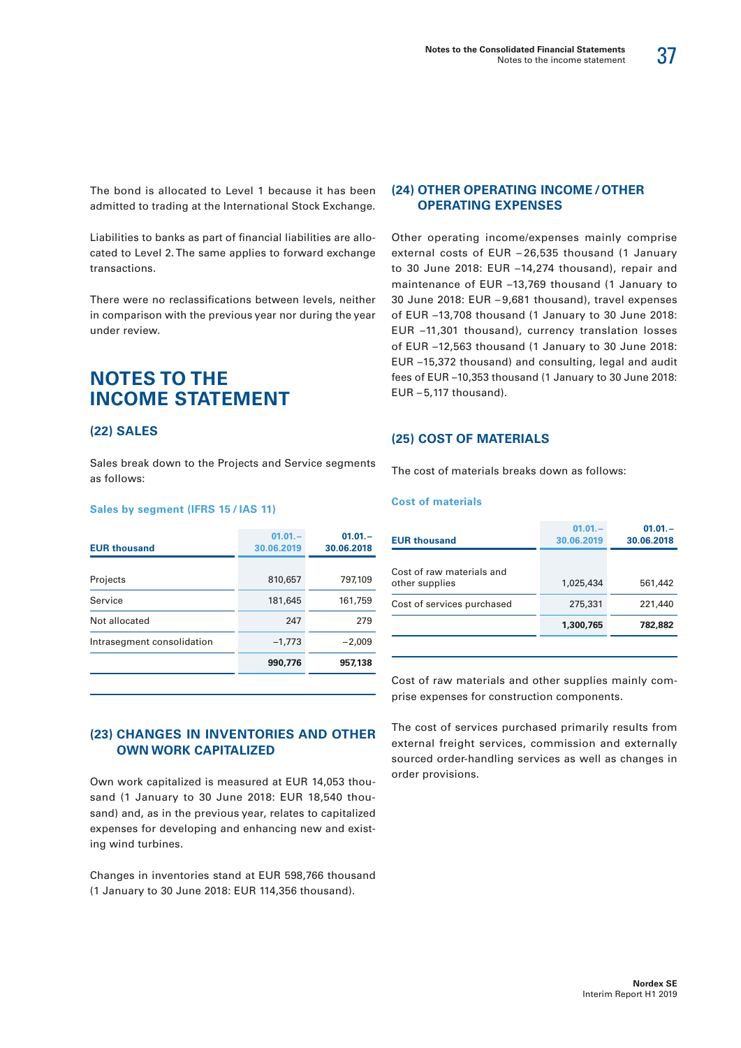The bond is allocated to Level 1 because it has been admitted to trading at the International Stock Exchange.

Liabilities to banks as part of financial liabilities are allocated to Level 2. The same applies to forward exchange transactions.

There were no reclassifications between levels, neither in comparison with the previous year nor during the year under review.

# NOTES TO THE INCOME STATEMENT

## (22) SALES

Sales break down to the Projects and Service segments as follows:

**Sales by segment (IFRS 15 / IAS 11)**

| EUR thousand | 01.01.–30.06.2019 | 01.01.–30.06.2018 |
|---|---|---|
| Projects | 810,657 | 797,109 |
| Service | 181,645 | 161,759 |
| Not allocated | 247 | 279 |
| Intrasegment consolidation | –1,773 | –2,009 |
| | **990,776** | **957,138** |

## (23) CHANGES IN INVENTORIES AND OTHER OWN WORK CAPITALIZED

Own work capitalized is measured at EUR 14,053 thousand (1 January to 30 June 2018: EUR 18,540 thousand) and, as in the previous year, relates to capitalized expenses for developing and enhancing new and existing wind turbines.

Changes in inventories stand at EUR 598,766 thousand (1 January to 30 June 2018: EUR 114,356 thousand).

## (24) OTHER OPERATING INCOME / OTHER OPERATING EXPENSES

Other operating income/expenses mainly comprise external costs of EUR –26,535 thousand (1 January to 30 June 2018: EUR –14,274 thousand), repair and maintenance of EUR –13,769 thousand (1 January to 30 June 2018: EUR –9,681 thousand), travel expenses of EUR –13,708 thousand (1 January to 30 June 2018: EUR –11,301 thousand), currency translation losses of EUR –12,563 thousand (1 January to 30 June 2018: EUR –15,372 thousand) and consulting, legal and audit fees of EUR –10,353 thousand (1 January to 30 June 2018: EUR –5,117 thousand).

## (25) COST OF MATERIALS

The cost of materials breaks down as follows:

**Cost of materials**

| EUR thousand | 01.01.–30.06.2019 | 01.01.–30.06.2018 |
|---|---|---|
| Cost of raw materials and other supplies | 1,025,434 | 561,442 |
| Cost of services purchased | 275,331 | 221,440 |
| | **1,300,765** | **782,882** |

Cost of raw materials and other supplies mainly comprise expenses for construction components.

The cost of services purchased primarily results from external freight services, commission and externally sourced order-handling services as well as changes in order provisions.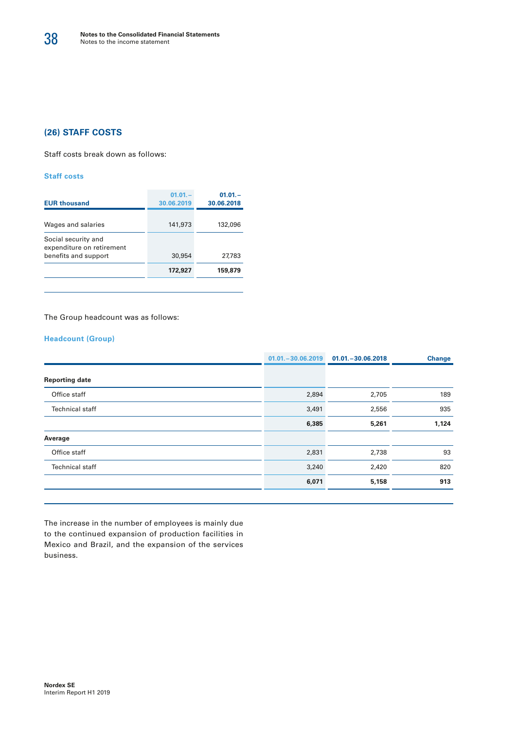## (26) STAFF COSTS

Staff costs break down as follows:

### Staff costs

| EUR thousand | 01.01.–30.06.2019 | 01.01.–30.06.2018 |
|---|---|---|
| Wages and salaries | 141,973 | 132,096 |
| Social security and expenditure on retirement benefits and support | 30,954 | 27,783 |
| | **172,927** | **159,879** |

The Group headcount was as follows:

### Headcount (Group)

| | 01.01.–30.06.2019 | 01.01.–30.06.2018 | Change |
|---|---|---|---|
| **Reporting date** | | | |
| Office staff | 2,894 | 2,705 | 189 |
| Technical staff | 3,491 | 2,556 | 935 |
| | **6,385** | **5,261** | **1,124** |
| **Average** | | | |
| Office staff | 2,831 | 2,738 | 93 |
| Technical staff | 3,240 | 2,420 | 820 |
| | **6,071** | **5,158** | **913** |

The increase in the number of employees is mainly due to the continued expansion of production facilities in Mexico and Brazil, and the expansion of the services business.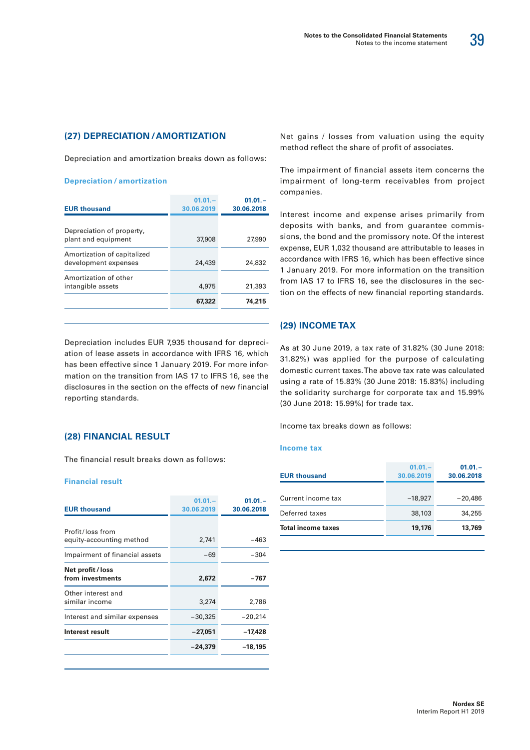## (27) DEPRECIATION / AMORTIZATION

Depreciation and amortization breaks down as follows:

**Depreciation / amortization**

| EUR thousand | 01.01.–30.06.2019 | 01.01.–30.06.2018 |
|---|---|---|
| Depreciation of property, plant and equipment | 37,908 | 27,990 |
| Amortization of capitalized development expenses | 24,439 | 24,832 |
| Amortization of other intangible assets | 4,975 | 21,393 |
| | **67,322** | **74,215** |

Depreciation includes EUR 7,935 thousand for depreciation of lease assets in accordance with IFRS 16, which has been effective since 1 January 2019. For more information on the transition from IAS 17 to IFRS 16, see the disclosures in the section on the effects of new financial reporting standards.

## (28) FINANCIAL RESULT

The financial result breaks down as follows:

**Financial result**

| EUR thousand | 01.01.–30.06.2019 | 01.01.–30.06.2018 |
|---|---|---|
| Profit/loss from equity-accounting method | 2,741 | −463 |
| Impairment of financial assets | −69 | −304 |
| **Net profit / loss from investments** | **2,672** | **−767** |
| Other interest and similar income | 3,274 | 2,786 |
| Interest and similar expenses | −30,325 | −20,214 |
| **Interest result** | **−27,051** | **−17,428** |
| | **−24,379** | **−18,195** |

Net gains / losses from valuation using the equity method reflect the share of profit of associates.

The impairment of financial assets item concerns the impairment of long-term receivables from project companies.

Interest income and expense arises primarily from deposits with banks, and from guarantee commissions, the bond and the promissory note. Of the interest expense, EUR 1,032 thousand are attributable to leases in accordance with IFRS 16, which has been effective since 1 January 2019. For more information on the transition from IAS 17 to IFRS 16, see the disclosures in the section on the effects of new financial reporting standards.

## (29) INCOME TAX

As at 30 June 2019, a tax rate of 31.82% (30 June 2018: 31.82%) was applied for the purpose of calculating domestic current taxes. The above tax rate was calculated using a rate of 15.83% (30 June 2018: 15.83%) including the solidarity surcharge for corporate tax and 15.99% (30 June 2018: 15.99%) for trade tax.

Income tax breaks down as follows:

**Income tax**

| EUR thousand | 01.01.–30.06.2019 | 01.01.–30.06.2018 |
|---|---|---|
| Current income tax | −18,927 | −20,486 |
| Deferred taxes | 38,103 | 34,255 |
| **Total income taxes** | **19,176** | **13,769** |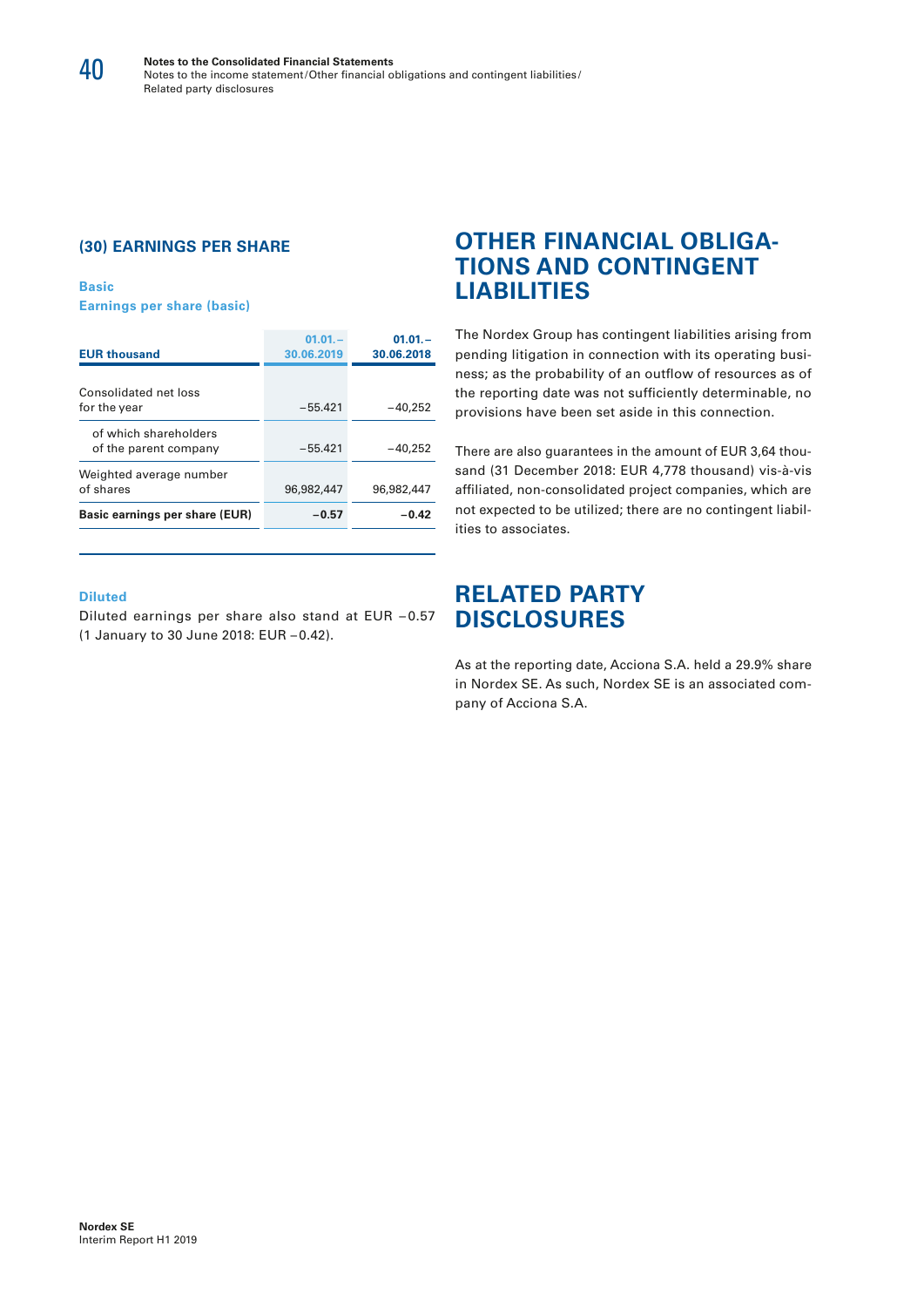## (30) EARNINGS PER SHARE

**Basic**

**Earnings per share (basic)**

| EUR thousand | 01.01.–30.06.2019 | 01.01.–30.06.2018 |
|---|---|---|
| Consolidated net loss for the year | –55.421 | –40,252 |
| of which shareholders of the parent company | –55.421 | –40,252 |
| Weighted average number of shares | 96,982,447 | 96,982,447 |
| **Basic earnings per share (EUR)** | **–0.57** | **–0.42** |

**Diluted**

Diluted earnings per share also stand at EUR –0.57 (1 January to 30 June 2018: EUR –0.42).

# OTHER FINANCIAL OBLIGATIONS AND CONTINGENT LIABILITIES

The Nordex Group has contingent liabilities arising from pending litigation in connection with its operating business; as the probability of an outflow of resources as of the reporting date was not sufficiently determinable, no provisions have been set aside in this connection.

There are also guarantees in the amount of EUR 3,64 thousand (31 December 2018: EUR 4,778 thousand) vis-à-vis affiliated, non-consolidated project companies, which are not expected to be utilized; there are no contingent liabilities to associates.

# RELATED PARTY DISCLOSURES

As at the reporting date, Acciona S.A. held a 29.9% share in Nordex SE. As such, Nordex SE is an associated company of Acciona S.A.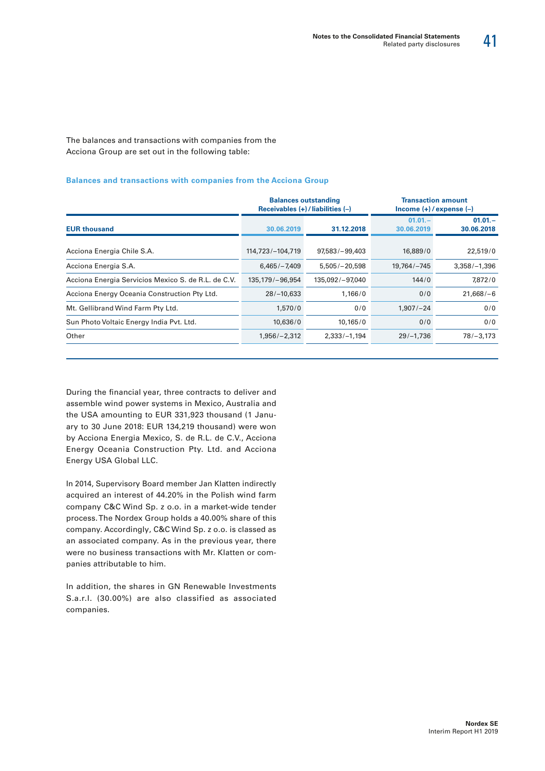The balances and transactions with companies from the Acciona Group are set out in the following table:

### Balances and transactions with companies from the Acciona Group

| | Balances outstanding Receivables (+) / liabilities (–) | | Transaction amount Income (+) / expense (–) | |
|---|---|---|---|---|
| **EUR thousand** | **30.06.2019** | **31.12.2018** | **01.01.– 30.06.2019** | **01.01.– 30.06.2018** |
| Acciona Energia Chile S.A. | 114,723/–104,719 | 97,583/–99,403 | 16,889/0 | 22,519/0 |
| Acciona Energia S.A. | 6,465/–7,409 | 5,505/–20,598 | 19,764/–745 | 3,358/–1,396 |
| Acciona Energia Servicios Mexico S. de R.L. de C.V. | 135,179/–96,954 | 135,092/–97,040 | 144/0 | 7,872/0 |
| Acciona Energy Oceania Construction Pty Ltd. | 28/–10,633 | 1,166/0 | 0/0 | 21,668/–6 |
| Mt. Gellibrand Wind Farm Pty Ltd. | 1,570/0 | 0/0 | 1,907/–24 | 0/0 |
| Sun Photo Voltaic Energy India Pvt. Ltd. | 10,636/0 | 10,165/0 | 0/0 | 0/0 |
| Other | 1,956/–2,312 | 2,333/–1,194 | 29/–1,736 | 78/–3,173 |

During the financial year, three contracts to deliver and assemble wind power systems in Mexico, Australia and the USA amounting to EUR 331,923 thousand (1 January to 30 June 2018: EUR 134,219 thousand) were won by Acciona Energia Mexico, S. de R.L. de C.V., Acciona Energy Oceania Construction Pty. Ltd. and Acciona Energy USA Global LLC.

In 2014, Supervisory Board member Jan Klatten indirectly acquired an interest of 44.20% in the Polish wind farm company C&C Wind Sp. z o.o. in a market-wide tender process. The Nordex Group holds a 40.00% share of this company. Accordingly, C&C Wind Sp. z o.o. is classed as an associated company. As in the previous year, there were no business transactions with Mr. Klatten or companies attributable to him.

In addition, the shares in GN Renewable Investments S.a.r.l. (30.00%) are also classified as associated companies.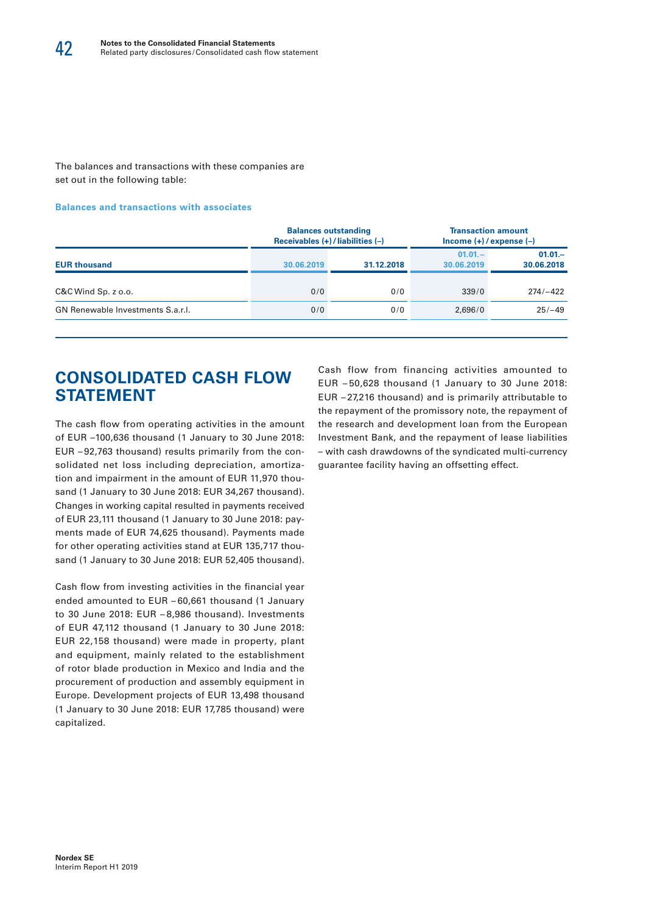The balances and transactions with these companies are set out in the following table:

**Balances and transactions with associates**

| EUR thousand | Balances outstanding Receivables (+) / liabilities (–) | | Transaction amount Income (+) / expense (–) | |
|---|---|---|---|---|
| | 30.06.2019 | 31.12.2018 | 01.01.– 30.06.2019 | 01.01.– 30.06.2018 |
| C&C Wind Sp. z o.o. | 0/0 | 0/0 | 339/0 | 274/–422 |
| GN Renewable Investments S.a.r.l. | 0/0 | 0/0 | 2,696/0 | 25/–49 |

## CONSOLIDATED CASH FLOW STATEMENT

The cash flow from operating activities in the amount of EUR –100,636 thousand (1 January to 30 June 2018: EUR –92,763 thousand) results primarily from the consolidated net loss including depreciation, amortization and impairment in the amount of EUR 11,970 thousand (1 January to 30 June 2018: EUR 34,267 thousand). Changes in working capital resulted in payments received of EUR 23,111 thousand (1 January to 30 June 2018: payments made of EUR 74,625 thousand). Payments made for other operating activities stand at EUR 135,717 thousand (1 January to 30 June 2018: EUR 52,405 thousand).

Cash flow from investing activities in the financial year ended amounted to EUR –60,661 thousand (1 January to 30 June 2018: EUR –8,986 thousand). Investments of EUR 47,112 thousand (1 January to 30 June 2018: EUR 22,158 thousand) were made in property, plant and equipment, mainly related to the establishment of rotor blade production in Mexico and India and the procurement of production and assembly equipment in Europe. Development projects of EUR 13,498 thousand (1 January to 30 June 2018: EUR 17,785 thousand) were capitalized.

Cash flow from financing activities amounted to EUR –50,628 thousand (1 January to 30 June 2018: EUR –27,216 thousand) and is primarily attributable to the repayment of the promissory note, the repayment of the research and development loan from the European Investment Bank, and the repayment of lease liabilities – with cash drawdowns of the syndicated multi-currency guarantee facility having an offsetting effect.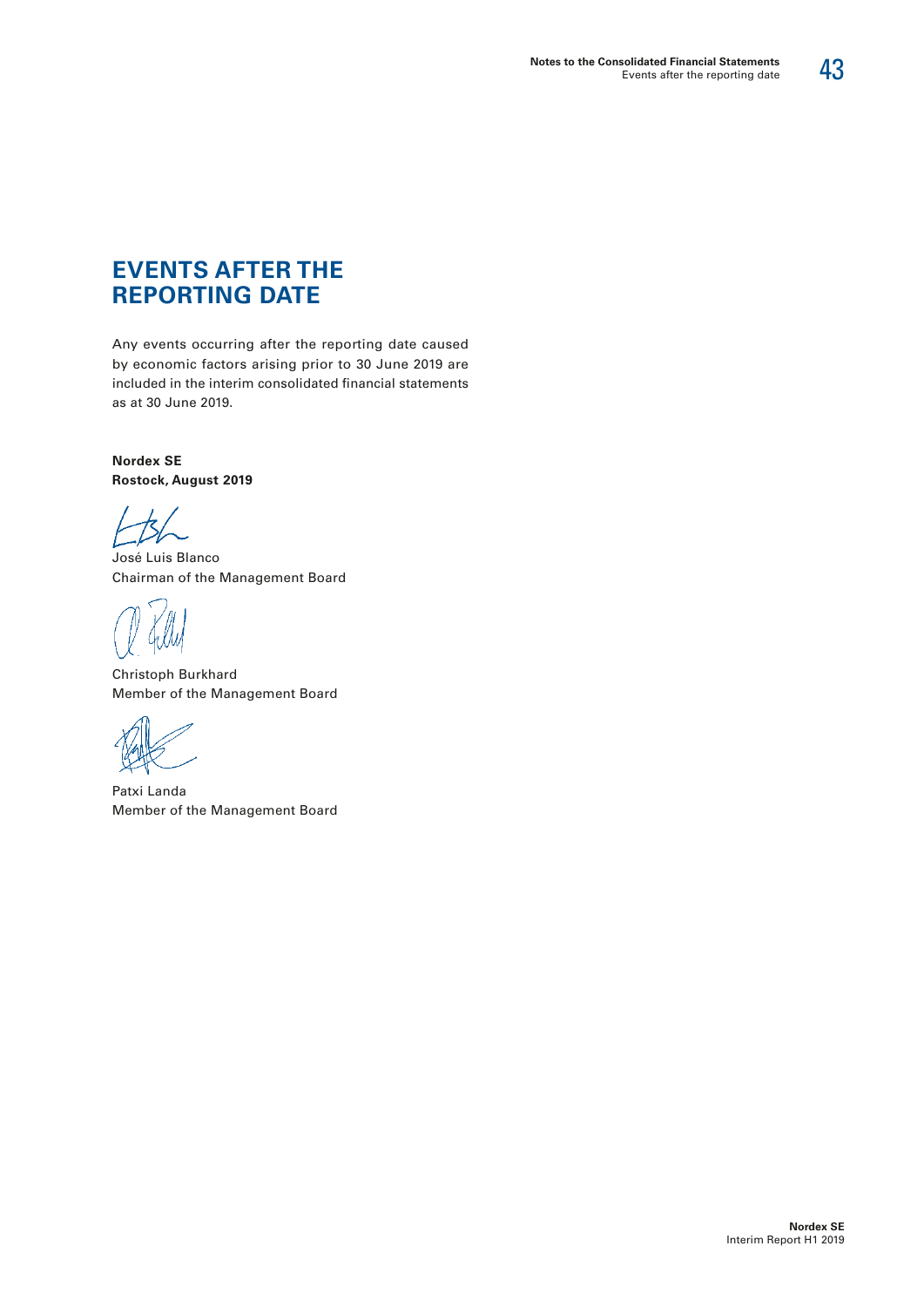# EVENTS AFTER THE REPORTING DATE

Any events occurring after the reporting date caused by economic factors arising prior to 30 June 2019 are included in the interim consolidated financial statements as at 30 June 2019.

**Nordex SE**
**Rostock, August 2019**

José Luis Blanco
Chairman of the Management Board

Christoph Burkhard
Member of the Management Board

Patxi Landa
Member of the Management Board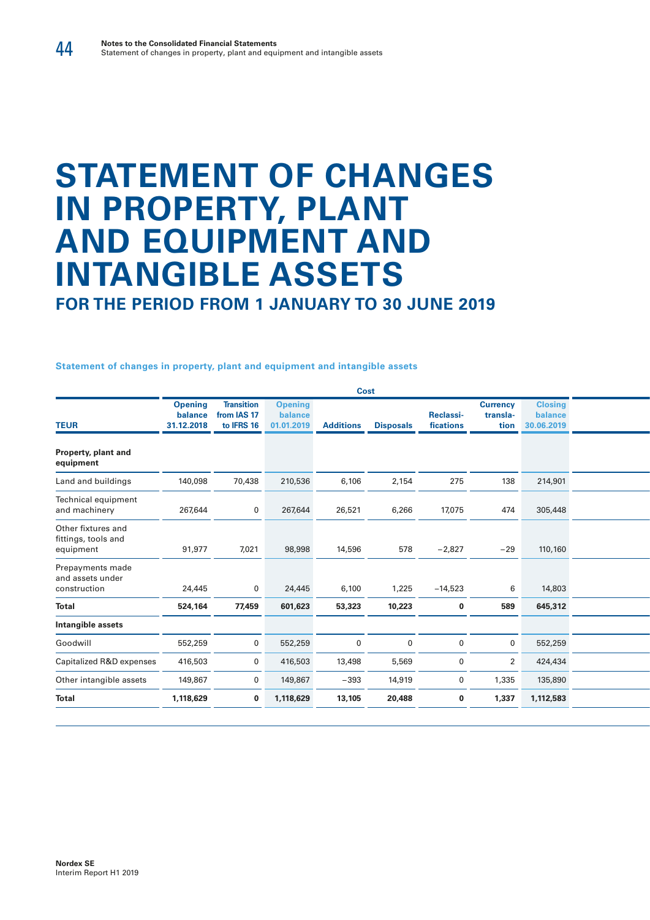# STATEMENT OF CHANGES IN PROPERTY, PLANT AND EQUIPMENT AND INTANGIBLE ASSETS

## FOR THE PERIOD FROM 1 JANUARY TO 30 JUNE 2019

**Statement of changes in property, plant and equipment and intangible assets**

| | Cost | | | | | | | |
|---|---|---|---|---|---|---|---|---|
| TEUR | Opening balance 31.12.2018 | Transition from IAS 17 to IFRS 16 | Opening balance 01.01.2019 | Additions | Disposals | Reclassi-fications | Currency transla-tion | Closing balance 30.06.2019 |
| **Property, plant and equipment** | | | | | | | | |
| Land and buildings | 140,098 | 70,438 | 210,536 | 6,106 | 2,154 | 275 | 138 | 214,901 |
| Technical equipment and machinery | 267,644 | 0 | 267,644 | 26,521 | 6,266 | 17,075 | 474 | 305,448 |
| Other fixtures and fittings, tools and equipment | 91,977 | 7,021 | 98,998 | 14,596 | 578 | −2,827 | −29 | 110,160 |
| Prepayments made and assets under construction | 24,445 | 0 | 24,445 | 6,100 | 1,225 | −14,523 | 6 | 14,803 |
| **Total** | **524,164** | **77,459** | **601,623** | **53,323** | **10,223** | **0** | **589** | **645,312** |
| **Intangible assets** | | | | | | | | |
| Goodwill | 552,259 | 0 | 552,259 | 0 | 0 | 0 | 0 | 552,259 |
| Capitalized R&D expenses | 416,503 | 0 | 416,503 | 13,498 | 5,569 | 0 | 2 | 424,434 |
| Other intangible assets | 149,867 | 0 | 149,867 | −393 | 14,919 | 0 | 1,335 | 135,890 |
| **Total** | **1,118,629** | **0** | **1,118,629** | **13,105** | **20,488** | **0** | **1,337** | **1,112,583** |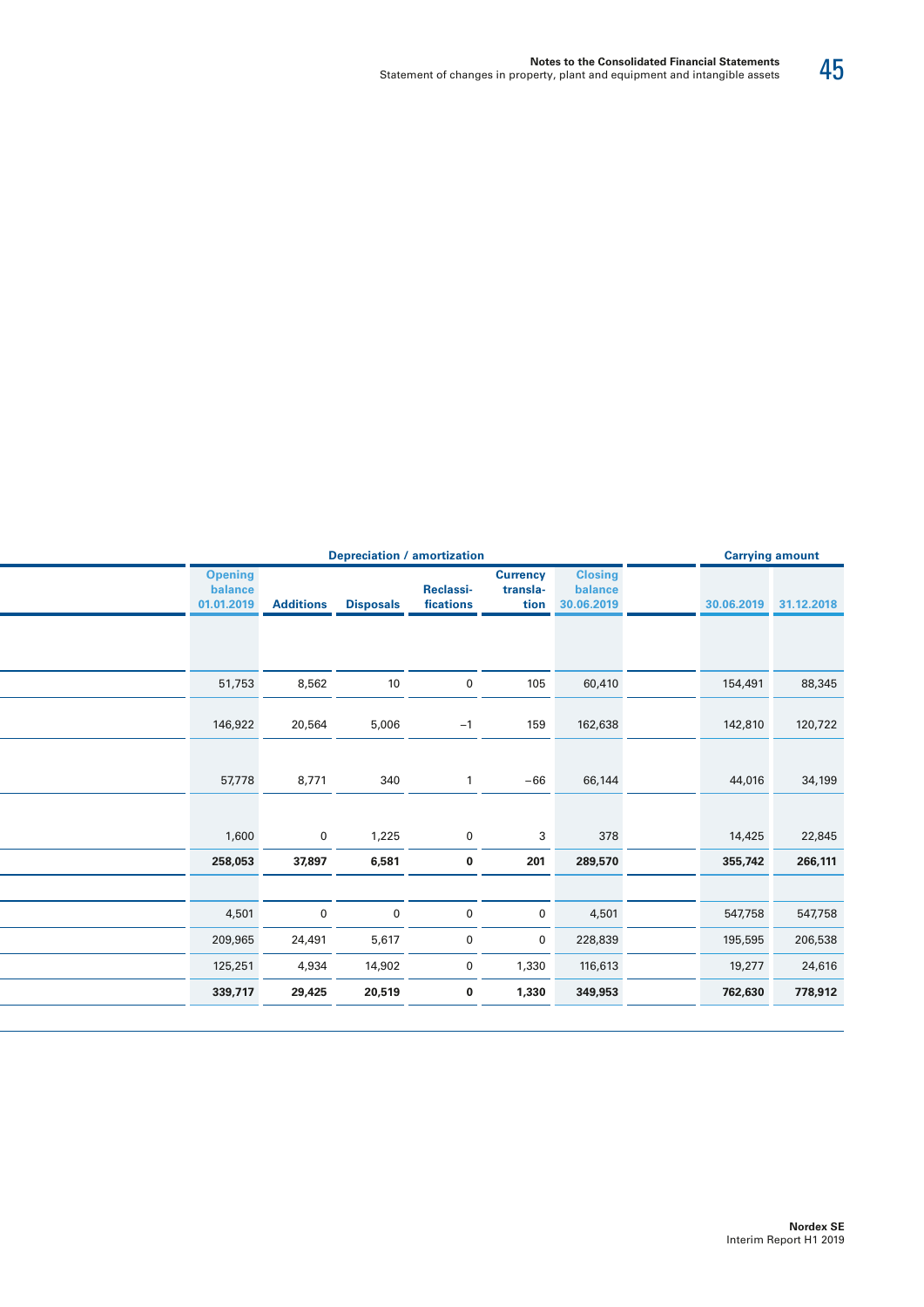| Depreciation / amortization | | | | | | | Carrying amount | |
|---|---|---|---|---|---|---|---|---|
| Opening balance 01.01.2019 | Additions | Disposals | Reclassi-fications | Currency transla-tion | Closing balance 30.06.2019 | | 30.06.2019 | 31.12.2018 |
| | | | | | | | | |
| 51,753 | 8,562 | 10 | 0 | 105 | 60,410 | | 154,491 | 88,345 |
| 146,922 | 20,564 | 5,006 | −1 | 159 | 162,638 | | 142,810 | 120,722 |
| 57,778 | 8,771 | 340 | 1 | −66 | 66,144 | | 44,016 | 34,199 |
| 1,600 | 0 | 1,225 | 0 | 3 | 378 | | 14,425 | 22,845 |
| **258,053** | **37,897** | **6,581** | **0** | **201** | **289,570** | | **355,742** | **266,111** |
| | | | | | | | | |
| 4,501 | 0 | 0 | 0 | 0 | 4,501 | | 547,758 | 547,758 |
| 209,965 | 24,491 | 5,617 | 0 | 0 | 228,839 | | 195,595 | 206,538 |
| 125,251 | 4,934 | 14,902 | 0 | 1,330 | 116,613 | | 19,277 | 24,616 |
| **339,717** | **29,425** | **20,519** | **0** | **1,330** | **349,953** | | **762,630** | **778,912** |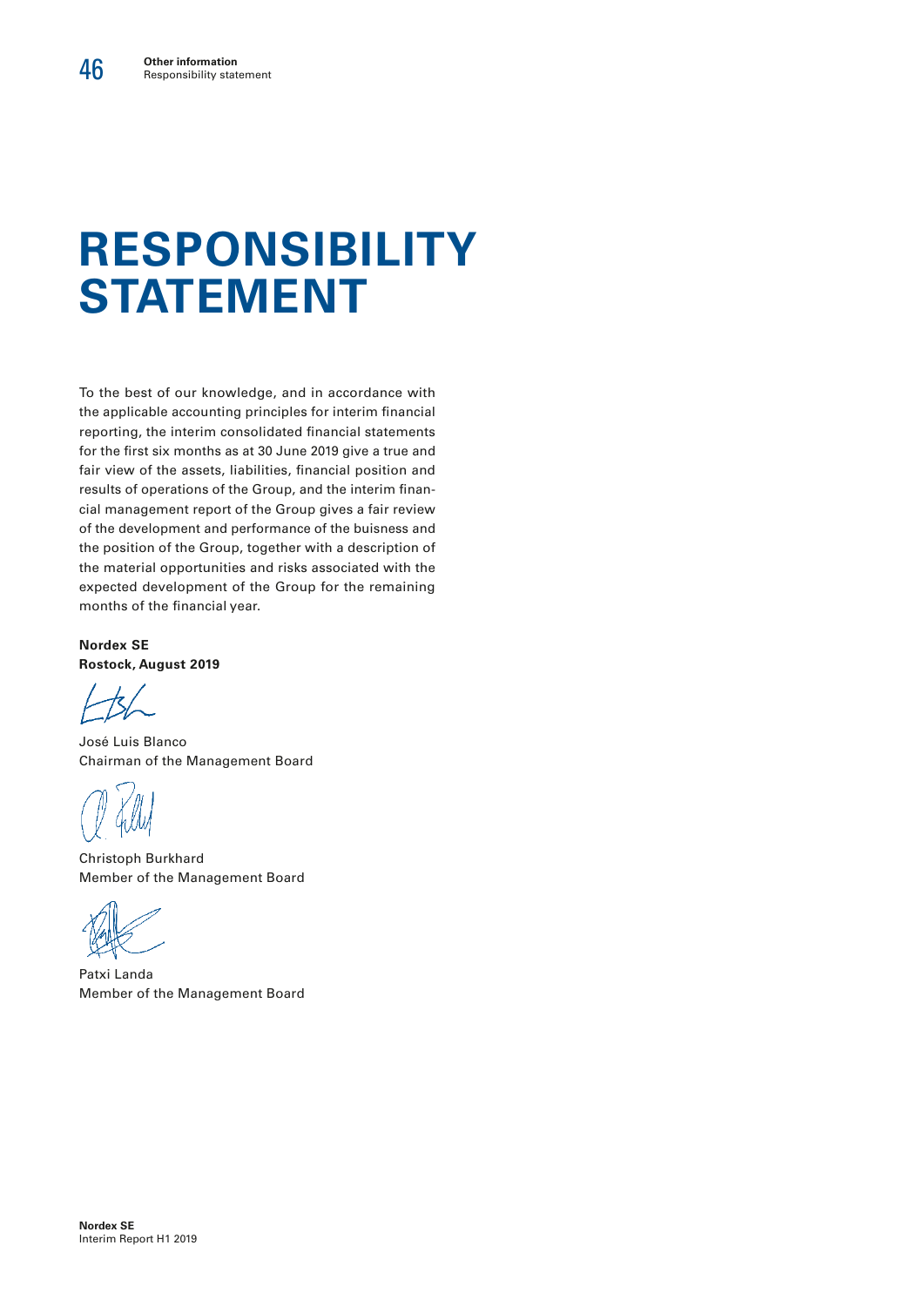# RESPONSIBILITY STATEMENT

To the best of our knowledge, and in accordance with the applicable accounting principles for interim financial reporting, the interim consolidated financial statements for the first six months as at 30 June 2019 give a true and fair view of the assets, liabilities, financial position and results of operations of the Group, and the interim financial management report of the Group gives a fair review of the development and performance of the buisness and the position of the Group, together with a description of the material opportunities and risks associated with the expected development of the Group for the remaining months of the financial year.

**Nordex SE**
**Rostock, August 2019**

José Luis Blanco
Chairman of the Management Board

Christoph Burkhard
Member of the Management Board

Patxi Landa
Member of the Management Board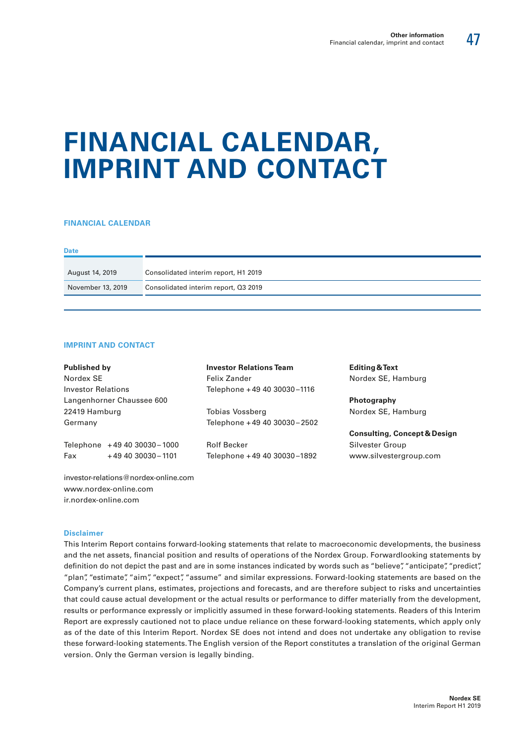# FINANCIAL CALENDAR, IMPRINT AND CONTACT

## FINANCIAL CALENDAR

| Date | |
|---|---|
| August 14, 2019 | Consolidated interim report, H1 2019 |
| November 13, 2019 | Consolidated interim report, Q3 2019 |

## IMPRINT AND CONTACT

**Published by**
Nordex SE
Investor Relations
Langenhorner Chaussee 600
22419 Hamburg
Germany

Telephone +49 40 30030–1000
Fax +49 40 30030–1101

investor-relations@nordex-online.com
www.nordex-online.com
ir.nordex-online.com

**Investor Relations Team**
Felix Zander
Telephone +49 40 30030–1116

Tobias Vossberg
Telephone +49 40 30030–2502

Rolf Becker
Telephone +49 40 30030–1892

**Editing & Text**
Nordex SE, Hamburg

**Photography**
Nordex SE, Hamburg

**Consulting, Concept & Design**
Silvester Group
www.silvestergroup.com

### Disclaimer

This Interim Report contains forward-looking statements that relate to macroeconomic developments, the business and the net assets, financial position and results of operations of the Nordex Group. Forwardlooking statements by definition do not depict the past and are in some instances indicated by words such as "believe", "anticipate", "predict", "plan", "estimate", "aim", "expect", "assume" and similar expressions. Forward-looking statements are based on the Company's current plans, estimates, projections and forecasts, and are therefore subject to risks and uncertainties that could cause actual development or the actual results or performance to differ materially from the development, results or performance expressly or implicitly assumed in these forward-looking statements. Readers of this Interim Report are expressly cautioned not to place undue reliance on these forward-looking statements, which apply only as of the date of this Interim Report. Nordex SE does not intend and does not undertake any obligation to revise these forward-looking statements. The English version of the Report constitutes a translation of the original German version. Only the German version is legally binding.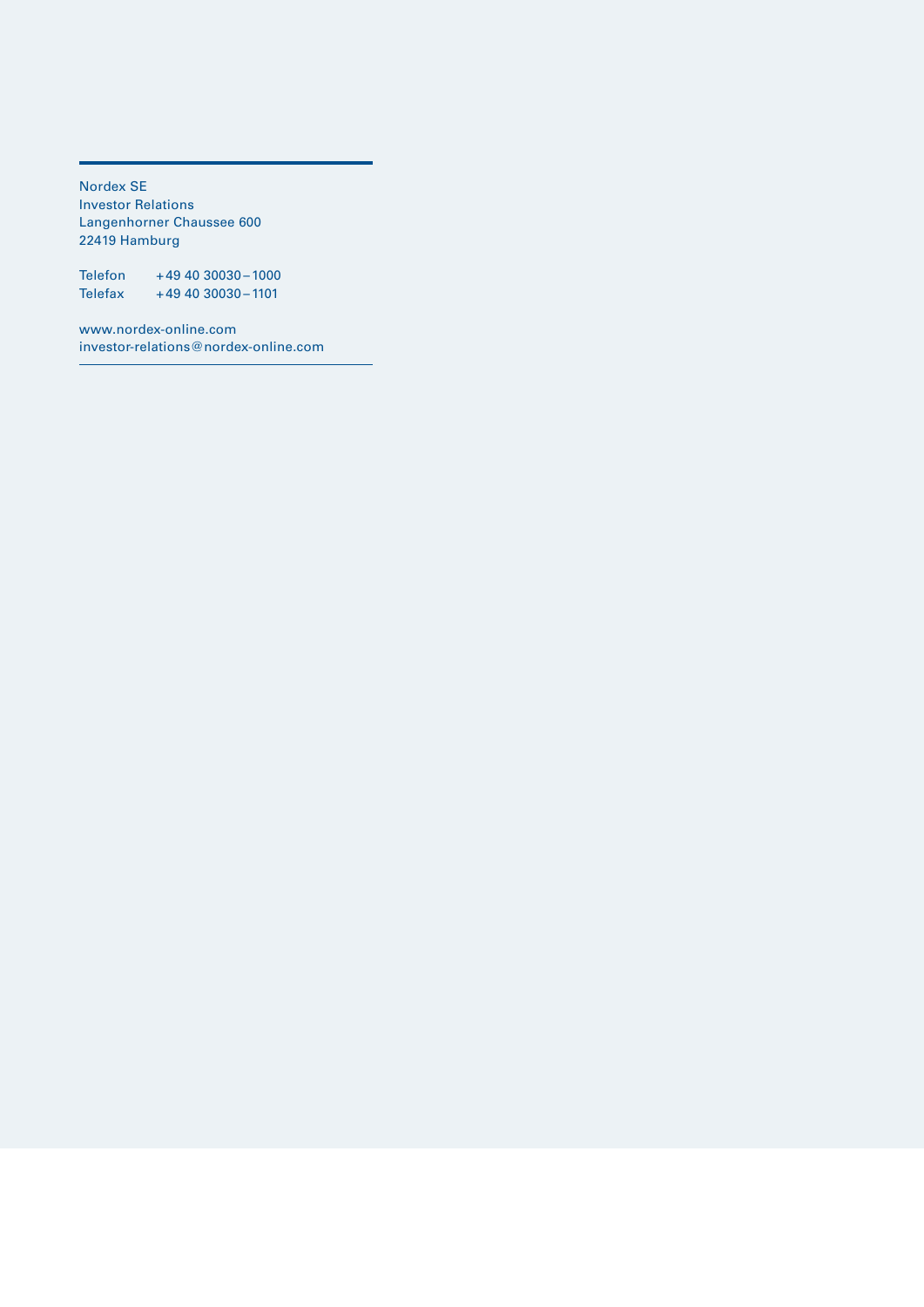Nordex SE  
Investor Relations  
Langenhorner Chaussee 600  
22419 Hamburg

Telefon +49 40 30030 – 1000  
Telefax +49 40 30030 – 1101

www.nordex-online.com  
investor-relations@nordex-online.com